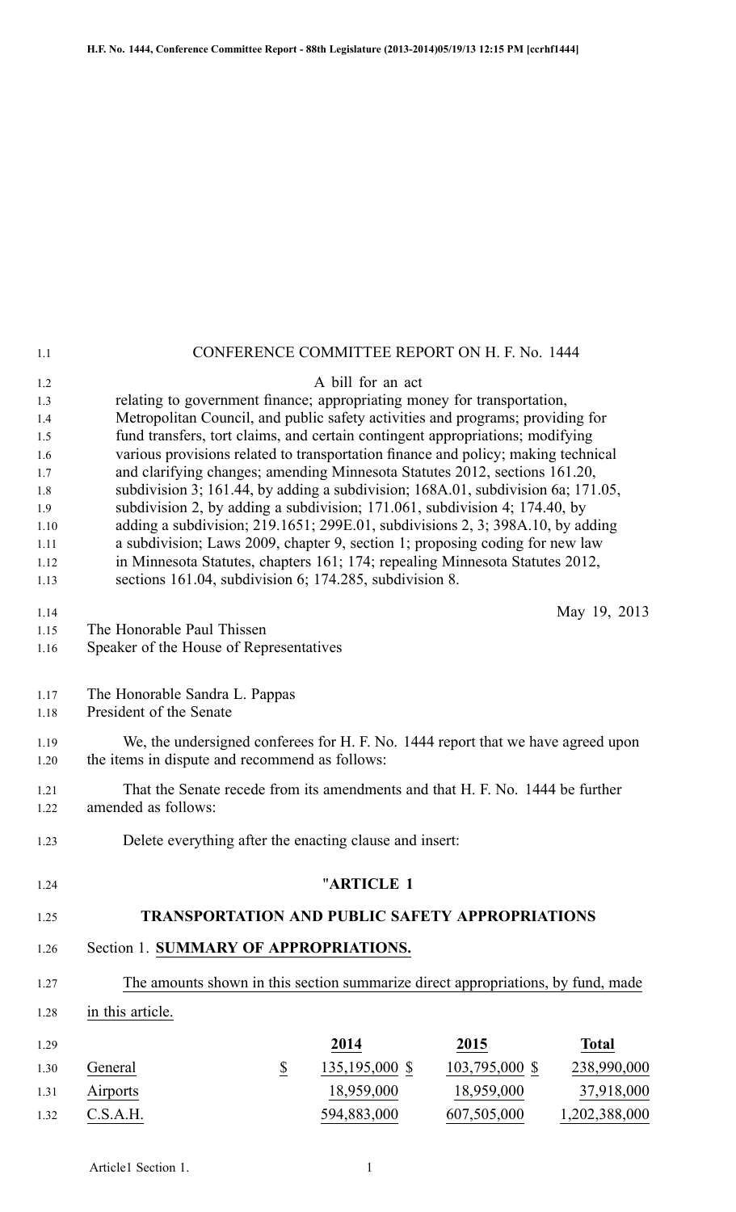# CONFERENCE COMMITTEE REPORT ON H. F. No. 1444

A bill for an act

relating to government finance; appropriating money for transportation, Metropolitan Council, and public safety activities and programs; providing for fund transfers, tort claims, and certain contingent appropriations; modifying various provisions related to transportation finance and policy; making technical and clarifying changes; amending Minnesota Statutes 2012, sections 161.20, subdivision 3; 161.44, by adding a subdivision; 168A.01, subdivision 6a; 171.05, subdivision 2, by adding a subdivision; 171.061, subdivision 4; 174.40, by adding a subdivision; 219.1651; 299E.01, subdivisions 2, 3; 398A.10, by adding a subdivision; Laws 2009, chapter 9, section 1; proposing coding for new law in Minnesota Statutes, chapters 161; 174; repealing Minnesota Statutes 2012, sections 161.04, subdivision 6; 174.285, subdivision 8.

May 19, 2013

The Honorable Paul Thissen
Speaker of the House of Representatives

The Honorable Sandra L. Pappas
President of the Senate

We, the undersigned conferees for H. F. No. 1444 report that we have agreed upon the items in dispute and recommend as follows:

That the Senate recede from its amendments and that H. F. No. 1444 be further amended as follows:

Delete everything after the enacting clause and insert:

## "ARTICLE 1

## TRANSPORTATION AND PUBLIC SAFETY APPROPRIATIONS

Section 1. **SUMMARY OF APPROPRIATIONS.**

The amounts shown in this section summarize direct appropriations, by fund, made in this article.

| | 2014 | 2015 | Total |
|---|---|---|---|
| General | $ 135,195,000 | $ 103,795,000 | $ 238,990,000 |
| Airports | 18,959,000 | 18,959,000 | 37,918,000 |
| C.S.A.H. | 594,883,000 | 607,505,000 | 1,202,388,000 |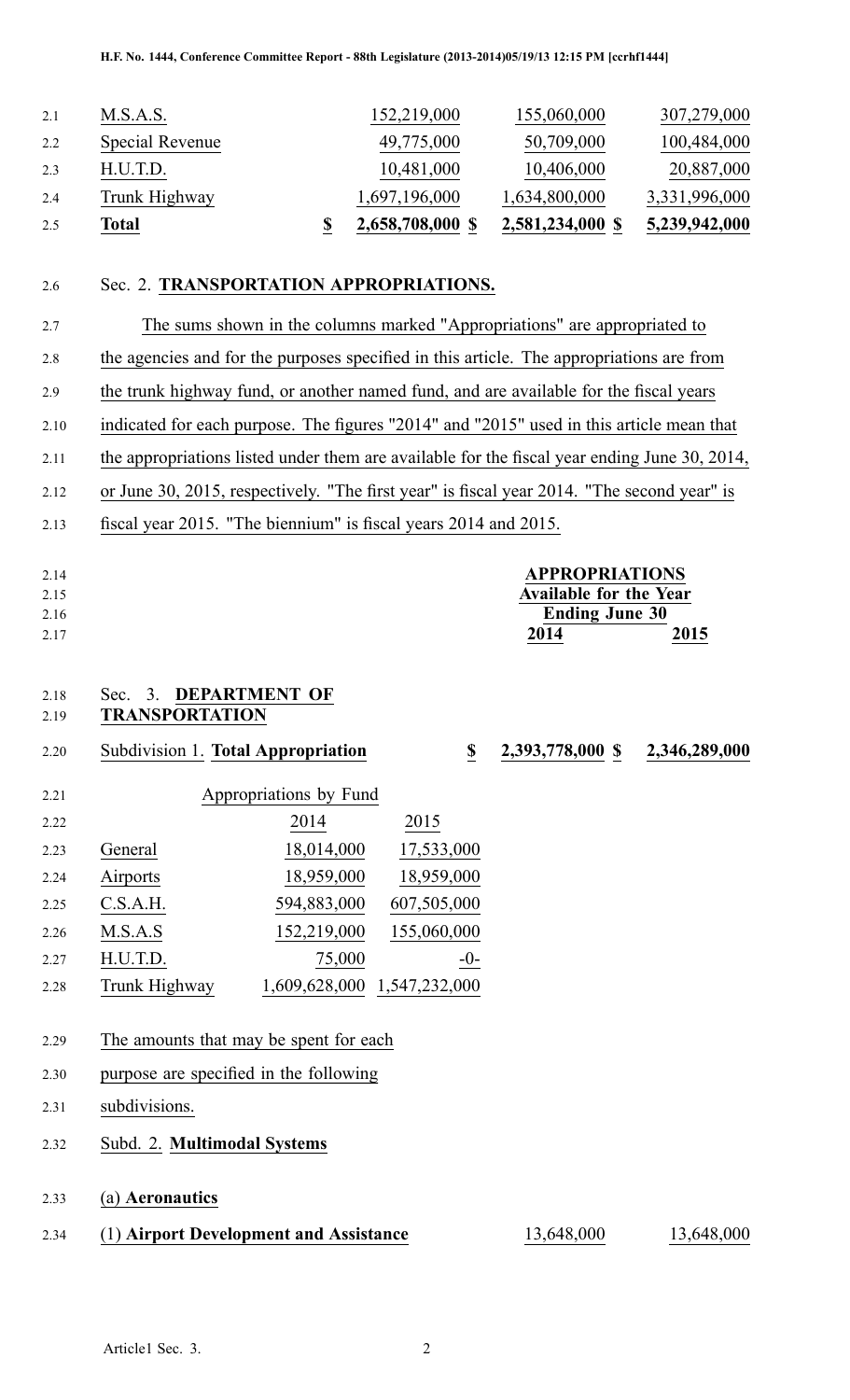| | | | |
|---|---|---|---|
| M.S.A.S. | 152,219,000 | 155,060,000 | 307,279,000 |
| Special Revenue | 49,775,000 | 50,709,000 | 100,484,000 |
| H.U.T.D. | 10,481,000 | 10,406,000 | 20,887,000 |
| Trunk Highway | 1,697,196,000 | 1,634,800,000 | 3,331,996,000 |
| **Total** | **$ 2,658,708,000** | **$ 2,581,234,000** | **$ 5,239,942,000** |

Sec. 2. **TRANSPORTATION APPROPRIATIONS.**

The sums shown in the columns marked "Appropriations" are appropriated to the agencies and for the purposes specified in this article. The appropriations are from the trunk highway fund, or another named fund, and are available for the fiscal years indicated for each purpose. The figures "2014" and "2015" used in this article mean that the appropriations listed under them are available for the fiscal year ending June 30, 2014, or June 30, 2015, respectively. "The first year" is fiscal year 2014. "The second year" is fiscal year 2015. "The biennium" is fiscal years 2014 and 2015.

| | **APPROPRIATIONS Available for the Year Ending June 30** | |
|---|---|---|
| | **2014** | **2015** |

Sec. 3. **DEPARTMENT OF TRANSPORTATION**

| | | |
|---|---|---|
| Subdivision 1. **Total Appropriation** | **$ 2,393,778,000** | **$ 2,346,289,000** |

Appropriations by Fund

| | 2014 | 2015 |
|---|---|---|
| General | 18,014,000 | 17,533,000 |
| Airports | 18,959,000 | 18,959,000 |
| C.S.A.H. | 594,883,000 | 607,505,000 |
| M.S.A.S | 152,219,000 | 155,060,000 |
| H.U.T.D. | 75,000 | -0- |
| Trunk Highway | 1,609,628,000 | 1,547,232,000 |

The amounts that may be spent for each purpose are specified in the following subdivisions.

Subd. 2. **Multimodal Systems**

(a) **Aeronautics**

| | | |
|---|---|---|
| (1) **Airport Development and Assistance** | 13,648,000 | 13,648,000 |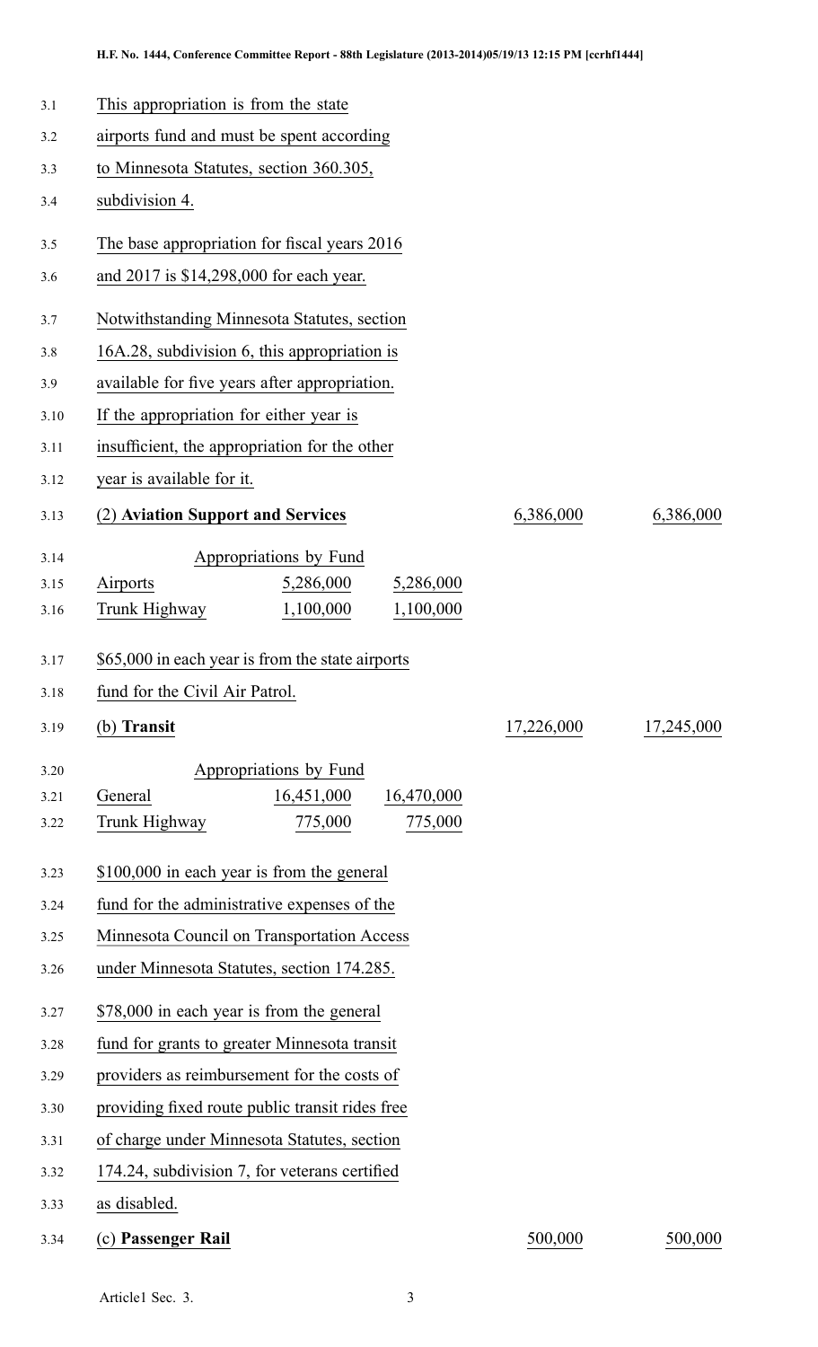This appropriation is from the state airports fund and must be spent according to Minnesota Statutes, section 360.305, subdivision 4.

The base appropriation for fiscal years 2016 and 2017 is $14,298,000 for each year.

Notwithstanding Minnesota Statutes, section 16A.28, subdivision 6, this appropriation is available for five years after appropriation. If the appropriation for either year is insufficient, the appropriation for the other year is available for it.

| (2) **Aviation Support and Services** | | | 6,386,000 | 6,386,000 |
|---|---|---|---|---|

| Appropriations by Fund | | |
|---|---|---|
| Airports | 5,286,000 | 5,286,000 |
| Trunk Highway | 1,100,000 | 1,100,000 |

$65,000 in each year is from the state airports fund for the Civil Air Patrol.

| (b) **Transit** | | | 17,226,000 | 17,245,000 |
|---|---|---|---|---|

| Appropriations by Fund | | |
|---|---|---|
| General | 16,451,000 | 16,470,000 |
| Trunk Highway | 775,000 | 775,000 |

$100,000 in each year is from the general fund for the administrative expenses of the Minnesota Council on Transportation Access under Minnesota Statutes, section 174.285.

$78,000 in each year is from the general fund for grants to greater Minnesota transit providers as reimbursement for the costs of providing fixed route public transit rides free of charge under Minnesota Statutes, section 174.24, subdivision 7, for veterans certified as disabled.

| (c) **Passenger Rail** | | | 500,000 | 500,000 |
|---|---|---|---|---|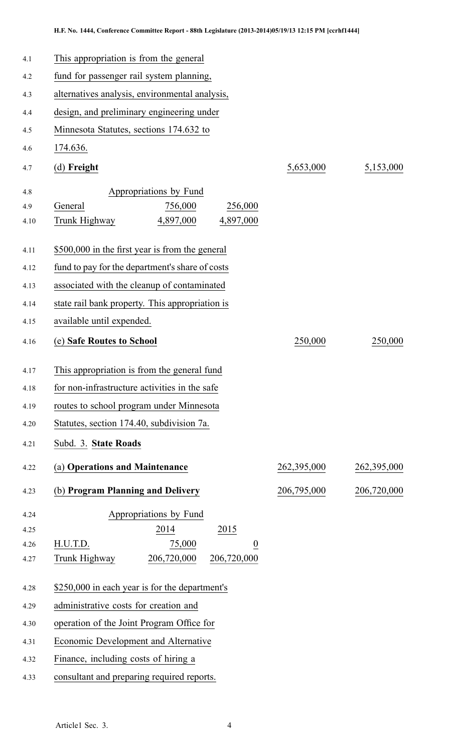This appropriation is from the general fund for passenger rail system planning, alternatives analysis, environmental analysis, design, and preliminary engineering under Minnesota Statutes, sections 174.632 to 174.636.

| | | | | |
|---|---|---|---|---|
| (d) **Freight** | | | 5,653,000 | 5,153,000 |
| Appropriations by Fund | | | | |
| General | 756,000 | 256,000 | | |
| Trunk Highway | 4,897,000 | 4,897,000 | | |

$500,000 in the first year is from the general fund to pay for the department's share of costs associated with the cleanup of contaminated state rail bank property. This appropriation is available until expended.

| | | |
|---|---|---|
| (e) **Safe Routes to School** | 250,000 | 250,000 |

This appropriation is from the general fund for non-infrastructure activities in the safe routes to school program under Minnesota Statutes, section 174.40, subdivision 7a.

Subd. 3. **State Roads**

| | | | | |
|---|---|---|---|---|
| (a) **Operations and Maintenance** | | | 262,395,000 | 262,395,000 |
| (b) **Program Planning and Delivery** | | | 206,795,000 | 206,720,000 |
| Appropriations by Fund | | | | |
| | 2014 | 2015 | | |
| H.U.T.D. | 75,000 | 0 | | |
| Trunk Highway | 206,720,000 | 206,720,000 | | |

$250,000 in each year is for the department's administrative costs for creation and operation of the Joint Program Office for Economic Development and Alternative Finance, including costs of hiring a consultant and preparing required reports.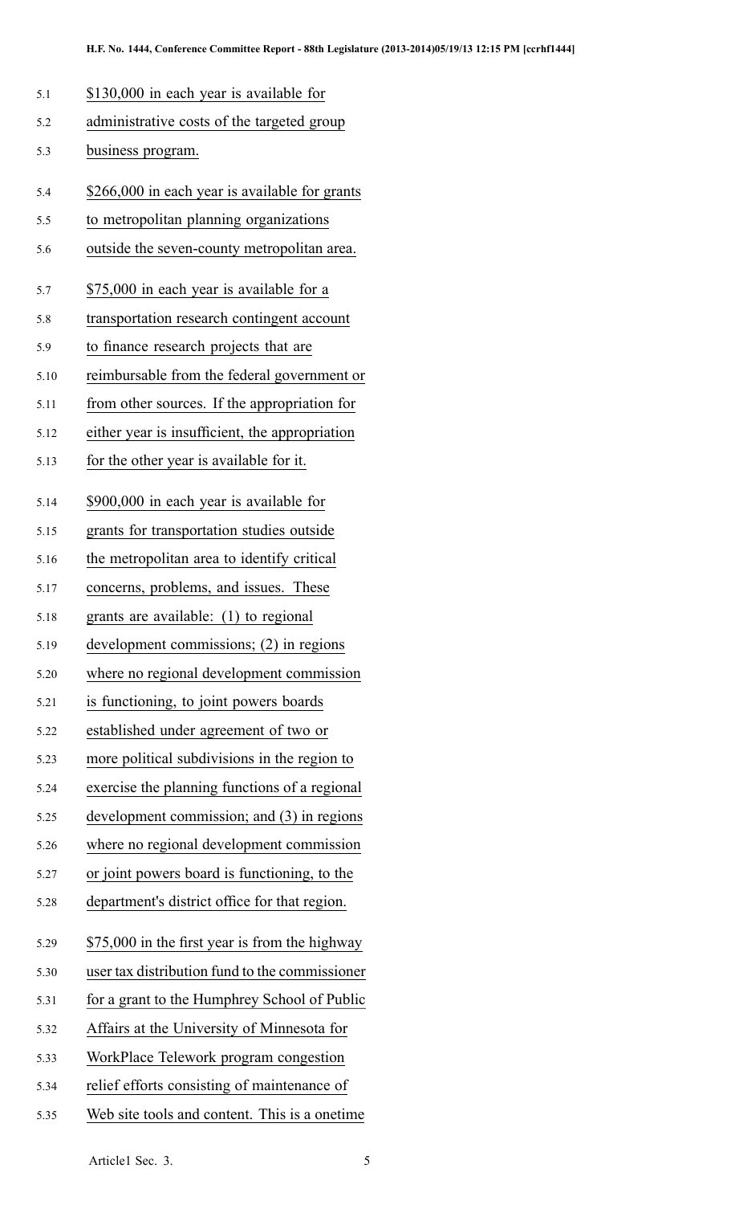$130,000 in each year is available for administrative costs of the targeted group business program.

$266,000 in each year is available for grants to metropolitan planning organizations outside the seven-county metropolitan area.

$75,000 in each year is available for a transportation research contingent account to finance research projects that are reimbursable from the federal government or from other sources. If the appropriation for either year is insufficient, the appropriation for the other year is available for it.

$900,000 in each year is available for grants for transportation studies outside the metropolitan area to identify critical concerns, problems, and issues. These grants are available: (1) to regional development commissions; (2) in regions where no regional development commission is functioning, to joint powers boards established under agreement of two or more political subdivisions in the region to exercise the planning functions of a regional development commission; and (3) in regions where no regional development commission or joint powers board is functioning, to the department's district office for that region.

$75,000 in the first year is from the highway user tax distribution fund to the commissioner for a grant to the Humphrey School of Public Affairs at the University of Minnesota for WorkPlace Telework program congestion relief efforts consisting of maintenance of Web site tools and content. This is a onetime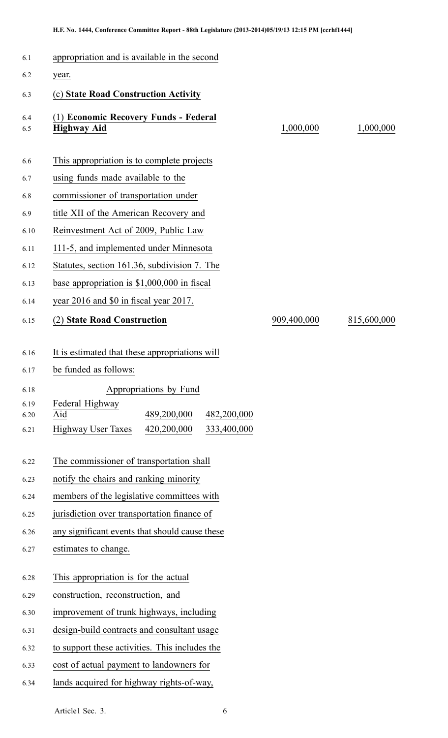appropriation and is available in the second year.

(c) **State Road Construction Activity**

| | | |
|---|---|---|
| (1) **Economic Recovery Funds - Federal Highway Aid** | 1,000,000 | 1,000,000 |

This appropriation is to complete projects using funds made available to the commissioner of transportation under title XII of the American Recovery and Reinvestment Act of 2009, Public Law 111-5, and implemented under Minnesota Statutes, section 161.36, subdivision 7. The base appropriation is $1,000,000 in fiscal year 2016 and $0 in fiscal year 2017.

| | | |
|---|---|---|
| (2) **State Road Construction** | 909,400,000 | 815,600,000 |

It is estimated that these appropriations will be funded as follows:

| Appropriations by Fund | | |
|---|---|---|
| Federal Highway Aid | 489,200,000 | 482,200,000 |
| Highway User Taxes | 420,200,000 | 333,400,000 |

The commissioner of transportation shall notify the chairs and ranking minority members of the legislative committees with jurisdiction over transportation finance of any significant events that should cause these estimates to change.

This appropriation is for the actual construction, reconstruction, and improvement of trunk highways, including design-build contracts and consultant usage to support these activities. This includes the cost of actual payment to landowners for lands acquired for highway rights-of-way,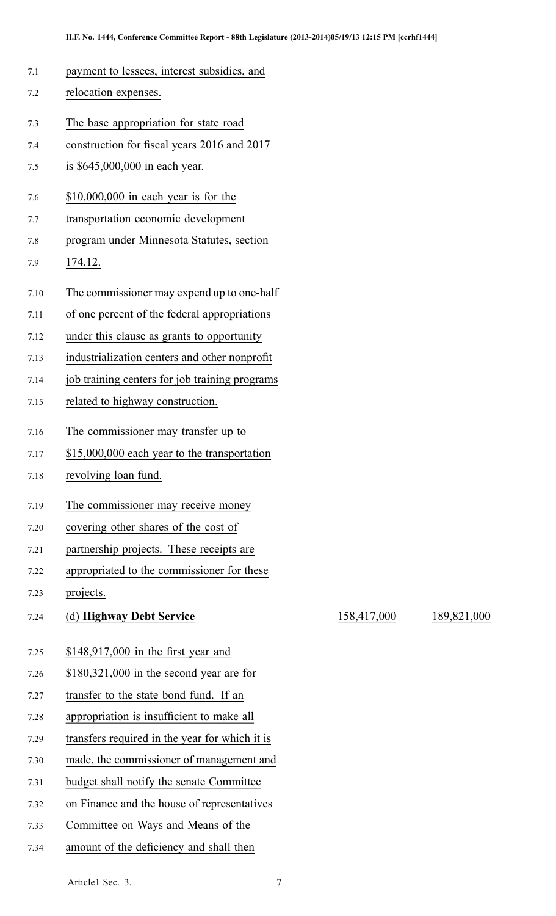payment to lessees, interest subsidies, and relocation expenses.

The base appropriation for state road construction for fiscal years 2016 and 2017 is $645,000,000 in each year.

$10,000,000 in each year is for the transportation economic development program under Minnesota Statutes, section 174.12.

The commissioner may expend up to one-half of one percent of the federal appropriations under this clause as grants to opportunity industrialization centers and other nonprofit job training centers for job training programs related to highway construction.

The commissioner may transfer up to $15,000,000 each year to the transportation revolving loan fund.

The commissioner may receive money covering other shares of the cost of partnership projects. These receipts are appropriated to the commissioner for these projects.

| | | |
|---|---|---|
| (d) **Highway Debt Service** | 158,417,000 | 189,821,000 |

$148,917,000 in the first year and $180,321,000 in the second year are for transfer to the state bond fund. If an appropriation is insufficient to make all transfers required in the year for which it is made, the commissioner of management and budget shall notify the senate Committee on Finance and the house of representatives Committee on Ways and Means of the amount of the deficiency and shall then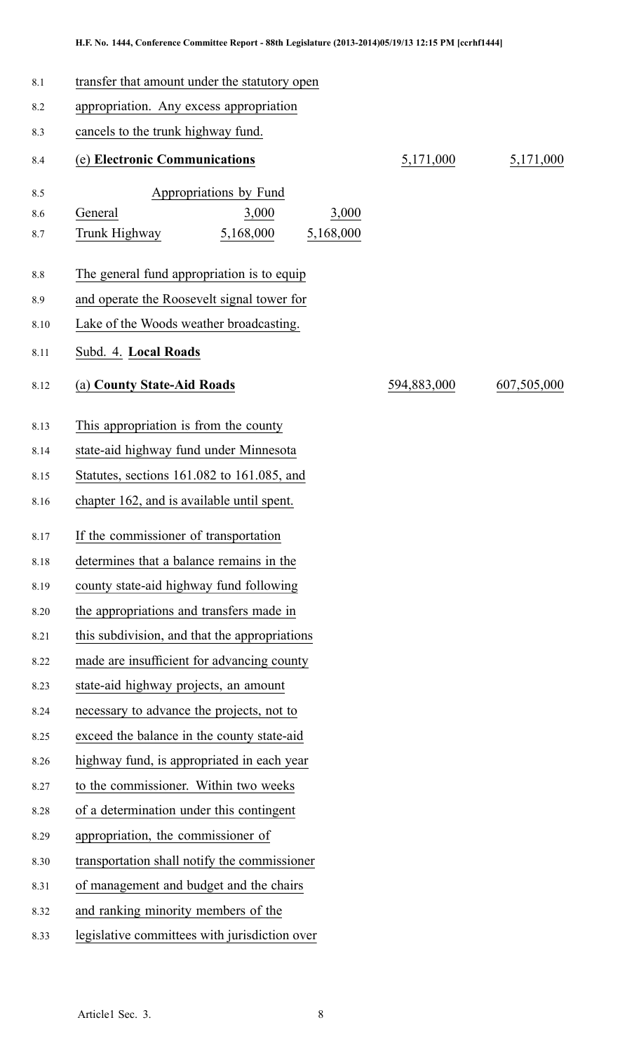transfer that amount under the statutory open appropriation. Any excess appropriation cancels to the trunk highway fund.

| | | | | |
|---|---|---|---|---|
| **(e) Electronic Communications** | | | 5,171,000 | 5,171,000 |

| Appropriations by Fund | | |
|---|---|---|
| General | 3,000 | 3,000 |
| Trunk Highway | 5,168,000 | 5,168,000 |

The general fund appropriation is to equip and operate the Roosevelt signal tower for Lake of the Woods weather broadcasting.

Subd. 4. **Local Roads**

| | | |
|---|---|---|
| **(a) County State-Aid Roads** | 594,883,000 | 607,505,000 |

This appropriation is from the county state-aid highway fund under Minnesota Statutes, sections 161.082 to 161.085, and chapter 162, and is available until spent.

If the commissioner of transportation determines that a balance remains in the county state-aid highway fund following the appropriations and transfers made in this subdivision, and that the appropriations made are insufficient for advancing county state-aid highway projects, an amount necessary to advance the projects, not to exceed the balance in the county state-aid highway fund, is appropriated in each year to the commissioner. Within two weeks of a determination under this contingent appropriation, the commissioner of transportation shall notify the commissioner of management and budget and the chairs and ranking minority members of the legislative committees with jurisdiction over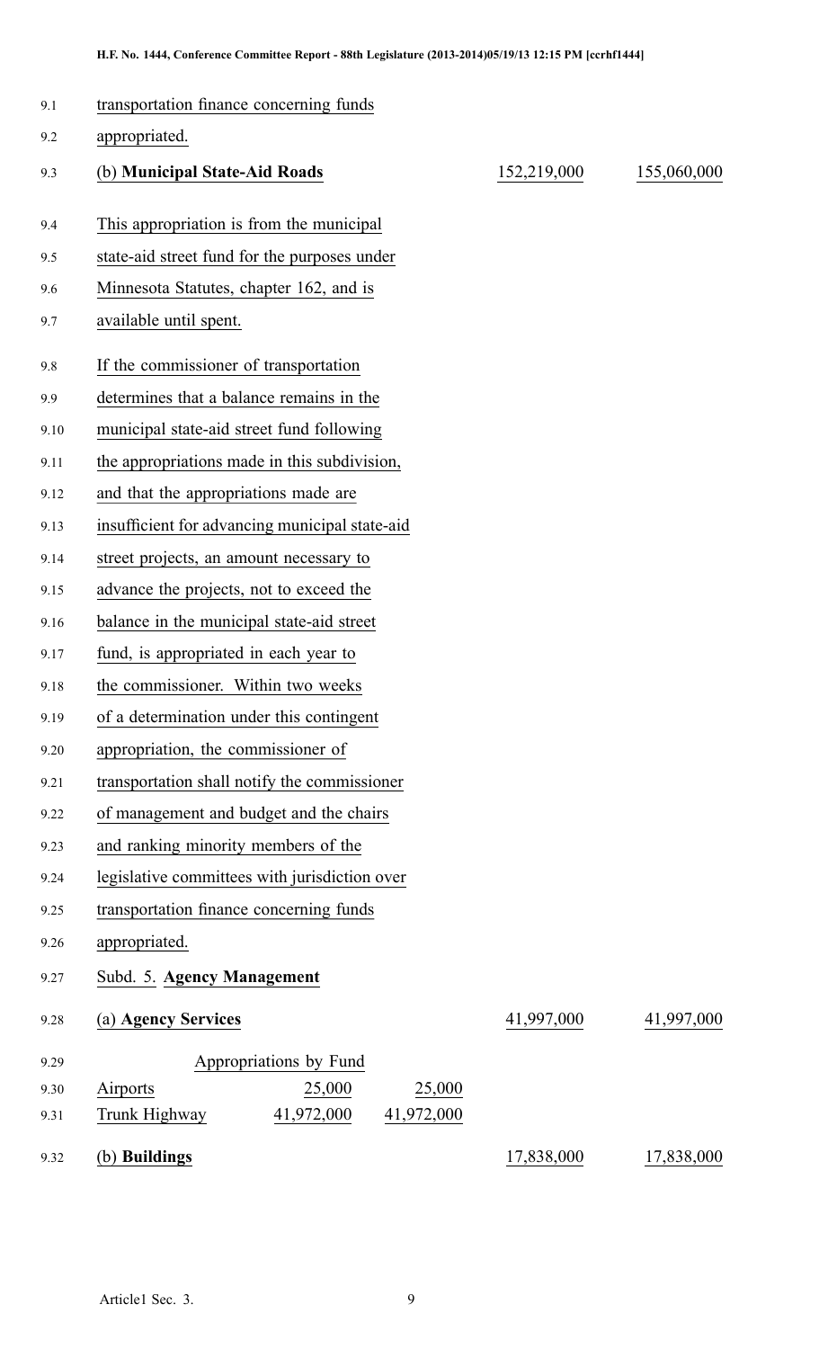transportation finance concerning funds appropriated.

(b) **Municipal State-Aid Roads** | 152,219,000 | 155,060,000

This appropriation is from the municipal state-aid street fund for the purposes under Minnesota Statutes, chapter 162, and is available until spent.

If the commissioner of transportation determines that a balance remains in the municipal state-aid street fund following the appropriations made in this subdivision, and that the appropriations made are insufficient for advancing municipal state-aid street projects, an amount necessary to advance the projects, not to exceed the balance in the municipal state-aid street fund, is appropriated in each year to the commissioner. Within two weeks of a determination under this contingent appropriation, the commissioner of transportation shall notify the commissioner of management and budget and the chairs and ranking minority members of the legislative committees with jurisdiction over transportation finance concerning funds appropriated.

Subd. 5. **Agency Management**

(a) **Agency Services** | 41,997,000 | 41,997,000

| Appropriations by Fund | | |
|---|---|---|
| Airports | 25,000 | 25,000 |
| Trunk Highway | 41,972,000 | 41,972,000 |

(b) **Buildings** | 17,838,000 | 17,838,000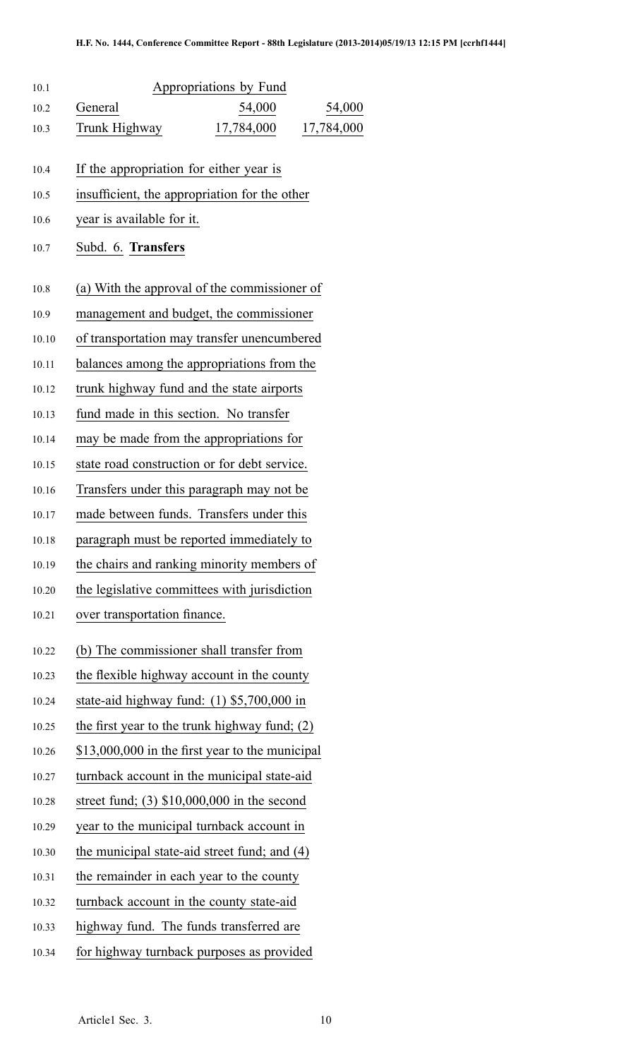| Appropriations by Fund | | |
|---|---|---|
| General | 54,000 | 54,000 |
| Trunk Highway | 17,784,000 | 17,784,000 |

If the appropriation for either year is insufficient, the appropriation for the other year is available for it.

Subd. 6. **Transfers**

(a) With the approval of the commissioner of management and budget, the commissioner of transportation may transfer unencumbered balances among the appropriations from the trunk highway fund and the state airports fund made in this section. No transfer may be made from the appropriations for state road construction or for debt service. Transfers under this paragraph may not be made between funds. Transfers under this paragraph must be reported immediately to the chairs and ranking minority members of the legislative committees with jurisdiction over transportation finance.

(b) The commissioner shall transfer from the flexible highway account in the county state-aid highway fund: (1) $5,700,000 in the first year to the trunk highway fund; (2) $13,000,000 in the first year to the municipal turnback account in the municipal state-aid street fund; (3) $10,000,000 in the second year to the municipal turnback account in the municipal state-aid street fund; and (4) the remainder in each year to the county turnback account in the county state-aid highway fund. The funds transferred are for highway turnback purposes as provided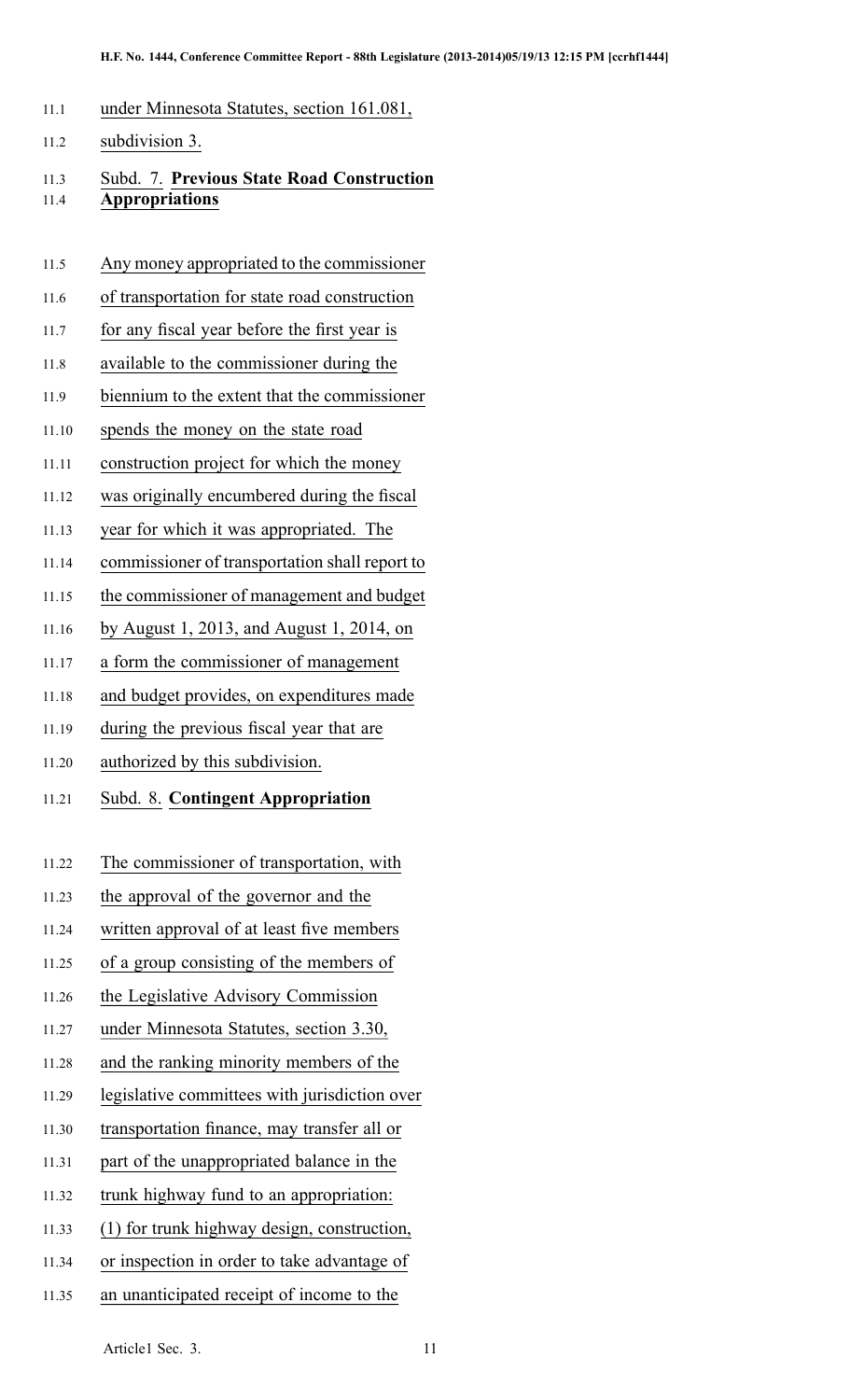under Minnesota Statutes, section 161.081, subdivision 3.

Subd. 7. **Previous State Road Construction Appropriations**

Any money appropriated to the commissioner of transportation for state road construction for any fiscal year before the first year is available to the commissioner during the biennium to the extent that the commissioner spends the money on the state road construction project for which the money was originally encumbered during the fiscal year for which it was appropriated. The commissioner of transportation shall report to the commissioner of management and budget by August 1, 2013, and August 1, 2014, on a form the commissioner of management and budget provides, on expenditures made during the previous fiscal year that are authorized by this subdivision.

Subd. 8. **Contingent Appropriation**

The commissioner of transportation, with the approval of the governor and the written approval of at least five members of a group consisting of the members of the Legislative Advisory Commission under Minnesota Statutes, section 3.30, and the ranking minority members of the legislative committees with jurisdiction over transportation finance, may transfer all or part of the unappropriated balance in the trunk highway fund to an appropriation:

(1) for trunk highway design, construction, or inspection in order to take advantage of an unanticipated receipt of income to the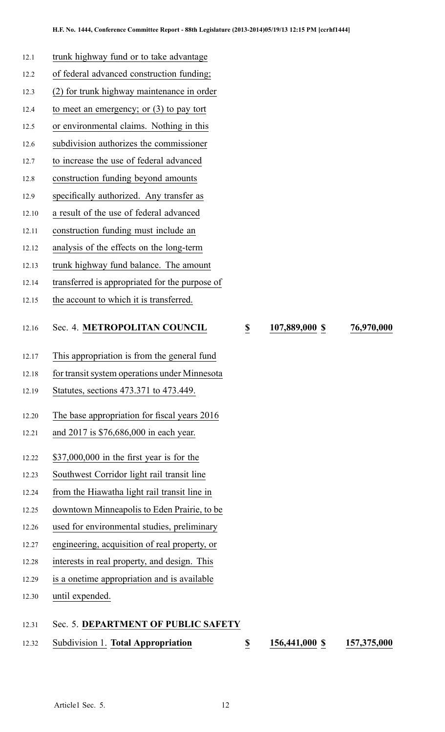trunk highway fund or to take advantage of federal advanced construction funding; (2) for trunk highway maintenance in order to meet an emergency; or (3) to pay tort or environmental claims. Nothing in this subdivision authorizes the commissioner to increase the use of federal advanced construction funding beyond amounts specifically authorized. Any transfer as a result of the use of federal advanced construction funding must include an analysis of the effects on the long-term trunk highway fund balance. The amount transferred is appropriated for the purpose of the account to which it is transferred.

| | | | |
|---|---|---|---|
| Sec. 4. **METROPOLITAN COUNCIL** | $ | 107,889,000 $ | 76,970,000 |

This appropriation is from the general fund for transit system operations under Minnesota Statutes, sections 473.371 to 473.449.

The base appropriation for fiscal years 2016 and 2017 is $76,686,000 in each year.

$37,000,000 in the first year is for the Southwest Corridor light rail transit line from the Hiawatha light rail transit line in downtown Minneapolis to Eden Prairie, to be used for environmental studies, preliminary engineering, acquisition of real property, or interests in real property, and design. This is a onetime appropriation and is available until expended.

Sec. 5. **DEPARTMENT OF PUBLIC SAFETY**

| | | | |
|---|---|---|---|
| Subdivision 1. **Total Appropriation** | $ | 156,441,000 $ | 157,375,000 |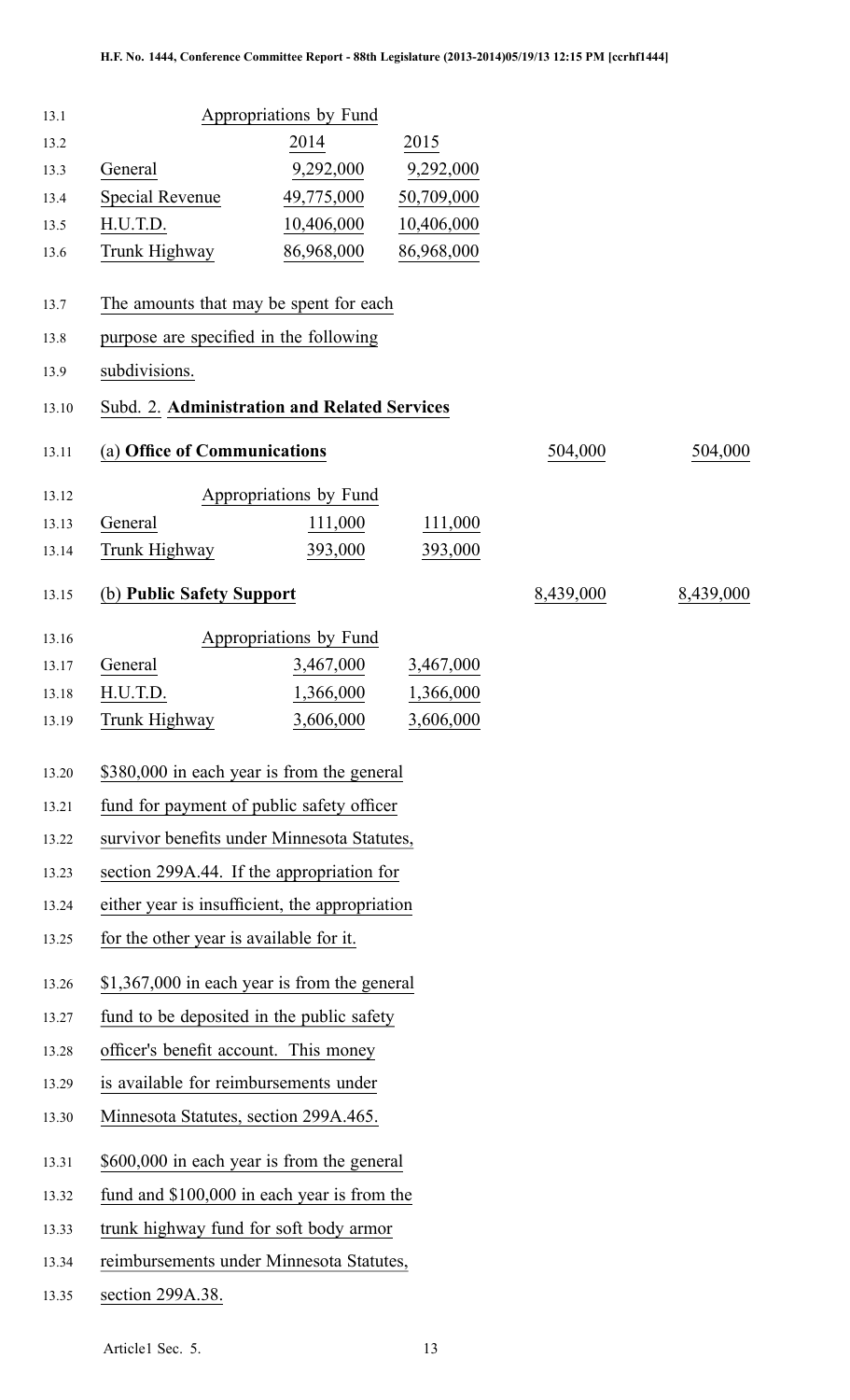| Appropriations by Fund | | |
|---|---|---|
| | 2014 | 2015 |
| General | 9,292,000 | 9,292,000 |
| Special Revenue | 49,775,000 | 50,709,000 |
| H.U.T.D. | 10,406,000 | 10,406,000 |
| Trunk Highway | 86,968,000 | 86,968,000 |

The amounts that may be spent for each purpose are specified in the following subdivisions.

Subd. 2. **Administration and Related Services**

| (a) **Office of Communications** | 504,000 | 504,000 |
|---|---|---|

| Appropriations by Fund | | |
|---|---|---|
| General | 111,000 | 111,000 |
| Trunk Highway | 393,000 | 393,000 |

| (b) **Public Safety Support** | 8,439,000 | 8,439,000 |
|---|---|---|

| Appropriations by Fund | | |
|---|---|---|
| General | 3,467,000 | 3,467,000 |
| H.U.T.D. | 1,366,000 | 1,366,000 |
| Trunk Highway | 3,606,000 | 3,606,000 |

$380,000 in each year is from the general fund for payment of public safety officer survivor benefits under Minnesota Statutes, section 299A.44. If the appropriation for either year is insufficient, the appropriation for the other year is available for it.

$1,367,000 in each year is from the general fund to be deposited in the public safety officer's benefit account. This money is available for reimbursements under Minnesota Statutes, section 299A.465.

$600,000 in each year is from the general fund and $100,000 in each year is from the trunk highway fund for soft body armor reimbursements under Minnesota Statutes, section 299A.38.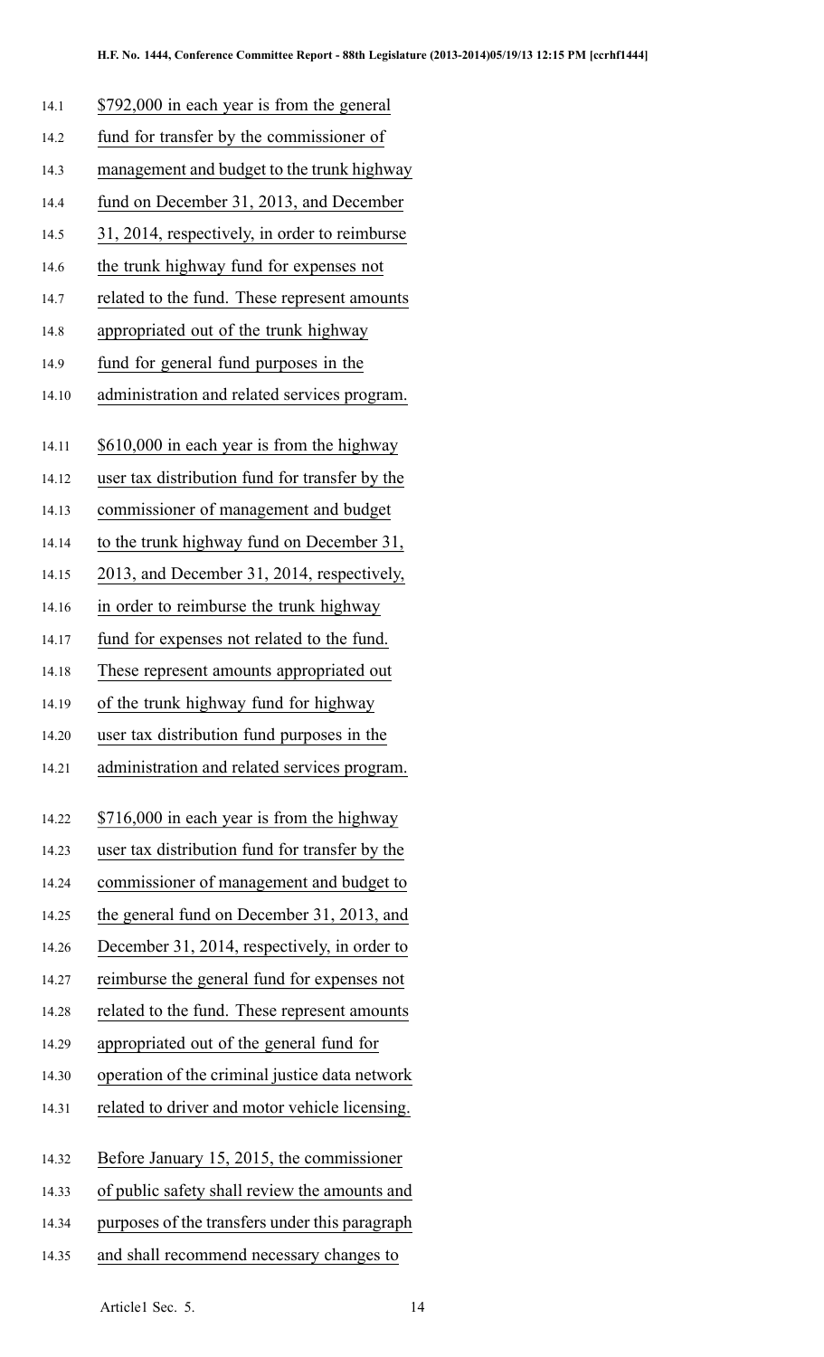$792,000 in each year is from the general fund for transfer by the commissioner of management and budget to the trunk highway fund on December 31, 2013, and December 31, 2014, respectively, in order to reimburse the trunk highway fund for expenses not related to the fund. These represent amounts appropriated out of the trunk highway fund for general fund purposes in the administration and related services program.

$610,000 in each year is from the highway user tax distribution fund for transfer by the commissioner of management and budget to the trunk highway fund on December 31, 2013, and December 31, 2014, respectively, in order to reimburse the trunk highway fund for expenses not related to the fund. These represent amounts appropriated out of the trunk highway fund for highway user tax distribution fund purposes in the administration and related services program.

$716,000 in each year is from the highway user tax distribution fund for transfer by the commissioner of management and budget to the general fund on December 31, 2013, and December 31, 2014, respectively, in order to reimburse the general fund for expenses not related to the fund. These represent amounts appropriated out of the general fund for operation of the criminal justice data network related to driver and motor vehicle licensing.

Before January 15, 2015, the commissioner of public safety shall review the amounts and purposes of the transfers under this paragraph and shall recommend necessary changes to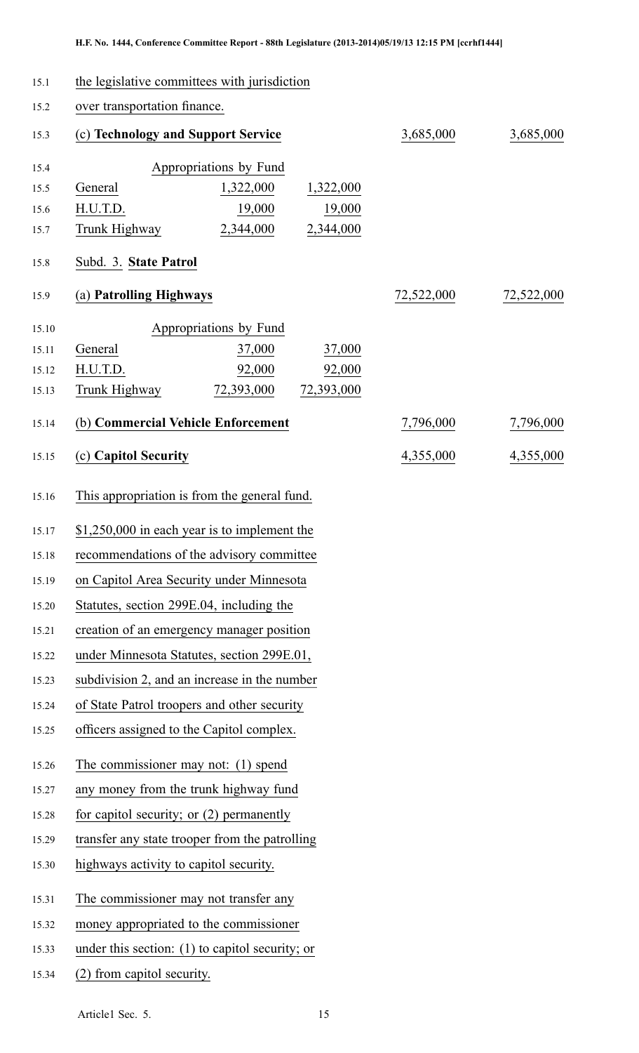the legislative committees with jurisdiction over transportation finance.

| | | | | |
|---|---|---|---|---|
| (c) **Technology and Support Service** | | | 3,685,000 | 3,685,000 |
| Appropriations by Fund | | | | |
| General | 1,322,000 | 1,322,000 | | |
| H.U.T.D. | 19,000 | 19,000 | | |
| Trunk Highway | 2,344,000 | 2,344,000 | | |

Subd. 3. **State Patrol**

| | | | | |
|---|---|---|---|---|
| (a) **Patrolling Highways** | | | 72,522,000 | 72,522,000 |
| Appropriations by Fund | | | | |
| General | 37,000 | 37,000 | | |
| H.U.T.D. | 92,000 | 92,000 | | |
| Trunk Highway | 72,393,000 | 72,393,000 | | |
| (b) **Commercial Vehicle Enforcement** | | | 7,796,000 | 7,796,000 |
| (c) **Capitol Security** | | | 4,355,000 | 4,355,000 |

This appropriation is from the general fund.

$1,250,000 in each year is to implement the recommendations of the advisory committee on Capitol Area Security under Minnesota Statutes, section 299E.04, including the creation of an emergency manager position under Minnesota Statutes, section 299E.01, subdivision 2, and an increase in the number of State Patrol troopers and other security officers assigned to the Capitol complex.

The commissioner may not: (1) spend any money from the trunk highway fund for capitol security; or (2) permanently transfer any state trooper from the patrolling highways activity to capitol security.

The commissioner may not transfer any money appropriated to the commissioner under this section: (1) to capitol security; or (2) from capitol security.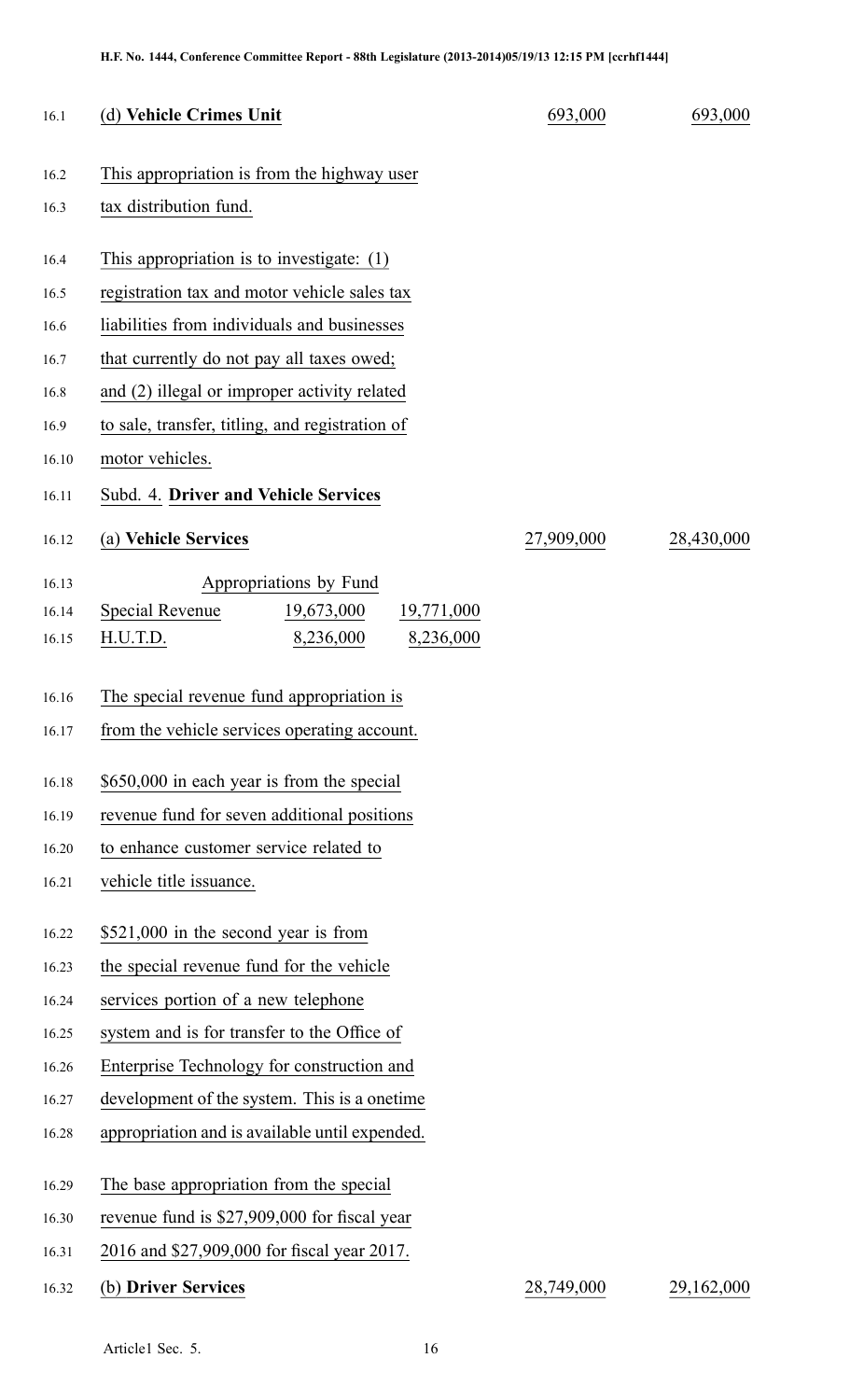| | | |
|---|---|---|
| (d) **Vehicle Crimes Unit** | 693,000 | 693,000 |

This appropriation is from the highway user tax distribution fund.

This appropriation is to investigate: (1) registration tax and motor vehicle sales tax liabilities from individuals and businesses that currently do not pay all taxes owed; and (2) illegal or improper activity related to sale, transfer, titling, and registration of motor vehicles.

Subd. 4. **Driver and Vehicle Services**

| | | |
|---|---|---|
| (a) **Vehicle Services** | 27,909,000 | 28,430,000 |

Appropriations by Fund

| | | |
|---|---|---|
| Special Revenue | 19,673,000 | 19,771,000 |
| H.U.T.D. | 8,236,000 | 8,236,000 |

The special revenue fund appropriation is from the vehicle services operating account.

$650,000 in each year is from the special revenue fund for seven additional positions to enhance customer service related to vehicle title issuance.

$521,000 in the second year is from the special revenue fund for the vehicle services portion of a new telephone system and is for transfer to the Office of Enterprise Technology for construction and development of the system. This is a onetime appropriation and is available until expended.

The base appropriation from the special revenue fund is $27,909,000 for fiscal year 2016 and $27,909,000 for fiscal year 2017.

| | | |
|---|---|---|
| (b) **Driver Services** | 28,749,000 | 29,162,000 |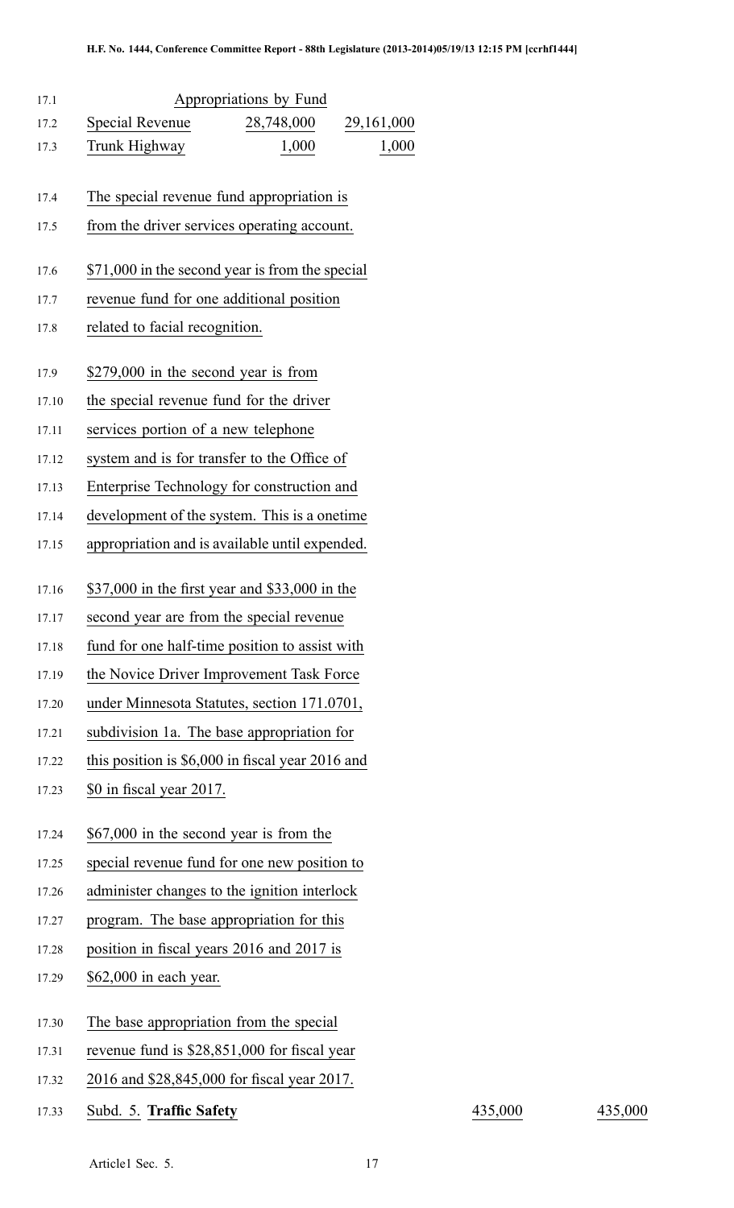| Appropriations by Fund | | |
|---|---|---|
| Special Revenue | 28,748,000 | 29,161,000 |
| Trunk Highway | 1,000 | 1,000 |

The special revenue fund appropriation is from the driver services operating account.

$71,000 in the second year is from the special revenue fund for one additional position related to facial recognition.

$279,000 in the second year is from the special revenue fund for the driver services portion of a new telephone system and is for transfer to the Office of Enterprise Technology for construction and development of the system. This is a onetime appropriation and is available until expended.

$37,000 in the first year and $33,000 in the second year are from the special revenue fund for one half-time position to assist with the Novice Driver Improvement Task Force under Minnesota Statutes, section 171.0701, subdivision 1a. The base appropriation for this position is $6,000 in fiscal year 2016 and $0 in fiscal year 2017.

$67,000 in the second year is from the special revenue fund for one new position to administer changes to the ignition interlock program. The base appropriation for this position in fiscal years 2016 and 2017 is $62,000 in each year.

The base appropriation from the special revenue fund is $28,851,000 for fiscal year 2016 and $28,845,000 for fiscal year 2017.

Subd. 5. **Traffic Safety** 435,000 435,000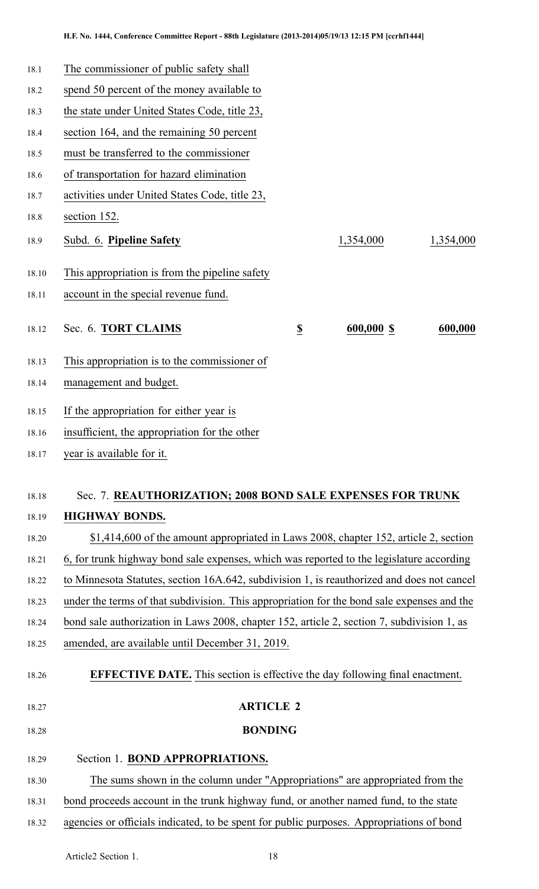The commissioner of public safety shall spend 50 percent of the money available to the state under United States Code, title 23, section 164, and the remaining 50 percent must be transferred to the commissioner of transportation for hazard elimination activities under United States Code, title 23, section 152.

| | | | |
|---|---|---|---|
| Subd. 6. **Pipeline Safety** | | 1,354,000 | 1,354,000 |

This appropriation is from the pipeline safety account in the special revenue fund.

| | | | |
|---|---|---|---|
| Sec. 6. **TORT CLAIMS** | **$** | **600,000 $** | **600,000** |

This appropriation is to the commissioner of management and budget.

If the appropriation for either year is insufficient, the appropriation for the other year is available for it.

Sec. 7. **REAUTHORIZATION; 2008 BOND SALE EXPENSES FOR TRUNK HIGHWAY BONDS.**

$1,414,600 of the amount appropriated in Laws 2008, chapter 152, article 2, section 6, for trunk highway bond sale expenses, which was reported to the legislature according to Minnesota Statutes, section 16A.642, subdivision 1, is reauthorized and does not cancel under the terms of that subdivision. This appropriation for the bond sale expenses and the bond sale authorization in Laws 2008, chapter 152, article 2, section 7, subdivision 1, as amended, are available until December 31, 2019.

**EFFECTIVE DATE.** This section is effective the day following final enactment.

## ARTICLE 2

## BONDING

Section 1. **BOND APPROPRIATIONS.**

The sums shown in the column under "Appropriations" are appropriated from the bond proceeds account in the trunk highway fund, or another named fund, to the state agencies or officials indicated, to be spent for public purposes. Appropriations of bond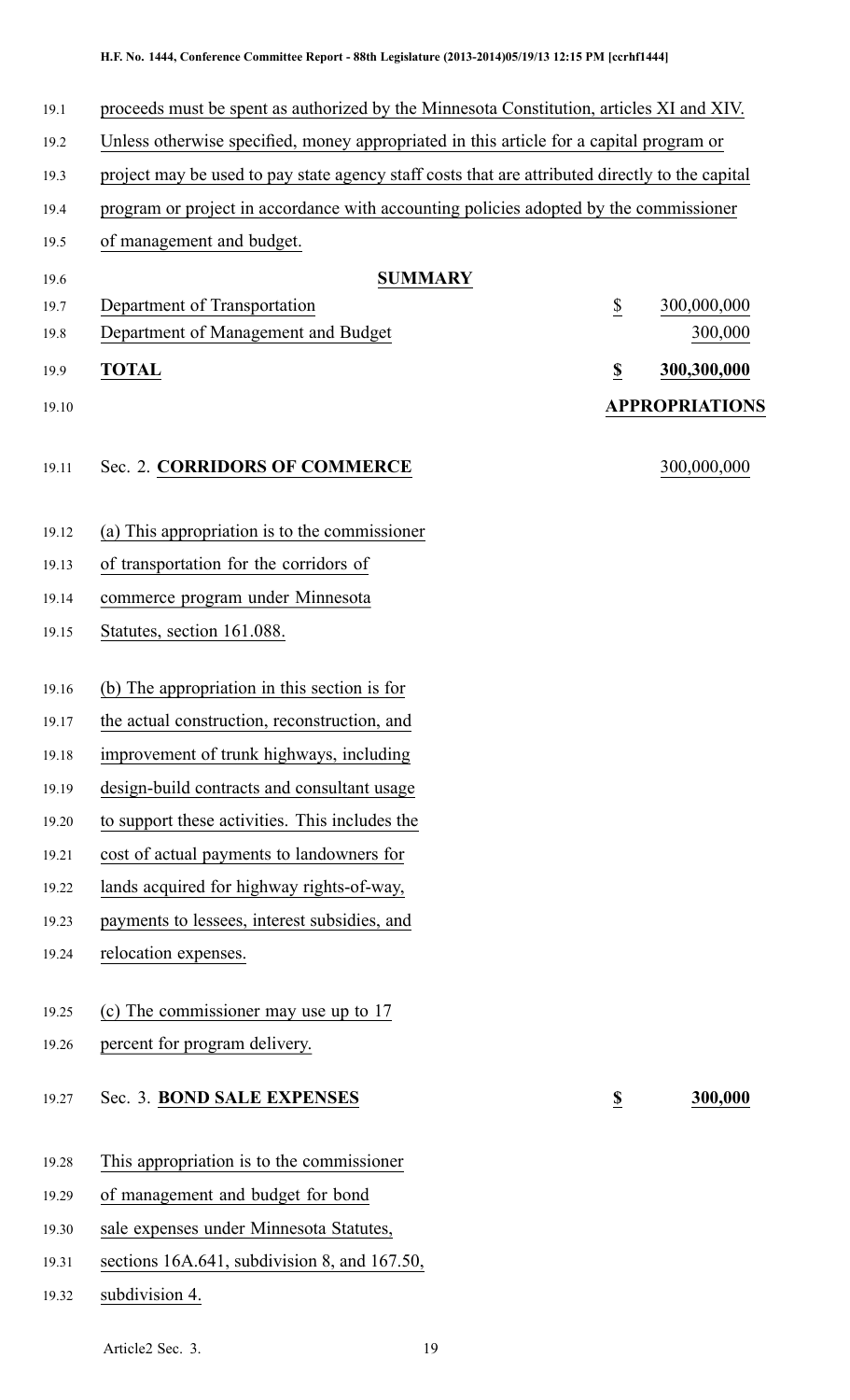proceeds must be spent as authorized by the Minnesota Constitution, articles XI and XIV. Unless otherwise specified, money appropriated in this article for a capital program or project may be used to pay state agency staff costs that are attributed directly to the capital program or project in accordance with accounting policies adopted by the commissioner of management and budget.

**SUMMARY**

| | | |
|---|---|---|
| Department of Transportation | $ | 300,000,000 |
| Department of Management and Budget | | 300,000 |
| **TOTAL** | **$** | **300,300,000** |

**APPROPRIATIONS**

Sec. 2. **CORRIDORS OF COMMERCE** 300,000,000

(a) This appropriation is to the commissioner of transportation for the corridors of commerce program under Minnesota Statutes, section 161.088.

(b) The appropriation in this section is for the actual construction, reconstruction, and improvement of trunk highways, including design-build contracts and consultant usage to support these activities. This includes the cost of actual payments to landowners for lands acquired for highway rights-of-way, payments to lessees, interest subsidies, and relocation expenses.

(c) The commissioner may use up to 17 percent for program delivery.

Sec. 3. **BOND SALE EXPENSES** **$ 300,000**

This appropriation is to the commissioner of management and budget for bond sale expenses under Minnesota Statutes, sections 16A.641, subdivision 8, and 167.50, subdivision 4.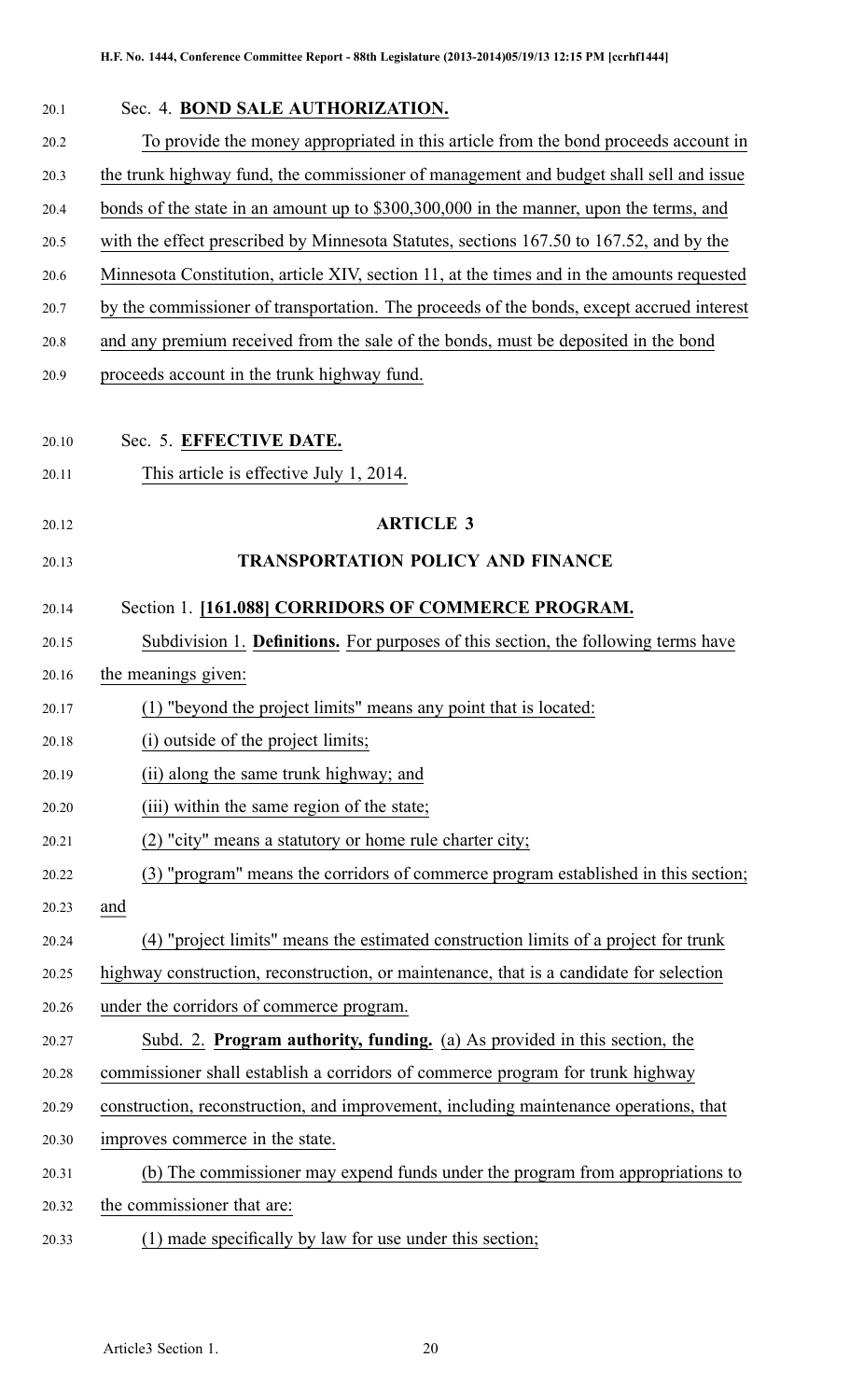Sec. 4. **BOND SALE AUTHORIZATION.**

To provide the money appropriated in this article from the bond proceeds account in the trunk highway fund, the commissioner of management and budget shall sell and issue bonds of the state in an amount up to $300,300,000 in the manner, upon the terms, and with the effect prescribed by Minnesota Statutes, sections 167.50 to 167.52, and by the Minnesota Constitution, article XIV, section 11, at the times and in the amounts requested by the commissioner of transportation. The proceeds of the bonds, except accrued interest and any premium received from the sale of the bonds, must be deposited in the bond proceeds account in the trunk highway fund.

Sec. 5. **EFFECTIVE DATE.**

This article is effective July 1, 2014.

## ARTICLE 3

## TRANSPORTATION POLICY AND FINANCE

Section 1. **[161.088] CORRIDORS OF COMMERCE PROGRAM.**

Subdivision 1. **Definitions.** For purposes of this section, the following terms have the meanings given:

(1) "beyond the project limits" means any point that is located:

(i) outside of the project limits;

(ii) along the same trunk highway; and

(iii) within the same region of the state;

(2) "city" means a statutory or home rule charter city;

(3) "program" means the corridors of commerce program established in this section; and

(4) "project limits" means the estimated construction limits of a project for trunk highway construction, reconstruction, or maintenance, that is a candidate for selection under the corridors of commerce program.

Subd. 2. **Program authority, funding.** (a) As provided in this section, the commissioner shall establish a corridors of commerce program for trunk highway construction, reconstruction, and improvement, including maintenance operations, that improves commerce in the state.

(b) The commissioner may expend funds under the program from appropriations to the commissioner that are:

(1) made specifically by law for use under this section;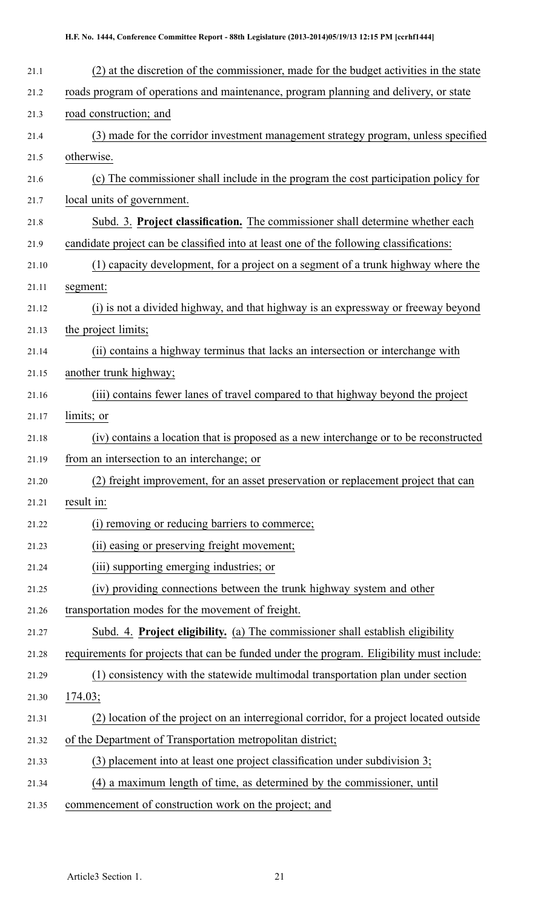(2) at the discretion of the commissioner, made for the budget activities in the state roads program of operations and maintenance, program planning and delivery, or state road construction; and

(3) made for the corridor investment management strategy program, unless specified otherwise.

(c) The commissioner shall include in the program the cost participation policy for local units of government.

Subd. 3. **Project classification.** The commissioner shall determine whether each candidate project can be classified into at least one of the following classifications:

(1) capacity development, for a project on a segment of a trunk highway where the segment:

(i) is not a divided highway, and that highway is an expressway or freeway beyond the project limits;

(ii) contains a highway terminus that lacks an intersection or interchange with another trunk highway;

(iii) contains fewer lanes of travel compared to that highway beyond the project limits; or

(iv) contains a location that is proposed as a new interchange or to be reconstructed from an intersection to an interchange; or

(2) freight improvement, for an asset preservation or replacement project that can result in:

(i) removing or reducing barriers to commerce;

(ii) easing or preserving freight movement;

(iii) supporting emerging industries; or

(iv) providing connections between the trunk highway system and other transportation modes for the movement of freight.

Subd. 4. **Project eligibility.** (a) The commissioner shall establish eligibility requirements for projects that can be funded under the program. Eligibility must include:

(1) consistency with the statewide multimodal transportation plan under section 174.03;

(2) location of the project on an interregional corridor, for a project located outside of the Department of Transportation metropolitan district;

(3) placement into at least one project classification under subdivision 3;

(4) a maximum length of time, as determined by the commissioner, until commencement of construction work on the project; and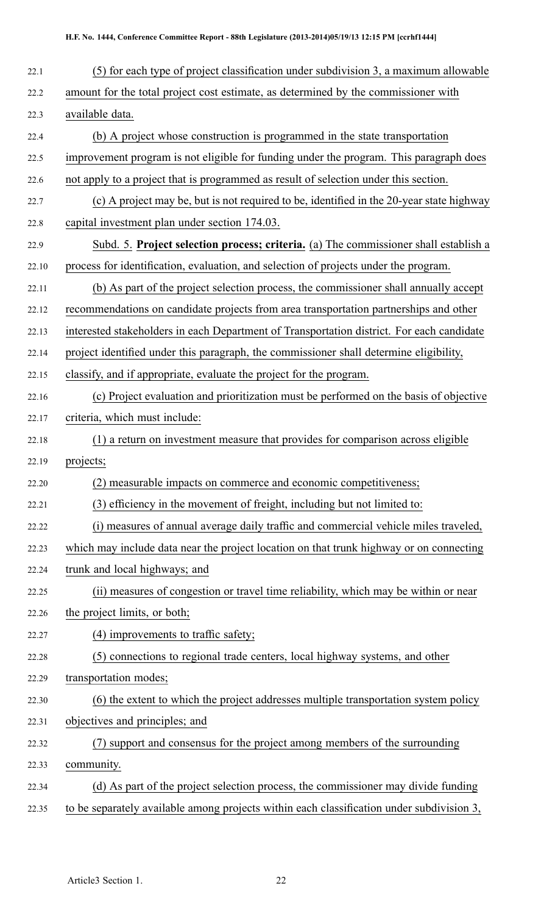(5) for each type of project classification under subdivision 3, a maximum allowable amount for the total project cost estimate, as determined by the commissioner with available data.

(b) A project whose construction is programmed in the state transportation improvement program is not eligible for funding under the program. This paragraph does not apply to a project that is programmed as result of selection under this section.

(c) A project may be, but is not required to be, identified in the 20-year state highway capital investment plan under section 174.03.

Subd. 5. **Project selection process; criteria.** (a) The commissioner shall establish a process for identification, evaluation, and selection of projects under the program.

(b) As part of the project selection process, the commissioner shall annually accept recommendations on candidate projects from area transportation partnerships and other interested stakeholders in each Department of Transportation district. For each candidate project identified under this paragraph, the commissioner shall determine eligibility, classify, and if appropriate, evaluate the project for the program.

(c) Project evaluation and prioritization must be performed on the basis of objective criteria, which must include:

(1) a return on investment measure that provides for comparison across eligible projects;

(2) measurable impacts on commerce and economic competitiveness;

(3) efficiency in the movement of freight, including but not limited to:

(i) measures of annual average daily traffic and commercial vehicle miles traveled, which may include data near the project location on that trunk highway or on connecting trunk and local highways; and

(ii) measures of congestion or travel time reliability, which may be within or near the project limits, or both;

(4) improvements to traffic safety;

(5) connections to regional trade centers, local highway systems, and other transportation modes;

(6) the extent to which the project addresses multiple transportation system policy objectives and principles; and

(7) support and consensus for the project among members of the surrounding community.

(d) As part of the project selection process, the commissioner may divide funding to be separately available among projects within each classification under subdivision 3,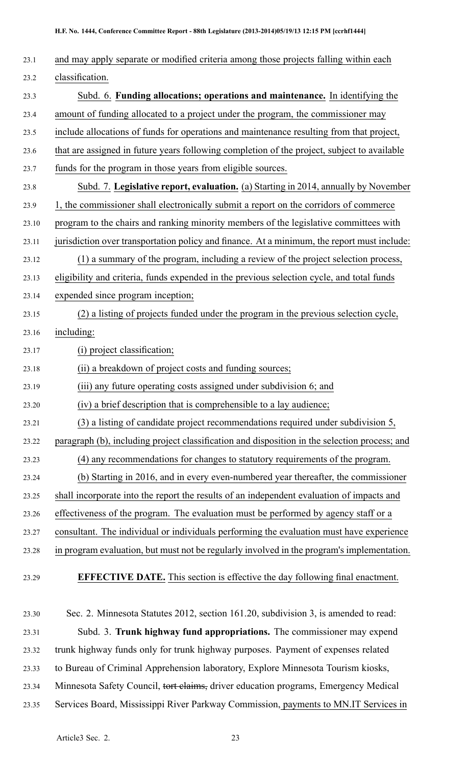and may apply separate or modified criteria among those projects falling within each classification.

Subd. 6. **Funding allocations; operations and maintenance.** In identifying the amount of funding allocated to a project under the program, the commissioner may include allocations of funds for operations and maintenance resulting from that project, that are assigned in future years following completion of the project, subject to available funds for the program in those years from eligible sources.

Subd. 7. **Legislative report, evaluation.** (a) Starting in 2014, annually by November 1, the commissioner shall electronically submit a report on the corridors of commerce program to the chairs and ranking minority members of the legislative committees with jurisdiction over transportation policy and finance. At a minimum, the report must include:

(1) a summary of the program, including a review of the project selection process, eligibility and criteria, funds expended in the previous selection cycle, and total funds expended since program inception;

(2) a listing of projects funded under the program in the previous selection cycle, including:

(i) project classification;

(ii) a breakdown of project costs and funding sources;

(iii) any future operating costs assigned under subdivision 6; and

(iv) a brief description that is comprehensible to a lay audience;

(3) a listing of candidate project recommendations required under subdivision 5, paragraph (b), including project classification and disposition in the selection process; and

(4) any recommendations for changes to statutory requirements of the program.

(b) Starting in 2016, and in every even-numbered year thereafter, the commissioner shall incorporate into the report the results of an independent evaluation of impacts and effectiveness of the program. The evaluation must be performed by agency staff or a consultant. The individual or individuals performing the evaluation must have experience in program evaluation, but must not be regularly involved in the program's implementation.

**EFFECTIVE DATE.** This section is effective the day following final enactment.

Sec. 2. Minnesota Statutes 2012, section 161.20, subdivision 3, is amended to read:

Subd. 3. **Trunk highway fund appropriations.** The commissioner may expend trunk highway funds only for trunk highway purposes. Payment of expenses related to Bureau of Criminal Apprehension laboratory, Explore Minnesota Tourism kiosks, Minnesota Safety Council, ~~tort claims,~~ driver education programs, Emergency Medical Services Board, Mississippi River Parkway Commission, payments to MN.IT Services in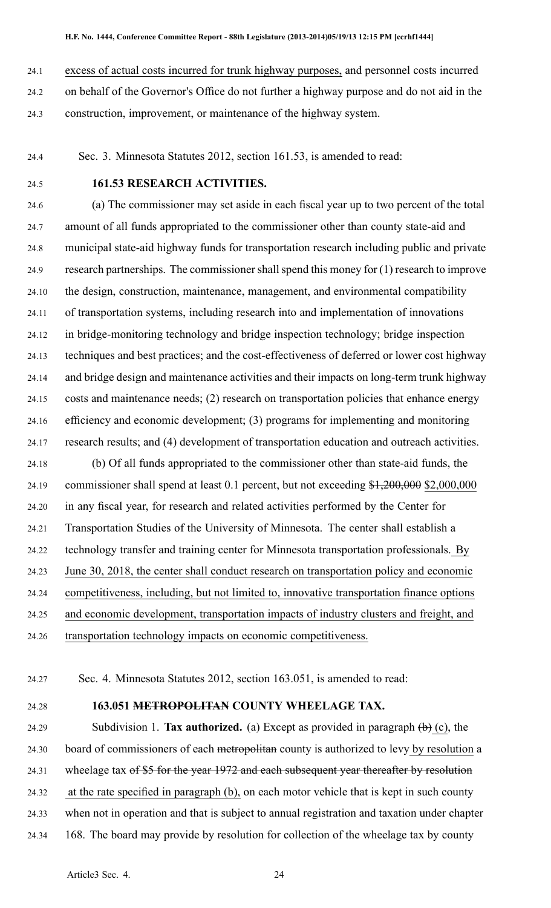excess of actual costs incurred for trunk highway purposes, and personnel costs incurred on behalf of the Governor's Office do not further a highway purpose and do not aid in the construction, improvement, or maintenance of the highway system.

Sec. 3. Minnesota Statutes 2012, section 161.53, is amended to read:

**161.53 RESEARCH ACTIVITIES.**

(a) The commissioner may set aside in each fiscal year up to two percent of the total amount of all funds appropriated to the commissioner other than county state-aid and municipal state-aid highway funds for transportation research including public and private research partnerships. The commissioner shall spend this money for (1) research to improve the design, construction, maintenance, management, and environmental compatibility of transportation systems, including research into and implementation of innovations in bridge-monitoring technology and bridge inspection technology; bridge inspection techniques and best practices; and the cost-effectiveness of deferred or lower cost highway and bridge design and maintenance activities and their impacts on long-term trunk highway costs and maintenance needs; (2) research on transportation policies that enhance energy efficiency and economic development; (3) programs for implementing and monitoring research results; and (4) development of transportation education and outreach activities.

(b) Of all funds appropriated to the commissioner other than state-aid funds, the commissioner shall spend at least 0.1 percent, but not exceeding ~~$1,200,000~~ $2,000,000 in any fiscal year, for research and related activities performed by the Center for Transportation Studies of the University of Minnesota. The center shall establish a technology transfer and training center for Minnesota transportation professionals. By June 30, 2018, the center shall conduct research on transportation policy and economic competitiveness, including, but not limited to, innovative transportation finance options and economic development, transportation impacts of industry clusters and freight, and transportation technology impacts on economic competitiveness.

Sec. 4. Minnesota Statutes 2012, section 163.051, is amended to read:

**163.051 ~~METROPOLITAN~~ COUNTY WHEELAGE TAX.**

Subdivision 1. **Tax authorized.** (a) Except as provided in paragraph ~~(b)~~ (c), the board of commissioners of each ~~metropolitan~~ county is authorized to levy by resolution a wheelage tax ~~of $5 for the year 1972 and each subsequent year thereafter by resolution~~ at the rate specified in paragraph (b), on each motor vehicle that is kept in such county when not in operation and that is subject to annual registration and taxation under chapter 168. The board may provide by resolution for collection of the wheelage tax by county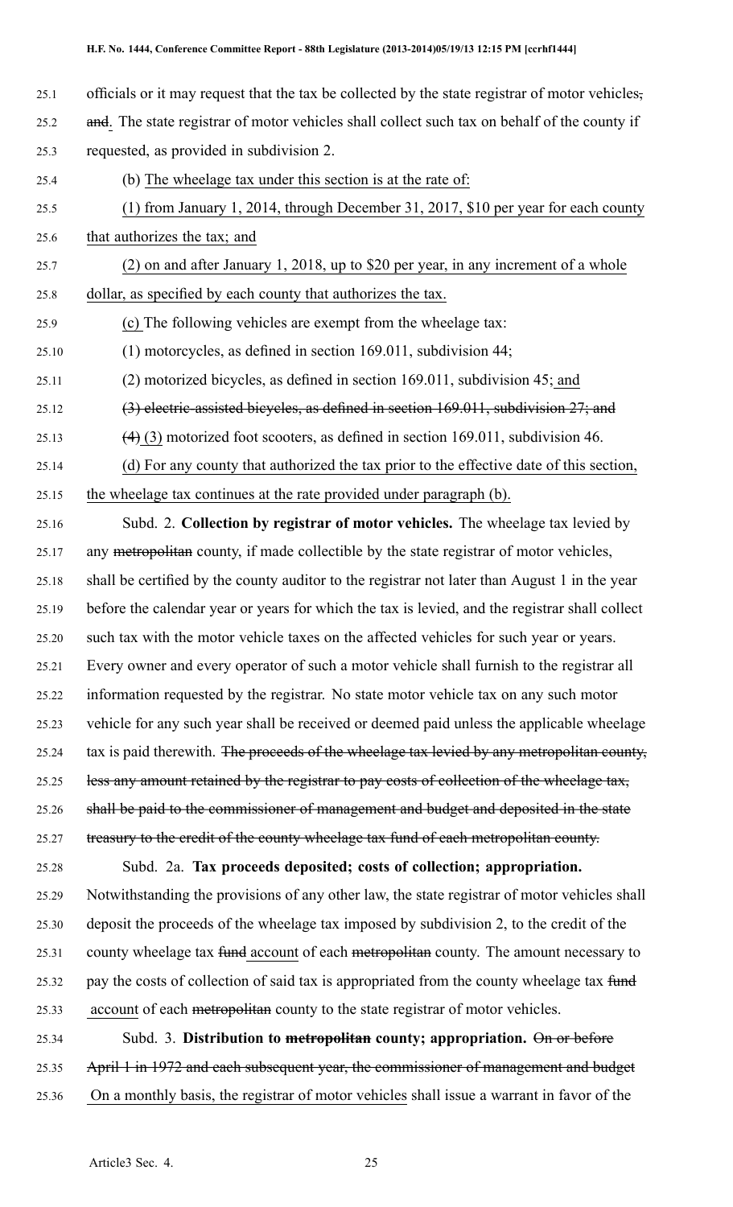officials or it may request that the tax be collected by the state registrar of motor vehicles, and. The state registrar of motor vehicles shall collect such tax on behalf of the county if requested, as provided in subdivision 2.

(b) The wheelage tax under this section is at the rate of:

(1) from January 1, 2014, through December 31, 2017, $10 per year for each county that authorizes the tax; and

(2) on and after January 1, 2018, up to $20 per year, in any increment of a whole dollar, as specified by each county that authorizes the tax.

(c) The following vehicles are exempt from the wheelage tax:

(1) motorcycles, as defined in section 169.011, subdivision 44;

(2) motorized bicycles, as defined in section 169.011, subdivision 45; and

(3) electric-assisted bicycles, as defined in section 169.011, subdivision 27; and

(4) (3) motorized foot scooters, as defined in section 169.011, subdivision 46.

(d) For any county that authorized the tax prior to the effective date of this section, the wheelage tax continues at the rate provided under paragraph (b).

Subd. 2. **Collection by registrar of motor vehicles.** The wheelage tax levied by any metropolitan county, if made collectible by the state registrar of motor vehicles, shall be certified by the county auditor to the registrar not later than August 1 in the year before the calendar year or years for which the tax is levied, and the registrar shall collect such tax with the motor vehicle taxes on the affected vehicles for such year or years. Every owner and every operator of such a motor vehicle shall furnish to the registrar all information requested by the registrar. No state motor vehicle tax on any such motor vehicle for any such year shall be received or deemed paid unless the applicable wheelage tax is paid therewith. The proceeds of the wheelage tax levied by any metropolitan county, less any amount retained by the registrar to pay costs of collection of the wheelage tax, shall be paid to the commissioner of management and budget and deposited in the state treasury to the credit of the county wheelage tax fund of each metropolitan county.

Subd. 2a. **Tax proceeds deposited; costs of collection; appropriation.** Notwithstanding the provisions of any other law, the state registrar of motor vehicles shall deposit the proceeds of the wheelage tax imposed by subdivision 2, to the credit of the county wheelage tax fund account of each metropolitan county. The amount necessary to pay the costs of collection of said tax is appropriated from the county wheelage tax fund account of each metropolitan county to the state registrar of motor vehicles.

Subd. 3. **Distribution to metropolitan county; appropriation.** On or before April 1 in 1972 and each subsequent year, the commissioner of management and budget On a monthly basis, the registrar of motor vehicles shall issue a warrant in favor of the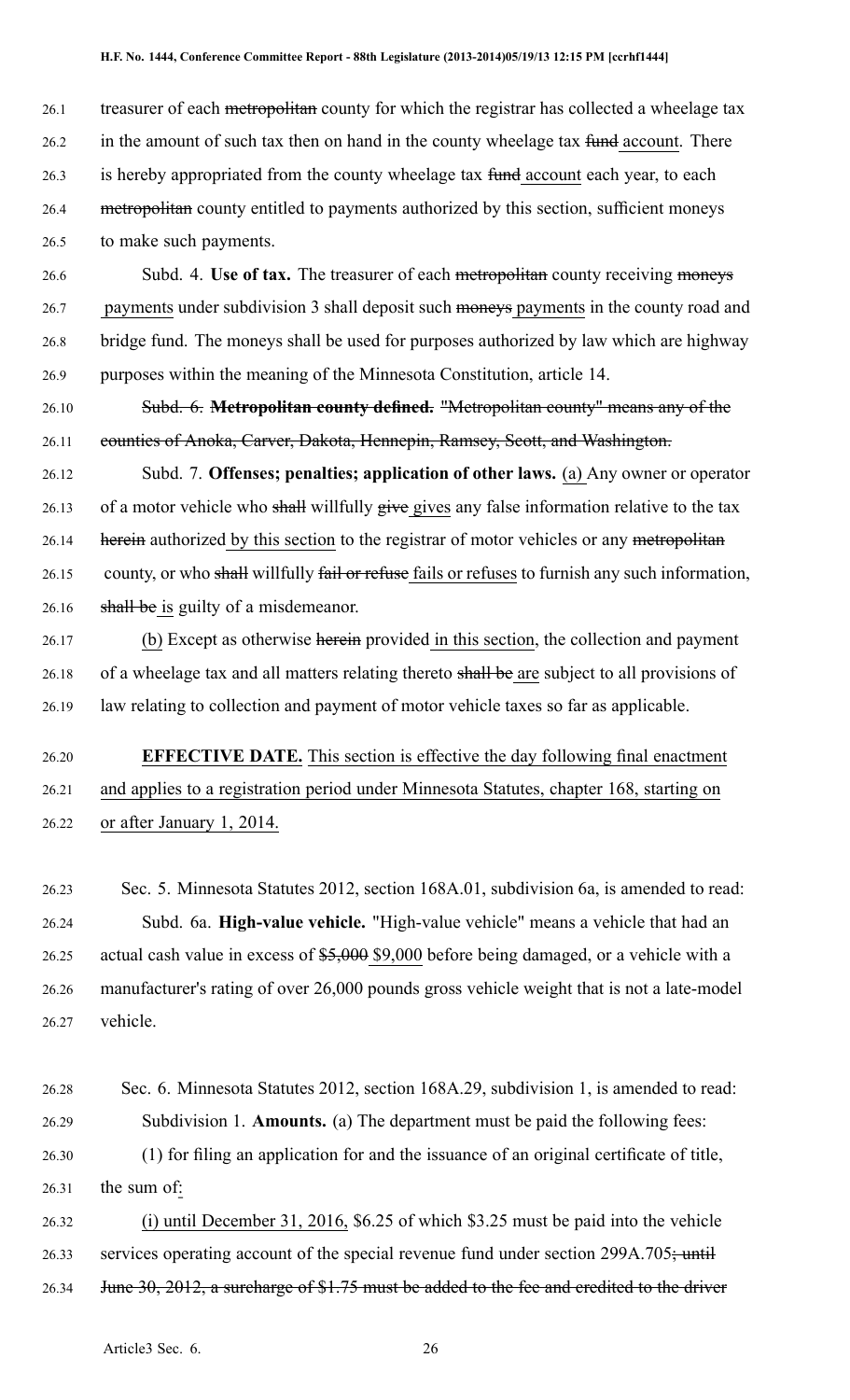treasurer of each ~~metropolitan~~ county for which the registrar has collected a wheelage tax in the amount of such tax then on hand in the county wheelage tax ~~fund~~ account. There is hereby appropriated from the county wheelage tax ~~fund~~ account each year, to each ~~metropolitan~~ county entitled to payments authorized by this section, sufficient moneys to make such payments.

Subd. 4. **Use of tax.** The treasurer of each ~~metropolitan~~ county receiving ~~moneys~~ payments under subdivision 3 shall deposit such ~~moneys~~ payments in the county road and bridge fund. The moneys shall be used for purposes authorized by law which are highway purposes within the meaning of the Minnesota Constitution, article 14.

~~Subd. 6. **Metropolitan county defined.** "Metropolitan county" means any of the counties of Anoka, Carver, Dakota, Hennepin, Ramsey, Scott, and Washington.~~

Subd. 7. **Offenses; penalties; application of other laws.** (a) Any owner or operator of a motor vehicle who ~~shall~~ willfully ~~give~~ gives any false information relative to the tax ~~herein~~ authorized by this section to the registrar of motor vehicles or any ~~metropolitan~~ county, or who ~~shall~~ willfully ~~fail or refuse~~ fails or refuses to furnish any such information, ~~shall be~~ is guilty of a misdemeanor.

(b) Except as otherwise ~~herein~~ provided in this section, the collection and payment of a wheelage tax and all matters relating thereto ~~shall be~~ are subject to all provisions of law relating to collection and payment of motor vehicle taxes so far as applicable.

**EFFECTIVE DATE.** This section is effective the day following final enactment and applies to a registration period under Minnesota Statutes, chapter 168, starting on or after January 1, 2014.

Sec. 5. Minnesota Statutes 2012, section 168A.01, subdivision 6a, is amended to read:

Subd. 6a. **High-value vehicle.** "High-value vehicle" means a vehicle that had an actual cash value in excess of ~~$5,000~~ $9,000 before being damaged, or a vehicle with a manufacturer's rating of over 26,000 pounds gross vehicle weight that is not a late-model vehicle.

Sec. 6. Minnesota Statutes 2012, section 168A.29, subdivision 1, is amended to read:

Subdivision 1. **Amounts.** (a) The department must be paid the following fees:

(1) for filing an application for and the issuance of an original certificate of title, the sum of:

(i) until December 31, 2016, $6.25 of which $3.25 must be paid into the vehicle services operating account of the special revenue fund under section 299A.705~~; until June 30, 2012, a surcharge of $1.75 must be added to the fee and credited to the driver~~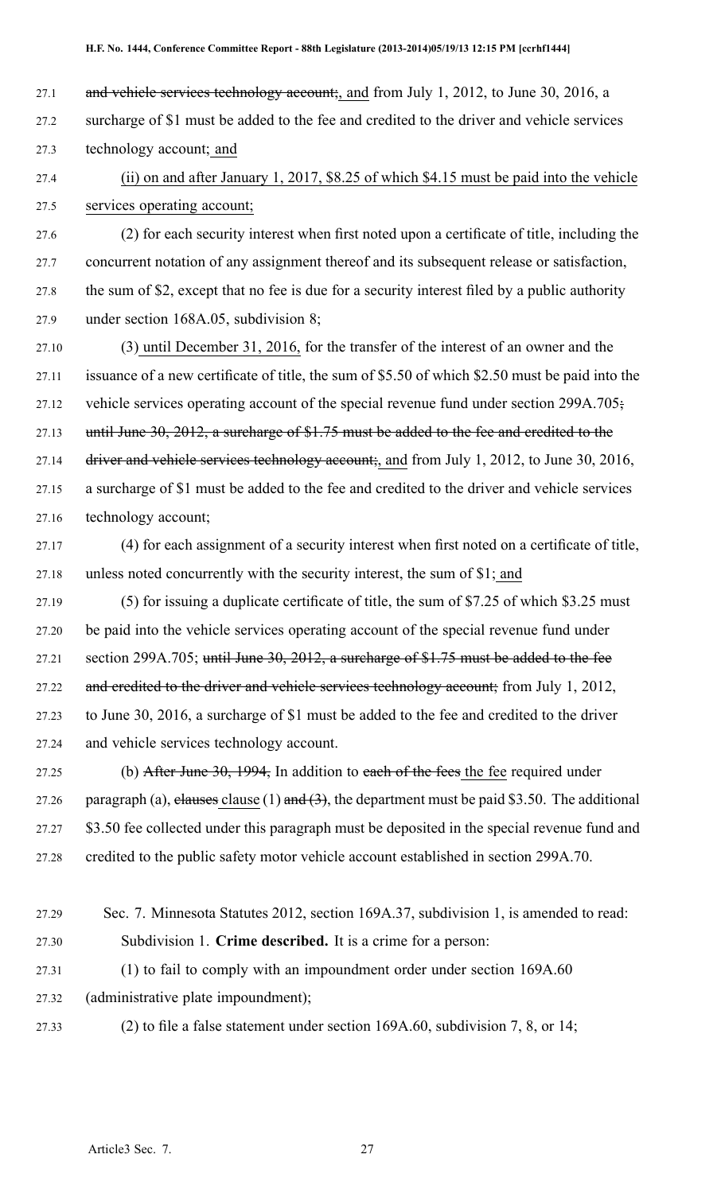and vehicle services technology account;, and from July 1, 2012, to June 30, 2016, a surcharge of $1 must be added to the fee and credited to the driver and vehicle services technology account; and

(ii) on and after January 1, 2017, $8.25 of which $4.15 must be paid into the vehicle services operating account;

(2) for each security interest when first noted upon a certificate of title, including the concurrent notation of any assignment thereof and its subsequent release or satisfaction, the sum of $2, except that no fee is due for a security interest filed by a public authority under section 168A.05, subdivision 8;

(3) until December 31, 2016, for the transfer of the interest of an owner and the issuance of a new certificate of title, the sum of $5.50 of which $2.50 must be paid into the vehicle services operating account of the special revenue fund under section 299A.705; until June 30, 2012, a surcharge of $1.75 must be added to the fee and credited to the driver and vehicle services technology account;, and from July 1, 2012, to June 30, 2016, a surcharge of $1 must be added to the fee and credited to the driver and vehicle services technology account;

(4) for each assignment of a security interest when first noted on a certificate of title, unless noted concurrently with the security interest, the sum of $1; and

(5) for issuing a duplicate certificate of title, the sum of $7.25 of which $3.25 must be paid into the vehicle services operating account of the special revenue fund under section 299A.705; until June 30, 2012, a surcharge of $1.75 must be added to the fee and credited to the driver and vehicle services technology account; from July 1, 2012, to June 30, 2016, a surcharge of $1 must be added to the fee and credited to the driver and vehicle services technology account.

(b) After June 30, 1994, In addition to each of the fees the fee required under paragraph (a), clauses clause (1) and (3), the department must be paid $3.50. The additional $3.50 fee collected under this paragraph must be deposited in the special revenue fund and credited to the public safety motor vehicle account established in section 299A.70.

Sec. 7. Minnesota Statutes 2012, section 169A.37, subdivision 1, is amended to read:

Subdivision 1. **Crime described.** It is a crime for a person:

(1) to fail to comply with an impoundment order under section 169A.60 (administrative plate impoundment);

(2) to file a false statement under section 169A.60, subdivision 7, 8, or 14;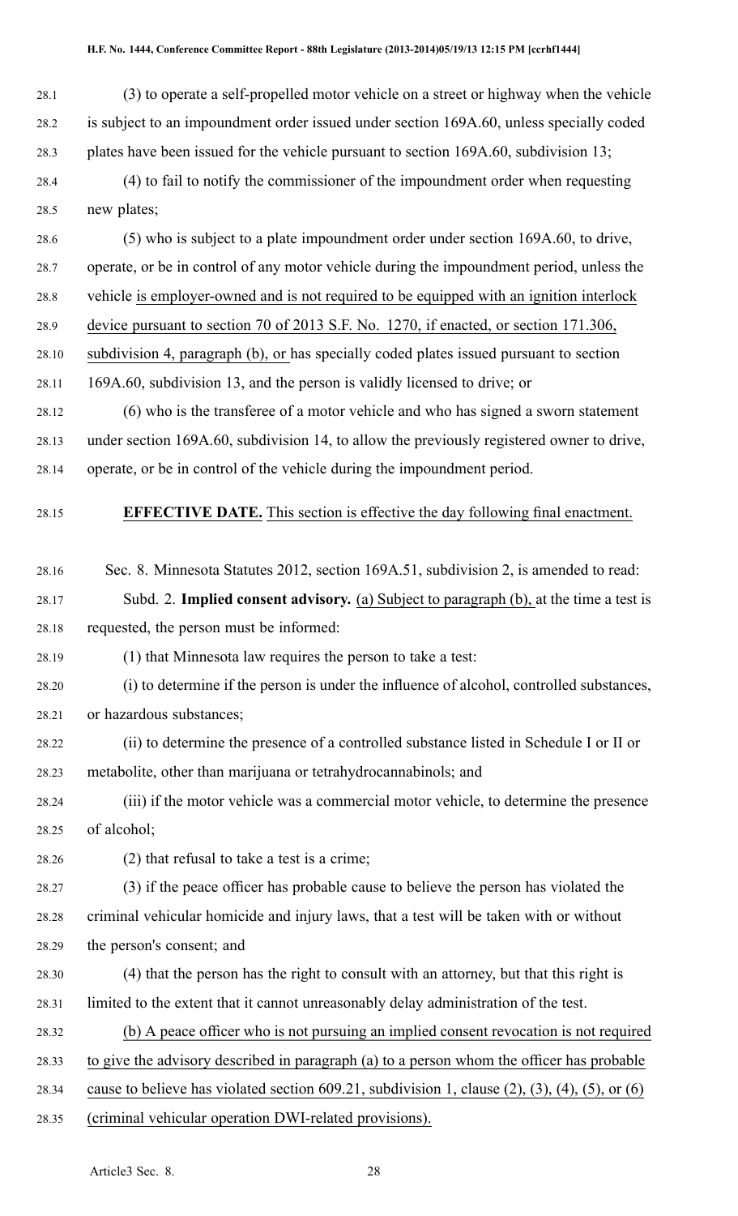(3) to operate a self-propelled motor vehicle on a street or highway when the vehicle is subject to an impoundment order issued under section 169A.60, unless specially coded plates have been issued for the vehicle pursuant to section 169A.60, subdivision 13;

(4) to fail to notify the commissioner of the impoundment order when requesting new plates;

(5) who is subject to a plate impoundment order under section 169A.60, to drive, operate, or be in control of any motor vehicle during the impoundment period, unless the vehicle is employer-owned and is not required to be equipped with an ignition interlock device pursuant to section 70 of 2013 S.F. No. 1270, if enacted, or section 171.306, subdivision 4, paragraph (b), or has specially coded plates issued pursuant to section 169A.60, subdivision 13, and the person is validly licensed to drive; or

(6) who is the transferee of a motor vehicle and who has signed a sworn statement under section 169A.60, subdivision 14, to allow the previously registered owner to drive, operate, or be in control of the vehicle during the impoundment period.

**EFFECTIVE DATE.** This section is effective the day following final enactment.

Sec. 8. Minnesota Statutes 2012, section 169A.51, subdivision 2, is amended to read:

Subd. 2. **Implied consent advisory.** (a) Subject to paragraph (b), at the time a test is requested, the person must be informed:

(1) that Minnesota law requires the person to take a test:

(i) to determine if the person is under the influence of alcohol, controlled substances, or hazardous substances;

(ii) to determine the presence of a controlled substance listed in Schedule I or II or metabolite, other than marijuana or tetrahydrocannabinols; and

(iii) if the motor vehicle was a commercial motor vehicle, to determine the presence of alcohol;

(2) that refusal to take a test is a crime;

(3) if the peace officer has probable cause to believe the person has violated the criminal vehicular homicide and injury laws, that a test will be taken with or without the person's consent; and

(4) that the person has the right to consult with an attorney, but that this right is limited to the extent that it cannot unreasonably delay administration of the test.

(b) A peace officer who is not pursuing an implied consent revocation is not required to give the advisory described in paragraph (a) to a person whom the officer has probable cause to believe has violated section 609.21, subdivision 1, clause (2), (3), (4), (5), or (6) (criminal vehicular operation DWI-related provisions).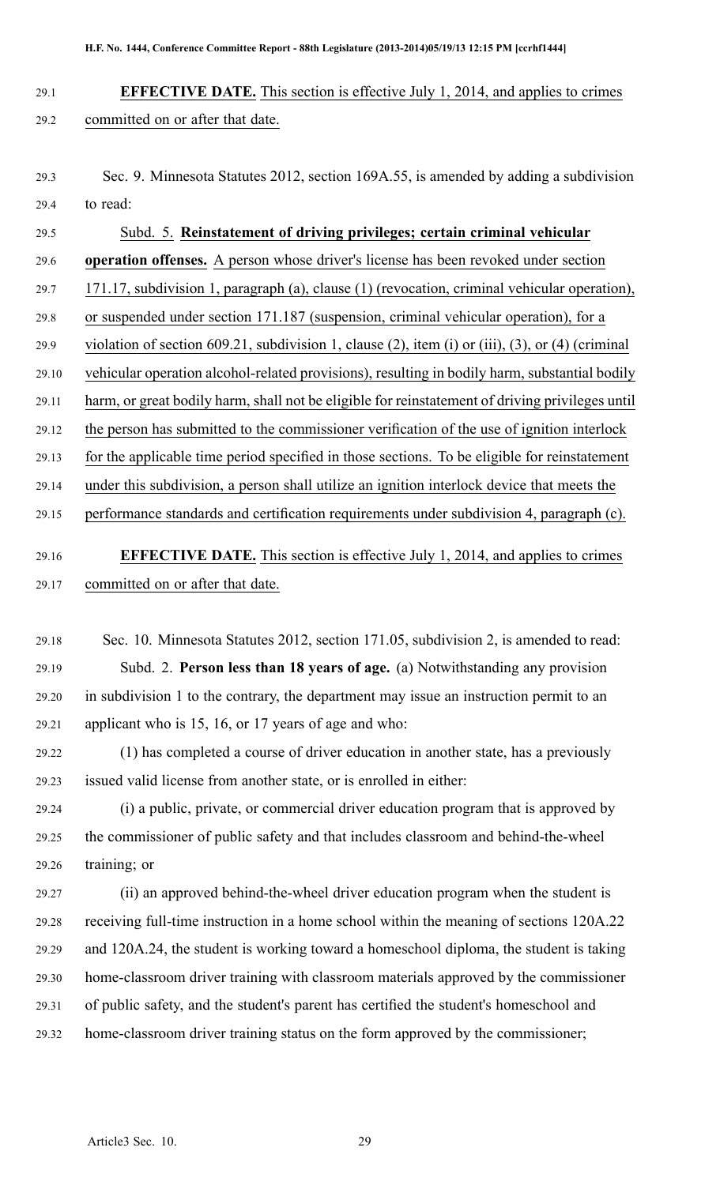**EFFECTIVE DATE.** This section is effective July 1, 2014, and applies to crimes committed on or after that date.

Sec. 9. Minnesota Statutes 2012, section 169A.55, is amended by adding a subdivision to read:

Subd. 5. **Reinstatement of driving privileges; certain criminal vehicular operation offenses.** A person whose driver's license has been revoked under section 171.17, subdivision 1, paragraph (a), clause (1) (revocation, criminal vehicular operation), or suspended under section 171.187 (suspension, criminal vehicular operation), for a violation of section 609.21, subdivision 1, clause (2), item (i) or (iii), (3), or (4) (criminal vehicular operation alcohol-related provisions), resulting in bodily harm, substantial bodily harm, or great bodily harm, shall not be eligible for reinstatement of driving privileges until the person has submitted to the commissioner verification of the use of ignition interlock for the applicable time period specified in those sections. To be eligible for reinstatement under this subdivision, a person shall utilize an ignition interlock device that meets the performance standards and certification requirements under subdivision 4, paragraph (c).

**EFFECTIVE DATE.** This section is effective July 1, 2014, and applies to crimes committed on or after that date.

Sec. 10. Minnesota Statutes 2012, section 171.05, subdivision 2, is amended to read:

Subd. 2. **Person less than 18 years of age.** (a) Notwithstanding any provision in subdivision 1 to the contrary, the department may issue an instruction permit to an applicant who is 15, 16, or 17 years of age and who:

(1) has completed a course of driver education in another state, has a previously issued valid license from another state, or is enrolled in either:

(i) a public, private, or commercial driver education program that is approved by the commissioner of public safety and that includes classroom and behind-the-wheel training; or

(ii) an approved behind-the-wheel driver education program when the student is receiving full-time instruction in a home school within the meaning of sections 120A.22 and 120A.24, the student is working toward a homeschool diploma, the student is taking home-classroom driver training with classroom materials approved by the commissioner of public safety, and the student's parent has certified the student's homeschool and home-classroom driver training status on the form approved by the commissioner;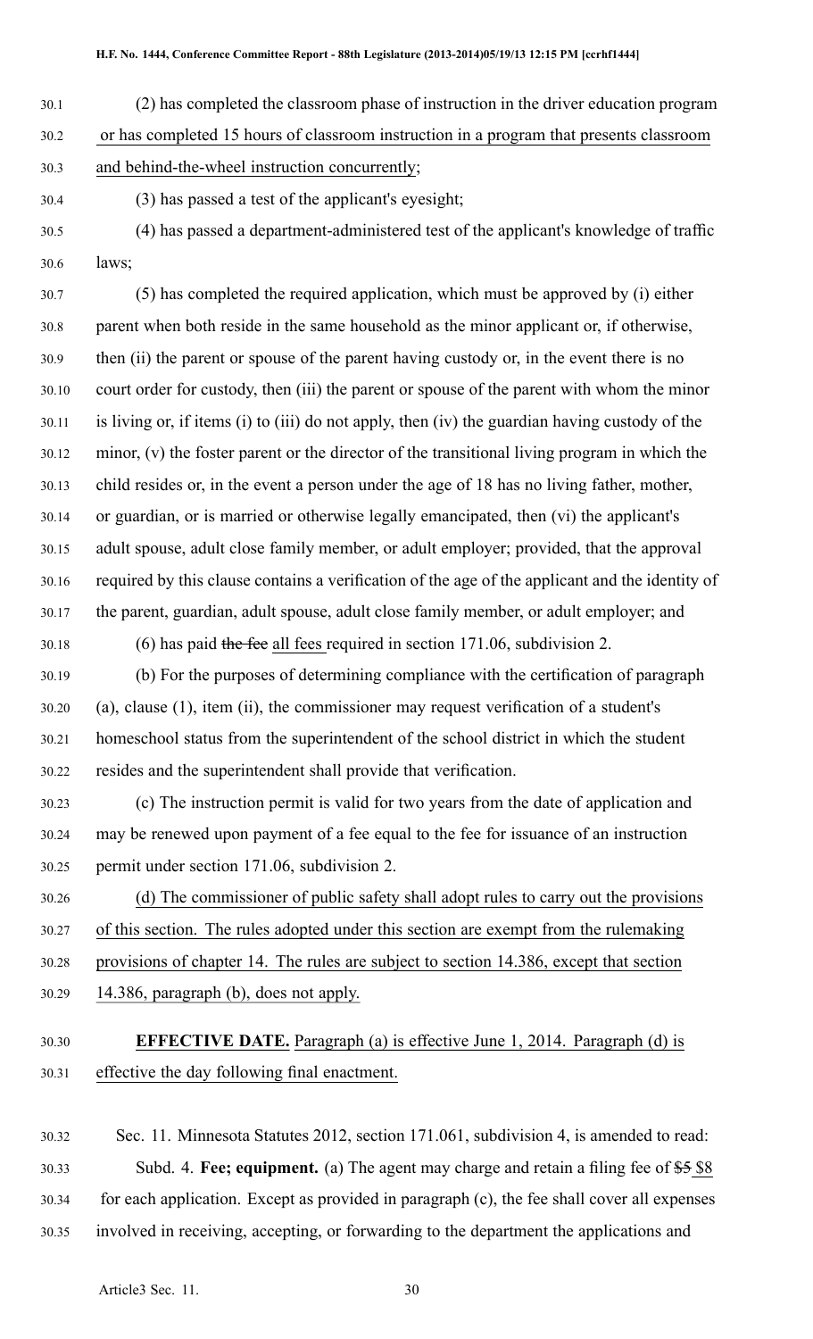(2) has completed the classroom phase of instruction in the driver education program or has completed 15 hours of classroom instruction in a program that presents classroom and behind-the-wheel instruction concurrently;

(3) has passed a test of the applicant's eyesight;

(4) has passed a department-administered test of the applicant's knowledge of traffic laws;

(5) has completed the required application, which must be approved by (i) either parent when both reside in the same household as the minor applicant or, if otherwise, then (ii) the parent or spouse of the parent having custody or, in the event there is no court order for custody, then (iii) the parent or spouse of the parent with whom the minor is living or, if items (i) to (iii) do not apply, then (iv) the guardian having custody of the minor, (v) the foster parent or the director of the transitional living program in which the child resides or, in the event a person under the age of 18 has no living father, mother, or guardian, or is married or otherwise legally emancipated, then (vi) the applicant's adult spouse, adult close family member, or adult employer; provided, that the approval required by this clause contains a verification of the age of the applicant and the identity of the parent, guardian, adult spouse, adult close family member, or adult employer; and

(6) has paid ~~the fee~~ all fees required in section 171.06, subdivision 2.

(b) For the purposes of determining compliance with the certification of paragraph (a), clause (1), item (ii), the commissioner may request verification of a student's homeschool status from the superintendent of the school district in which the student resides and the superintendent shall provide that verification.

(c) The instruction permit is valid for two years from the date of application and may be renewed upon payment of a fee equal to the fee for issuance of an instruction permit under section 171.06, subdivision 2.

(d) The commissioner of public safety shall adopt rules to carry out the provisions of this section. The rules adopted under this section are exempt from the rulemaking provisions of chapter 14. The rules are subject to section 14.386, except that section 14.386, paragraph (b), does not apply.

**EFFECTIVE DATE.** Paragraph (a) is effective June 1, 2014. Paragraph (d) is effective the day following final enactment.

Sec. 11. Minnesota Statutes 2012, section 171.061, subdivision 4, is amended to read:

Subd. 4. **Fee; equipment.** (a) The agent may charge and retain a filing fee of ~~$5~~ $8 for each application. Except as provided in paragraph (c), the fee shall cover all expenses involved in receiving, accepting, or forwarding to the department the applications and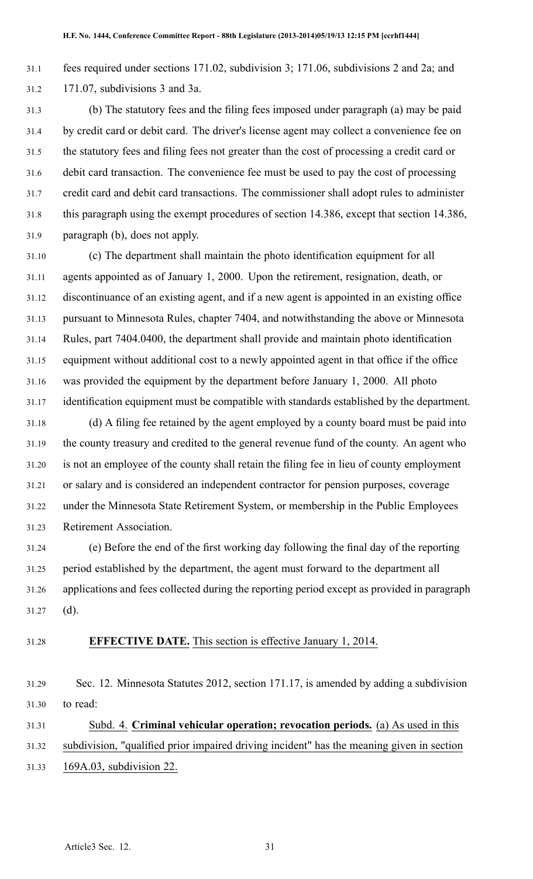fees required under sections 171.02, subdivision 3; 171.06, subdivisions 2 and 2a; and 171.07, subdivisions 3 and 3a.

(b) The statutory fees and the filing fees imposed under paragraph (a) may be paid by credit card or debit card. The driver's license agent may collect a convenience fee on the statutory fees and filing fees not greater than the cost of processing a credit card or debit card transaction. The convenience fee must be used to pay the cost of processing credit card and debit card transactions. The commissioner shall adopt rules to administer this paragraph using the exempt procedures of section 14.386, except that section 14.386, paragraph (b), does not apply.

(c) The department shall maintain the photo identification equipment for all agents appointed as of January 1, 2000. Upon the retirement, resignation, death, or discontinuance of an existing agent, and if a new agent is appointed in an existing office pursuant to Minnesota Rules, chapter 7404, and notwithstanding the above or Minnesota Rules, part 7404.0400, the department shall provide and maintain photo identification equipment without additional cost to a newly appointed agent in that office if the office was provided the equipment by the department before January 1, 2000. All photo identification equipment must be compatible with standards established by the department.

(d) A filing fee retained by the agent employed by a county board must be paid into the county treasury and credited to the general revenue fund of the county. An agent who is not an employee of the county shall retain the filing fee in lieu of county employment or salary and is considered an independent contractor for pension purposes, coverage under the Minnesota State Retirement System, or membership in the Public Employees Retirement Association.

(e) Before the end of the first working day following the final day of the reporting period established by the department, the agent must forward to the department all applications and fees collected during the reporting period except as provided in paragraph (d).

**EFFECTIVE DATE.** This section is effective January 1, 2014.

Sec. 12. Minnesota Statutes 2012, section 171.17, is amended by adding a subdivision to read:

Subd. 4. **Criminal vehicular operation; revocation periods.** (a) As used in this subdivision, "qualified prior impaired driving incident" has the meaning given in section 169A.03, subdivision 22.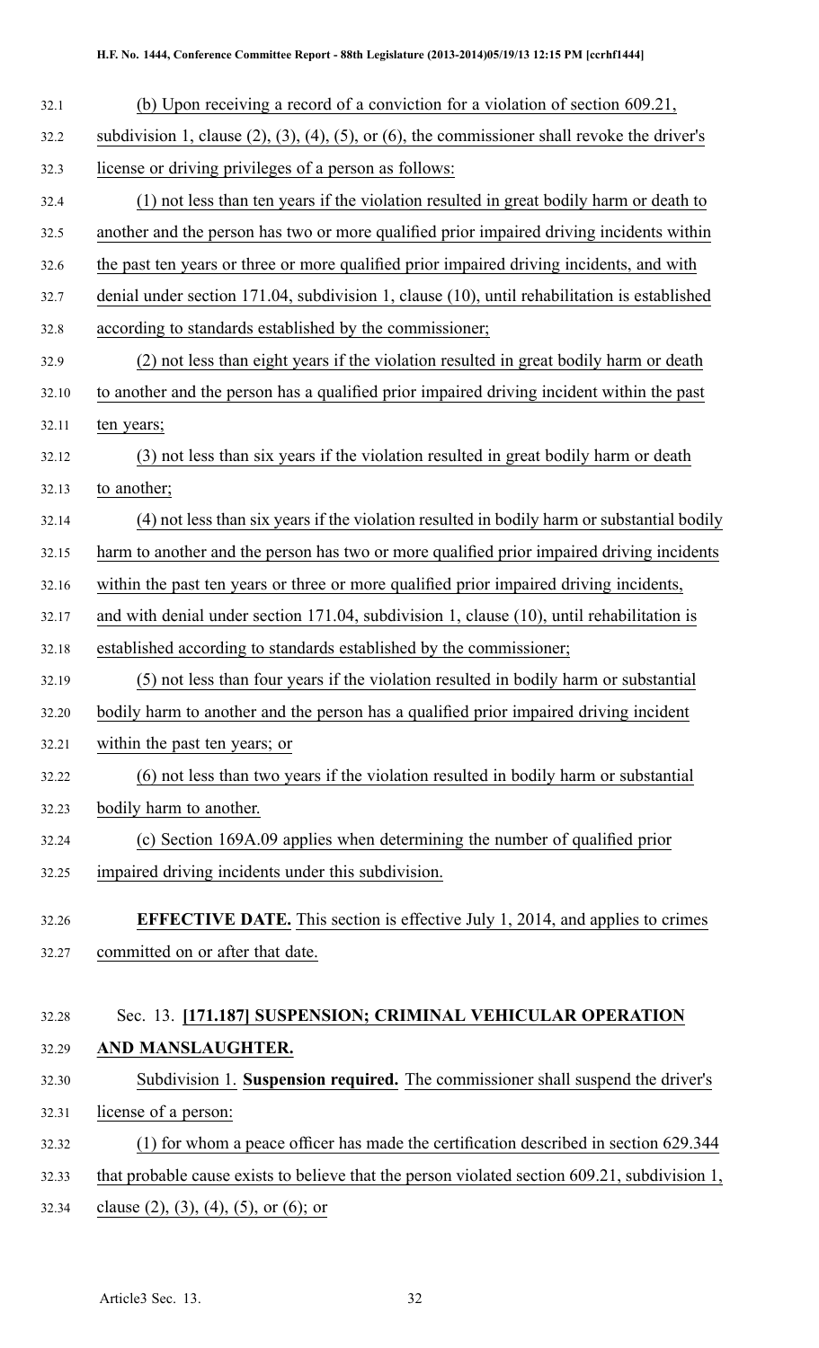(b) Upon receiving a record of a conviction for a violation of section 609.21, subdivision 1, clause (2), (3), (4), (5), or (6), the commissioner shall revoke the driver's license or driving privileges of a person as follows:

(1) not less than ten years if the violation resulted in great bodily harm or death to another and the person has two or more qualified prior impaired driving incidents within the past ten years or three or more qualified prior impaired driving incidents, and with denial under section 171.04, subdivision 1, clause (10), until rehabilitation is established according to standards established by the commissioner;

(2) not less than eight years if the violation resulted in great bodily harm or death to another and the person has a qualified prior impaired driving incident within the past ten years;

(3) not less than six years if the violation resulted in great bodily harm or death to another;

(4) not less than six years if the violation resulted in bodily harm or substantial bodily harm to another and the person has two or more qualified prior impaired driving incidents within the past ten years or three or more qualified prior impaired driving incidents, and with denial under section 171.04, subdivision 1, clause (10), until rehabilitation is established according to standards established by the commissioner;

(5) not less than four years if the violation resulted in bodily harm or substantial bodily harm to another and the person has a qualified prior impaired driving incident within the past ten years; or

(6) not less than two years if the violation resulted in bodily harm or substantial bodily harm to another.

(c) Section 169A.09 applies when determining the number of qualified prior impaired driving incidents under this subdivision.

**EFFECTIVE DATE.** This section is effective July 1, 2014, and applies to crimes committed on or after that date.

Sec. 13. **[171.187] SUSPENSION; CRIMINAL VEHICULAR OPERATION AND MANSLAUGHTER.**

Subdivision 1. **Suspension required.** The commissioner shall suspend the driver's license of a person:

(1) for whom a peace officer has made the certification described in section 629.344 that probable cause exists to believe that the person violated section 609.21, subdivision 1, clause (2), (3), (4), (5), or (6); or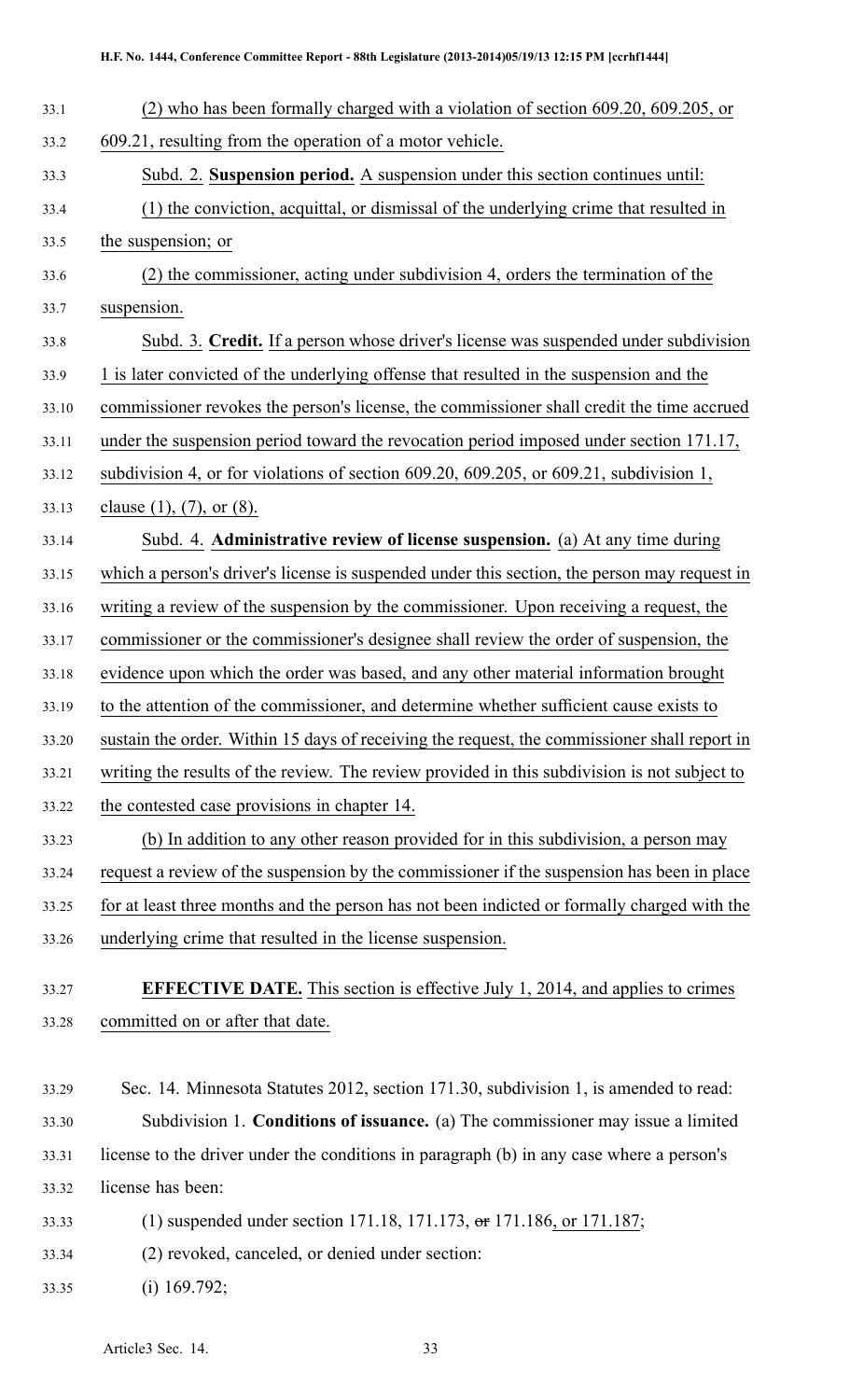(2) who has been formally charged with a violation of section 609.20, 609.205, or 609.21, resulting from the operation of a motor vehicle.

Subd. 2. **Suspension period.** A suspension under this section continues until:

(1) the conviction, acquittal, or dismissal of the underlying crime that resulted in the suspension; or

(2) the commissioner, acting under subdivision 4, orders the termination of the suspension.

Subd. 3. **Credit.** If a person whose driver's license was suspended under subdivision 1 is later convicted of the underlying offense that resulted in the suspension and the commissioner revokes the person's license, the commissioner shall credit the time accrued under the suspension period toward the revocation period imposed under section 171.17, subdivision 4, or for violations of section 609.20, 609.205, or 609.21, subdivision 1, clause (1), (7), or (8).

Subd. 4. **Administrative review of license suspension.** (a) At any time during which a person's driver's license is suspended under this section, the person may request in writing a review of the suspension by the commissioner. Upon receiving a request, the commissioner or the commissioner's designee shall review the order of suspension, the evidence upon which the order was based, and any other material information brought to the attention of the commissioner, and determine whether sufficient cause exists to sustain the order. Within 15 days of receiving the request, the commissioner shall report in writing the results of the review. The review provided in this subdivision is not subject to the contested case provisions in chapter 14.

(b) In addition to any other reason provided for in this subdivision, a person may request a review of the suspension by the commissioner if the suspension has been in place for at least three months and the person has not been indicted or formally charged with the underlying crime that resulted in the license suspension.

**EFFECTIVE DATE.** This section is effective July 1, 2014, and applies to crimes committed on or after that date.

Sec. 14. Minnesota Statutes 2012, section 171.30, subdivision 1, is amended to read:

Subdivision 1. **Conditions of issuance.** (a) The commissioner may issue a limited license to the driver under the conditions in paragraph (b) in any case where a person's license has been:

(1) suspended under section 171.18, 171.173, ~~or~~ 171.186, or 171.187;

(2) revoked, canceled, or denied under section:

(i) 169.792;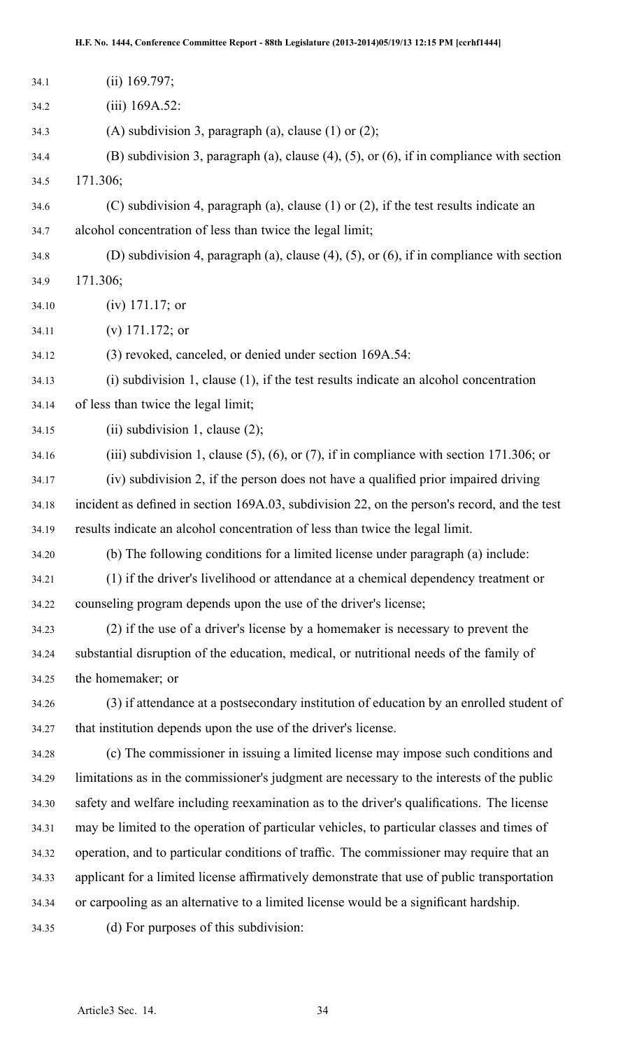(ii) 169.797;

(iii) 169A.52:

(A) subdivision 3, paragraph (a), clause (1) or (2);

(B) subdivision 3, paragraph (a), clause (4), (5), or (6), if in compliance with section 171.306;

(C) subdivision 4, paragraph (a), clause (1) or (2), if the test results indicate an alcohol concentration of less than twice the legal limit;

(D) subdivision 4, paragraph (a), clause (4), (5), or (6), if in compliance with section 171.306;

(iv) 171.17; or

(v) 171.172; or

(3) revoked, canceled, or denied under section 169A.54:

(i) subdivision 1, clause (1), if the test results indicate an alcohol concentration of less than twice the legal limit;

(ii) subdivision 1, clause (2);

(iii) subdivision 1, clause (5), (6), or (7), if in compliance with section 171.306; or

(iv) subdivision 2, if the person does not have a qualified prior impaired driving incident as defined in section 169A.03, subdivision 22, on the person's record, and the test results indicate an alcohol concentration of less than twice the legal limit.

(b) The following conditions for a limited license under paragraph (a) include:

(1) if the driver's livelihood or attendance at a chemical dependency treatment or counseling program depends upon the use of the driver's license;

(2) if the use of a driver's license by a homemaker is necessary to prevent the substantial disruption of the education, medical, or nutritional needs of the family of the homemaker; or

(3) if attendance at a postsecondary institution of education by an enrolled student of that institution depends upon the use of the driver's license.

(c) The commissioner in issuing a limited license may impose such conditions and limitations as in the commissioner's judgment are necessary to the interests of the public safety and welfare including reexamination as to the driver's qualifications. The license may be limited to the operation of particular vehicles, to particular classes and times of operation, and to particular conditions of traffic. The commissioner may require that an applicant for a limited license affirmatively demonstrate that use of public transportation or carpooling as an alternative to a limited license would be a significant hardship.

(d) For purposes of this subdivision: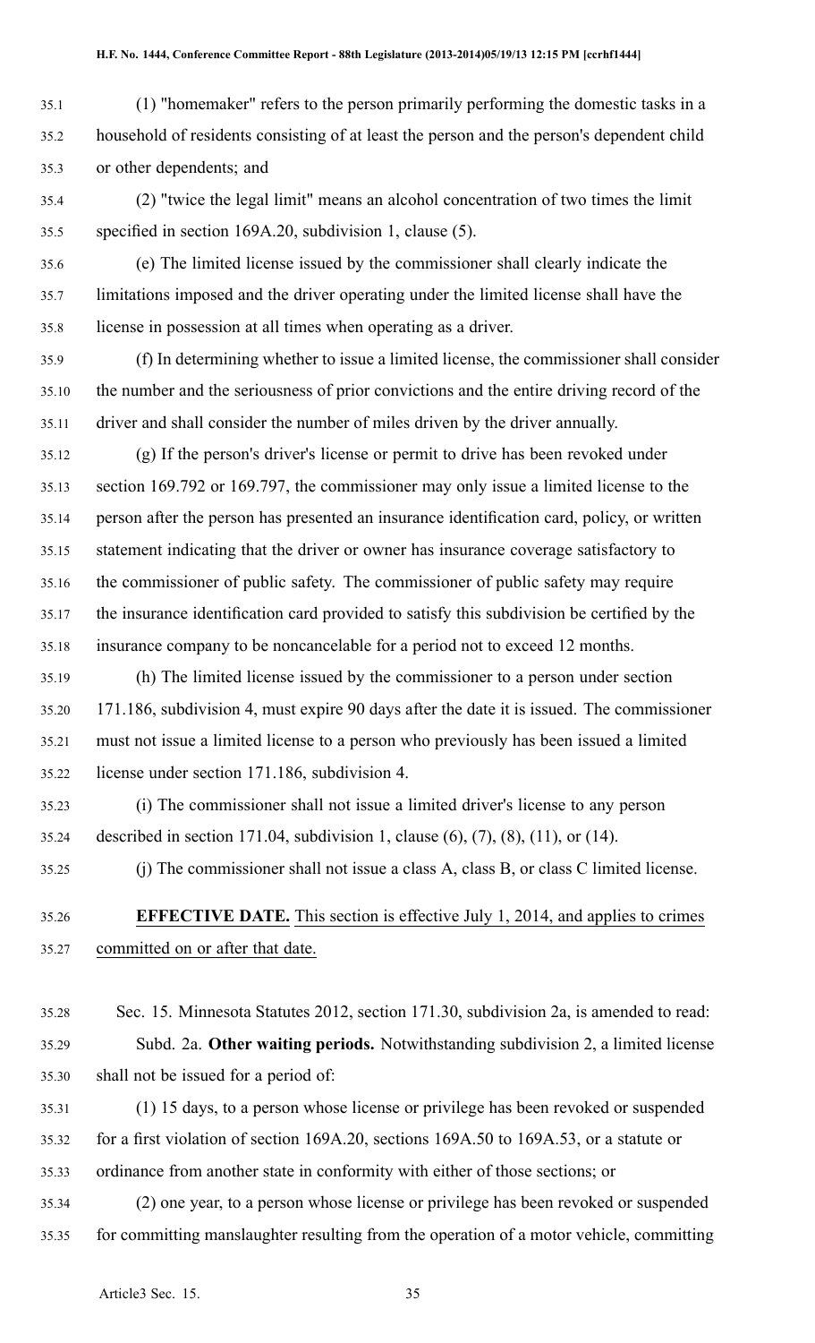(1) "homemaker" refers to the person primarily performing the domestic tasks in a household of residents consisting of at least the person and the person's dependent child or other dependents; and

(2) "twice the legal limit" means an alcohol concentration of two times the limit specified in section 169A.20, subdivision 1, clause (5).

(e) The limited license issued by the commissioner shall clearly indicate the limitations imposed and the driver operating under the limited license shall have the license in possession at all times when operating as a driver.

(f) In determining whether to issue a limited license, the commissioner shall consider the number and the seriousness of prior convictions and the entire driving record of the driver and shall consider the number of miles driven by the driver annually.

(g) If the person's driver's license or permit to drive has been revoked under section 169.792 or 169.797, the commissioner may only issue a limited license to the person after the person has presented an insurance identification card, policy, or written statement indicating that the driver or owner has insurance coverage satisfactory to the commissioner of public safety. The commissioner of public safety may require the insurance identification card provided to satisfy this subdivision be certified by the insurance company to be noncancelable for a period not to exceed 12 months.

(h) The limited license issued by the commissioner to a person under section 171.186, subdivision 4, must expire 90 days after the date it is issued. The commissioner must not issue a limited license to a person who previously has been issued a limited license under section 171.186, subdivision 4.

(i) The commissioner shall not issue a limited driver's license to any person described in section 171.04, subdivision 1, clause (6), (7), (8), (11), or (14).

(j) The commissioner shall not issue a class A, class B, or class C limited license.

**EFFECTIVE DATE.** This section is effective July 1, 2014, and applies to crimes committed on or after that date.

Sec. 15. Minnesota Statutes 2012, section 171.30, subdivision 2a, is amended to read:

Subd. 2a. **Other waiting periods.** Notwithstanding subdivision 2, a limited license shall not be issued for a period of:

(1) 15 days, to a person whose license or privilege has been revoked or suspended for a first violation of section 169A.20, sections 169A.50 to 169A.53, or a statute or ordinance from another state in conformity with either of those sections; or

(2) one year, to a person whose license or privilege has been revoked or suspended for committing manslaughter resulting from the operation of a motor vehicle, committing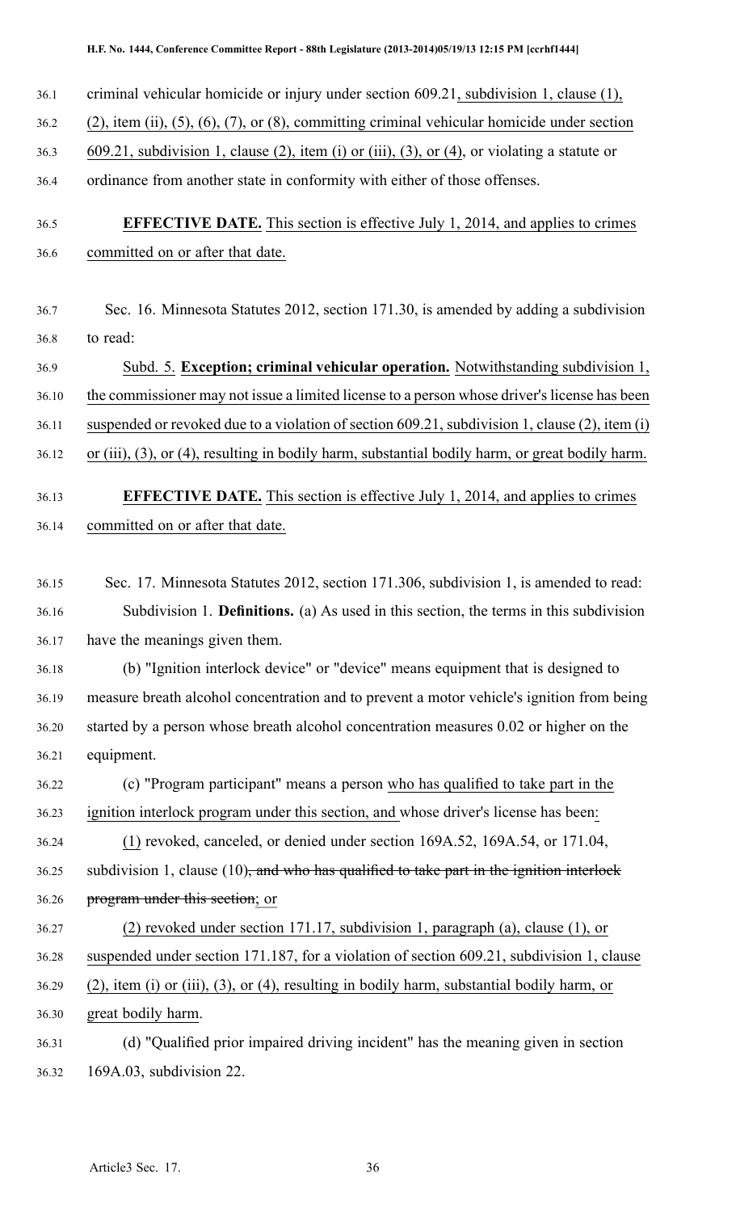criminal vehicular homicide or injury under section 609.21, subdivision 1, clause (1), (2), item (ii), (5), (6), (7), or (8), committing criminal vehicular homicide under section 609.21, subdivision 1, clause (2), item (i) or (iii), (3), or (4), or violating a statute or ordinance from another state in conformity with either of those offenses.

**EFFECTIVE DATE.** This section is effective July 1, 2014, and applies to crimes committed on or after that date.

Sec. 16. Minnesota Statutes 2012, section 171.30, is amended by adding a subdivision to read:

Subd. 5. **Exception; criminal vehicular operation.** Notwithstanding subdivision 1, the commissioner may not issue a limited license to a person whose driver's license has been suspended or revoked due to a violation of section 609.21, subdivision 1, clause (2), item (i) or (iii), (3), or (4), resulting in bodily harm, substantial bodily harm, or great bodily harm.

**EFFECTIVE DATE.** This section is effective July 1, 2014, and applies to crimes committed on or after that date.

Sec. 17. Minnesota Statutes 2012, section 171.306, subdivision 1, is amended to read:

Subdivision 1. **Definitions.** (a) As used in this section, the terms in this subdivision have the meanings given them.

(b) "Ignition interlock device" or "device" means equipment that is designed to measure breath alcohol concentration and to prevent a motor vehicle's ignition from being started by a person whose breath alcohol concentration measures 0.02 or higher on the equipment.

(c) "Program participant" means a person who has qualified to take part in the ignition interlock program under this section, and whose driver's license has been:

(1) revoked, canceled, or denied under section 169A.52, 169A.54, or 171.04, subdivision 1, clause (10)~~, and who has qualified to take part in the ignition interlock program under this section~~; or

(2) revoked under section 171.17, subdivision 1, paragraph (a), clause (1), or suspended under section 171.187, for a violation of section 609.21, subdivision 1, clause (2), item (i) or (iii), (3), or (4), resulting in bodily harm, substantial bodily harm, or great bodily harm.

(d) "Qualified prior impaired driving incident" has the meaning given in section 169A.03, subdivision 22.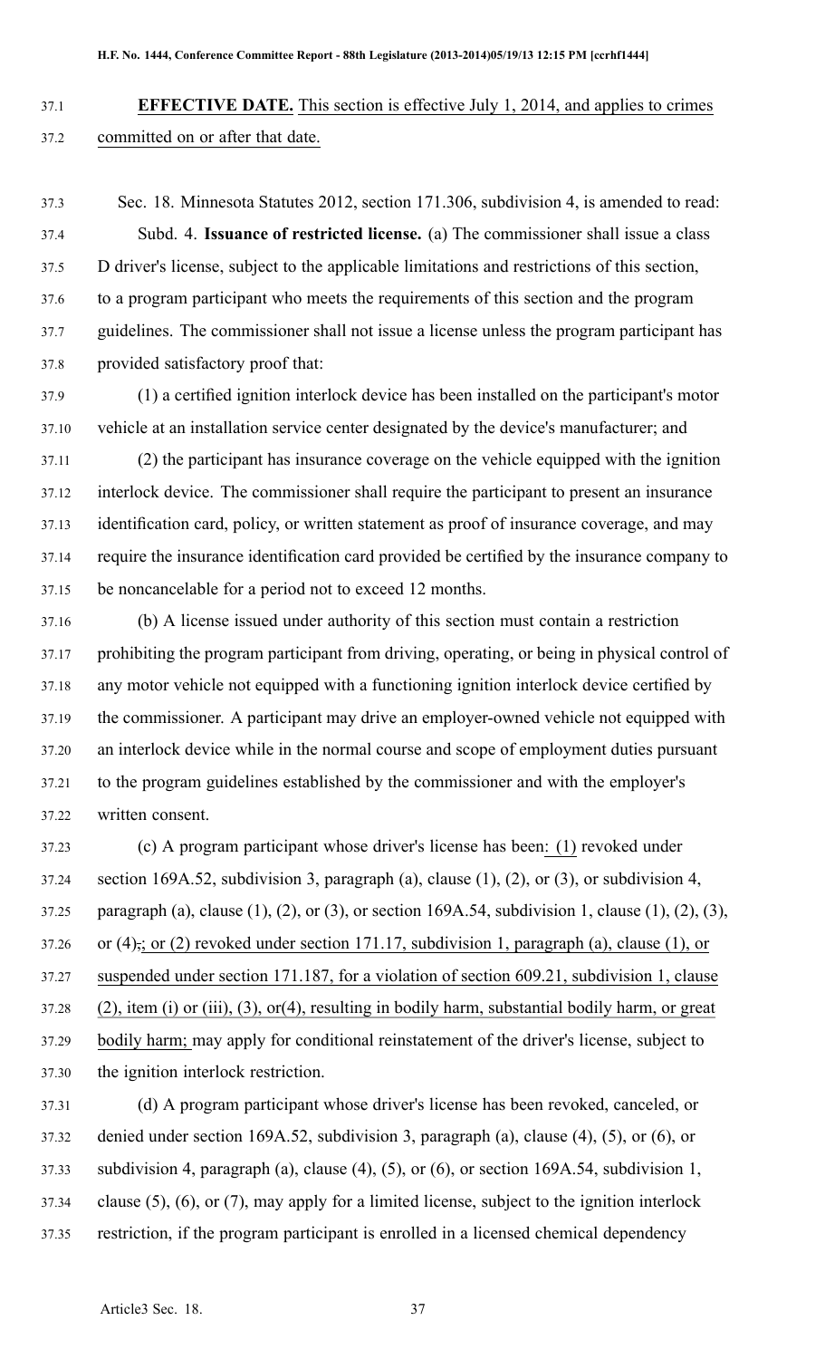**EFFECTIVE DATE.** This section is effective July 1, 2014, and applies to crimes committed on or after that date.

Sec. 18. Minnesota Statutes 2012, section 171.306, subdivision 4, is amended to read:

Subd. 4. **Issuance of restricted license.** (a) The commissioner shall issue a class D driver's license, subject to the applicable limitations and restrictions of this section, to a program participant who meets the requirements of this section and the program guidelines. The commissioner shall not issue a license unless the program participant has provided satisfactory proof that:

(1) a certified ignition interlock device has been installed on the participant's motor vehicle at an installation service center designated by the device's manufacturer; and

(2) the participant has insurance coverage on the vehicle equipped with the ignition interlock device. The commissioner shall require the participant to present an insurance identification card, policy, or written statement as proof of insurance coverage, and may require the insurance identification card provided be certified by the insurance company to be noncancelable for a period not to exceed 12 months.

(b) A license issued under authority of this section must contain a restriction prohibiting the program participant from driving, operating, or being in physical control of any motor vehicle not equipped with a functioning ignition interlock device certified by the commissioner. A participant may drive an employer-owned vehicle not equipped with an interlock device while in the normal course and scope of employment duties pursuant to the program guidelines established by the commissioner and with the employer's written consent.

(c) A program participant whose driver's license has been: (1) revoked under section 169A.52, subdivision 3, paragraph (a), clause (1), (2), or (3), or subdivision 4, paragraph (a), clause (1), (2), or (3), or section 169A.54, subdivision 1, clause (1), (2), (3), or (4),; or (2) revoked under section 171.17, subdivision 1, paragraph (a), clause (1), or suspended under section 171.187, for a violation of section 609.21, subdivision 1, clause (2), item (i) or (iii), (3), or(4), resulting in bodily harm, substantial bodily harm, or great bodily harm; may apply for conditional reinstatement of the driver's license, subject to the ignition interlock restriction.

(d) A program participant whose driver's license has been revoked, canceled, or denied under section 169A.52, subdivision 3, paragraph (a), clause (4), (5), or (6), or subdivision 4, paragraph (a), clause (4), (5), or (6), or section 169A.54, subdivision 1, clause (5), (6), or (7), may apply for a limited license, subject to the ignition interlock restriction, if the program participant is enrolled in a licensed chemical dependency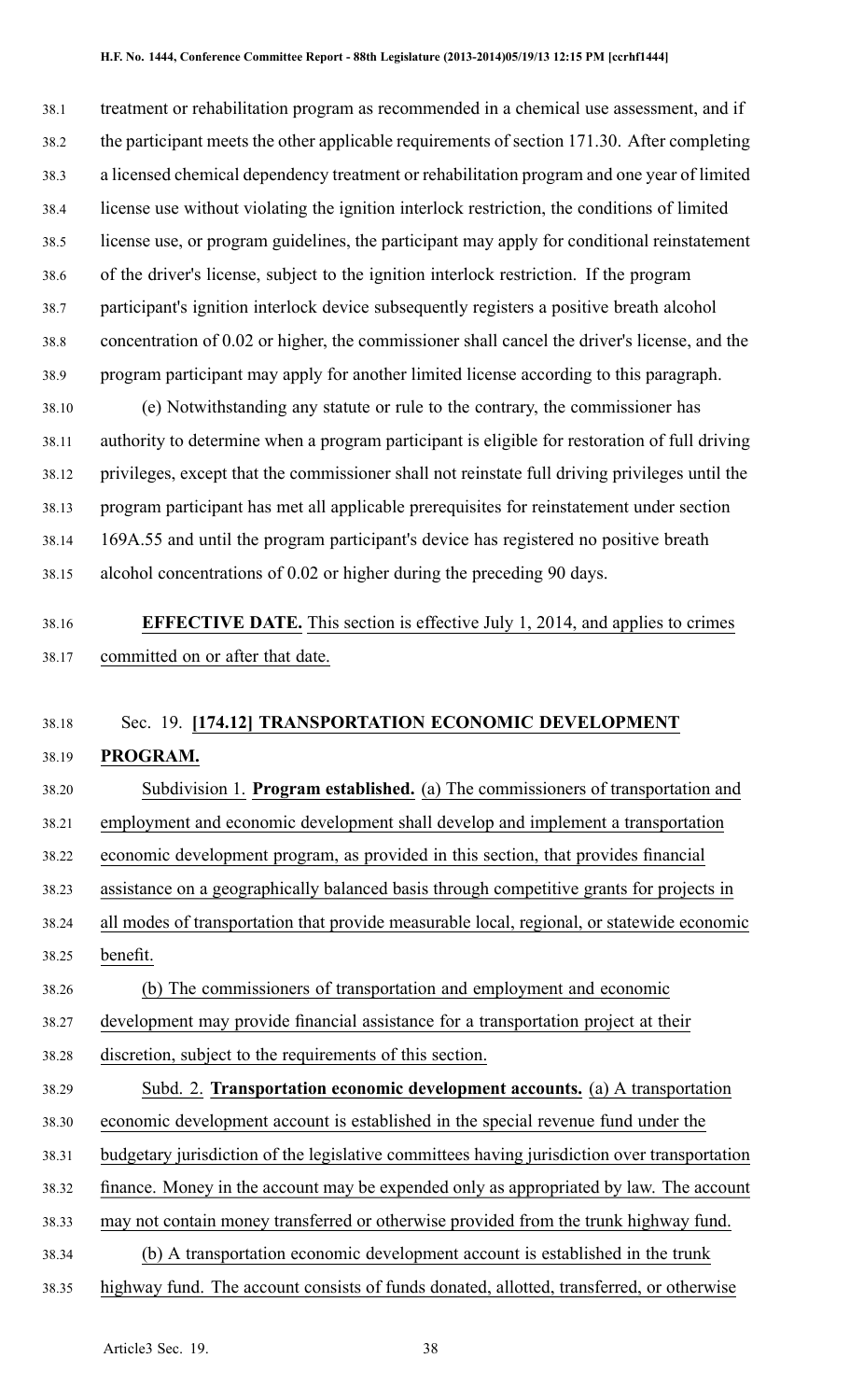treatment or rehabilitation program as recommended in a chemical use assessment, and if the participant meets the other applicable requirements of section 171.30. After completing a licensed chemical dependency treatment or rehabilitation program and one year of limited license use without violating the ignition interlock restriction, the conditions of limited license use, or program guidelines, the participant may apply for conditional reinstatement of the driver's license, subject to the ignition interlock restriction. If the program participant's ignition interlock device subsequently registers a positive breath alcohol concentration of 0.02 or higher, the commissioner shall cancel the driver's license, and the program participant may apply for another limited license according to this paragraph.

(e) Notwithstanding any statute or rule to the contrary, the commissioner has authority to determine when a program participant is eligible for restoration of full driving privileges, except that the commissioner shall not reinstate full driving privileges until the program participant has met all applicable prerequisites for reinstatement under section 169A.55 and until the program participant's device has registered no positive breath alcohol concentrations of 0.02 or higher during the preceding 90 days.

**EFFECTIVE DATE.** This section is effective July 1, 2014, and applies to crimes committed on or after that date.

Sec. 19. **[174.12] TRANSPORTATION ECONOMIC DEVELOPMENT PROGRAM.**

Subdivision 1. **Program established.** (a) The commissioners of transportation and employment and economic development shall develop and implement a transportation economic development program, as provided in this section, that provides financial assistance on a geographically balanced basis through competitive grants for projects in all modes of transportation that provide measurable local, regional, or statewide economic benefit.

(b) The commissioners of transportation and employment and economic development may provide financial assistance for a transportation project at their discretion, subject to the requirements of this section.

Subd. 2. **Transportation economic development accounts.** (a) A transportation economic development account is established in the special revenue fund under the budgetary jurisdiction of the legislative committees having jurisdiction over transportation finance. Money in the account may be expended only as appropriated by law. The account may not contain money transferred or otherwise provided from the trunk highway fund.

(b) A transportation economic development account is established in the trunk highway fund. The account consists of funds donated, allotted, transferred, or otherwise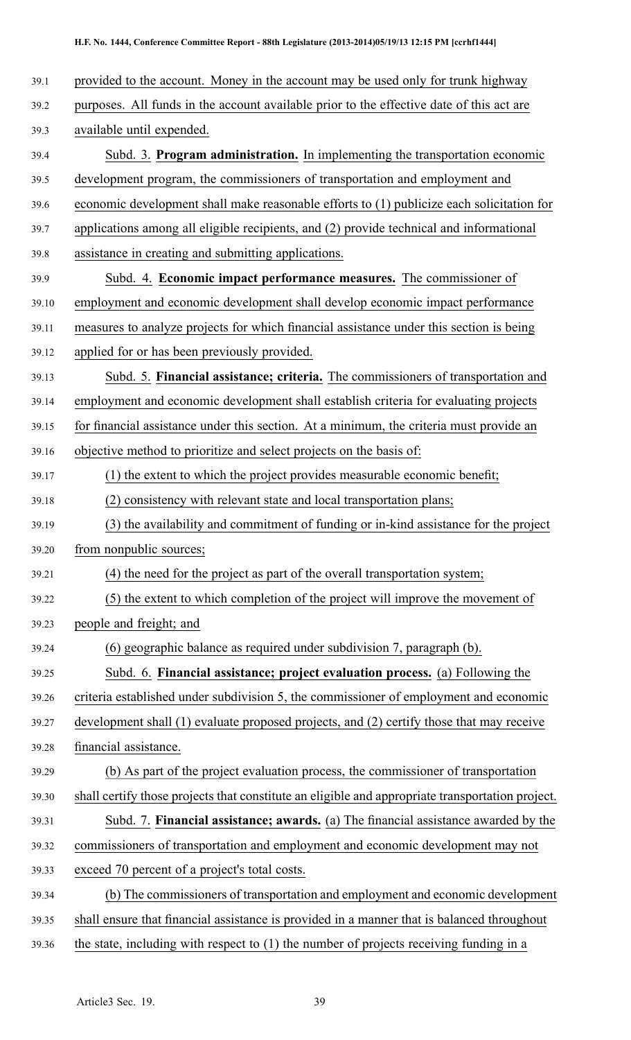provided to the account. Money in the account may be used only for trunk highway purposes. All funds in the account available prior to the effective date of this act are available until expended.

Subd. 3. **Program administration.** In implementing the transportation economic development program, the commissioners of transportation and employment and economic development shall make reasonable efforts to (1) publicize each solicitation for applications among all eligible recipients, and (2) provide technical and informational assistance in creating and submitting applications.

Subd. 4. **Economic impact performance measures.** The commissioner of employment and economic development shall develop economic impact performance measures to analyze projects for which financial assistance under this section is being applied for or has been previously provided.

Subd. 5. **Financial assistance; criteria.** The commissioners of transportation and employment and economic development shall establish criteria for evaluating projects for financial assistance under this section. At a minimum, the criteria must provide an objective method to prioritize and select projects on the basis of:

(1) the extent to which the project provides measurable economic benefit;

(2) consistency with relevant state and local transportation plans;

(3) the availability and commitment of funding or in-kind assistance for the project from nonpublic sources;

(4) the need for the project as part of the overall transportation system;

(5) the extent to which completion of the project will improve the movement of people and freight; and

(6) geographic balance as required under subdivision 7, paragraph (b).

Subd. 6. **Financial assistance; project evaluation process.** (a) Following the criteria established under subdivision 5, the commissioner of employment and economic development shall (1) evaluate proposed projects, and (2) certify those that may receive financial assistance.

(b) As part of the project evaluation process, the commissioner of transportation shall certify those projects that constitute an eligible and appropriate transportation project.

Subd. 7. **Financial assistance; awards.** (a) The financial assistance awarded by the commissioners of transportation and employment and economic development may not exceed 70 percent of a project's total costs.

(b) The commissioners of transportation and employment and economic development shall ensure that financial assistance is provided in a manner that is balanced throughout the state, including with respect to (1) the number of projects receiving funding in a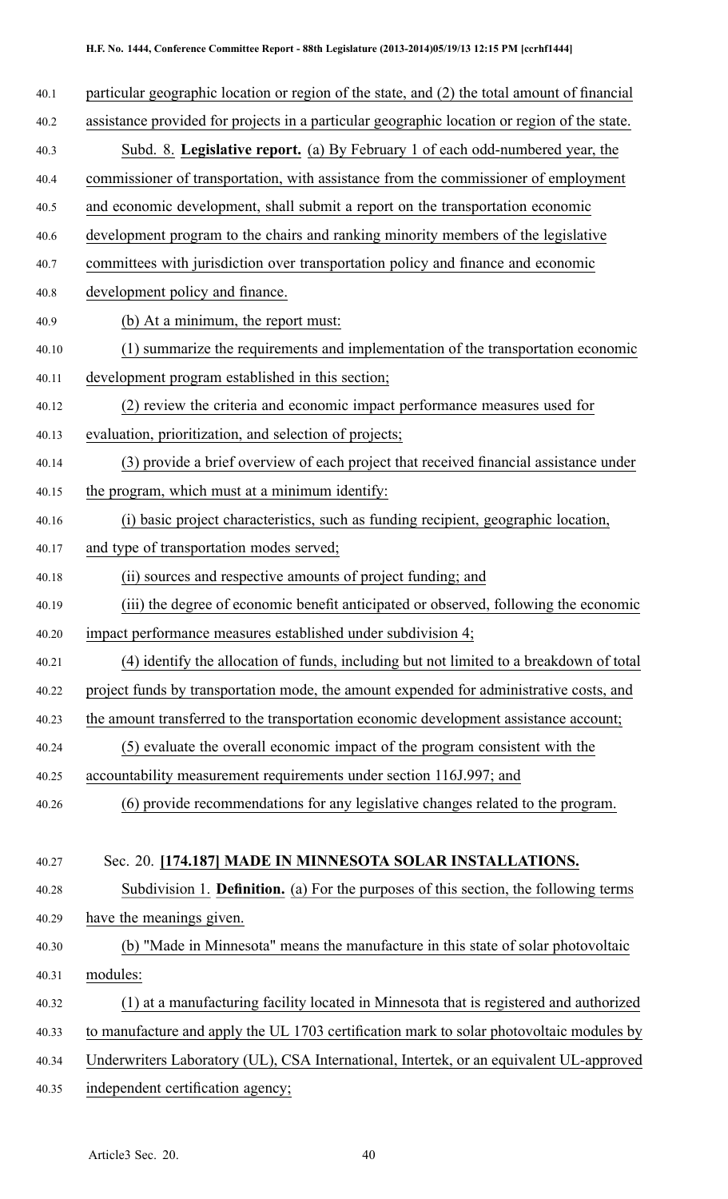particular geographic location or region of the state, and (2) the total amount of financial assistance provided for projects in a particular geographic location or region of the state.

Subd. 8. **Legislative report.** (a) By February 1 of each odd-numbered year, the commissioner of transportation, with assistance from the commissioner of employment and economic development, shall submit a report on the transportation economic development program to the chairs and ranking minority members of the legislative committees with jurisdiction over transportation policy and finance and economic development policy and finance.

(b) At a minimum, the report must:

(1) summarize the requirements and implementation of the transportation economic development program established in this section;

(2) review the criteria and economic impact performance measures used for evaluation, prioritization, and selection of projects;

(3) provide a brief overview of each project that received financial assistance under the program, which must at a minimum identify:

(i) basic project characteristics, such as funding recipient, geographic location, and type of transportation modes served;

(ii) sources and respective amounts of project funding; and

(iii) the degree of economic benefit anticipated or observed, following the economic impact performance measures established under subdivision 4;

(4) identify the allocation of funds, including but not limited to a breakdown of total project funds by transportation mode, the amount expended for administrative costs, and the amount transferred to the transportation economic development assistance account;

(5) evaluate the overall economic impact of the program consistent with the accountability measurement requirements under section 116J.997; and

(6) provide recommendations for any legislative changes related to the program.

Sec. 20. **[174.187] MADE IN MINNESOTA SOLAR INSTALLATIONS.**

Subdivision 1. **Definition.** (a) For the purposes of this section, the following terms have the meanings given.

(b) "Made in Minnesota" means the manufacture in this state of solar photovoltaic modules:

(1) at a manufacturing facility located in Minnesota that is registered and authorized to manufacture and apply the UL 1703 certification mark to solar photovoltaic modules by Underwriters Laboratory (UL), CSA International, Intertek, or an equivalent UL-approved independent certification agency;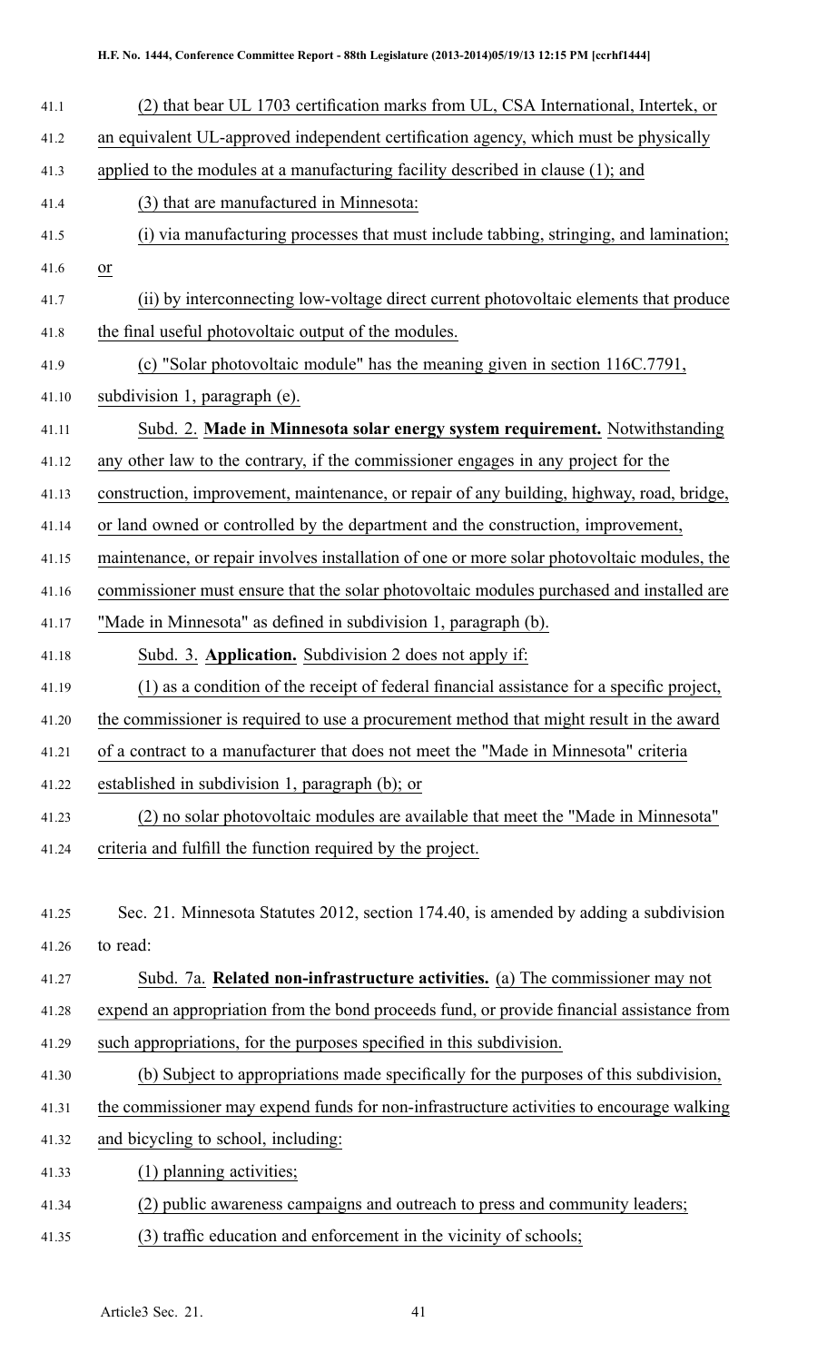(2) that bear UL 1703 certification marks from UL, CSA International, Intertek, or an equivalent UL-approved independent certification agency, which must be physically applied to the modules at a manufacturing facility described in clause (1); and

(3) that are manufactured in Minnesota:

(i) via manufacturing processes that must include tabbing, stringing, and lamination; or

(ii) by interconnecting low-voltage direct current photovoltaic elements that produce the final useful photovoltaic output of the modules.

(c) "Solar photovoltaic module" has the meaning given in section 116C.7791, subdivision 1, paragraph (e).

Subd. 2. **Made in Minnesota solar energy system requirement.** Notwithstanding any other law to the contrary, if the commissioner engages in any project for the construction, improvement, maintenance, or repair of any building, highway, road, bridge, or land owned or controlled by the department and the construction, improvement, maintenance, or repair involves installation of one or more solar photovoltaic modules, the commissioner must ensure that the solar photovoltaic modules purchased and installed are "Made in Minnesota" as defined in subdivision 1, paragraph (b).

Subd. 3. **Application.** Subdivision 2 does not apply if:

(1) as a condition of the receipt of federal financial assistance for a specific project, the commissioner is required to use a procurement method that might result in the award of a contract to a manufacturer that does not meet the "Made in Minnesota" criteria established in subdivision 1, paragraph (b); or

(2) no solar photovoltaic modules are available that meet the "Made in Minnesota" criteria and fulfill the function required by the project.

Sec. 21. Minnesota Statutes 2012, section 174.40, is amended by adding a subdivision to read:

Subd. 7a. **Related non-infrastructure activities.** (a) The commissioner may not expend an appropriation from the bond proceeds fund, or provide financial assistance from such appropriations, for the purposes specified in this subdivision.

(b) Subject to appropriations made specifically for the purposes of this subdivision, the commissioner may expend funds for non-infrastructure activities to encourage walking and bicycling to school, including:

(1) planning activities;

(2) public awareness campaigns and outreach to press and community leaders;

(3) traffic education and enforcement in the vicinity of schools;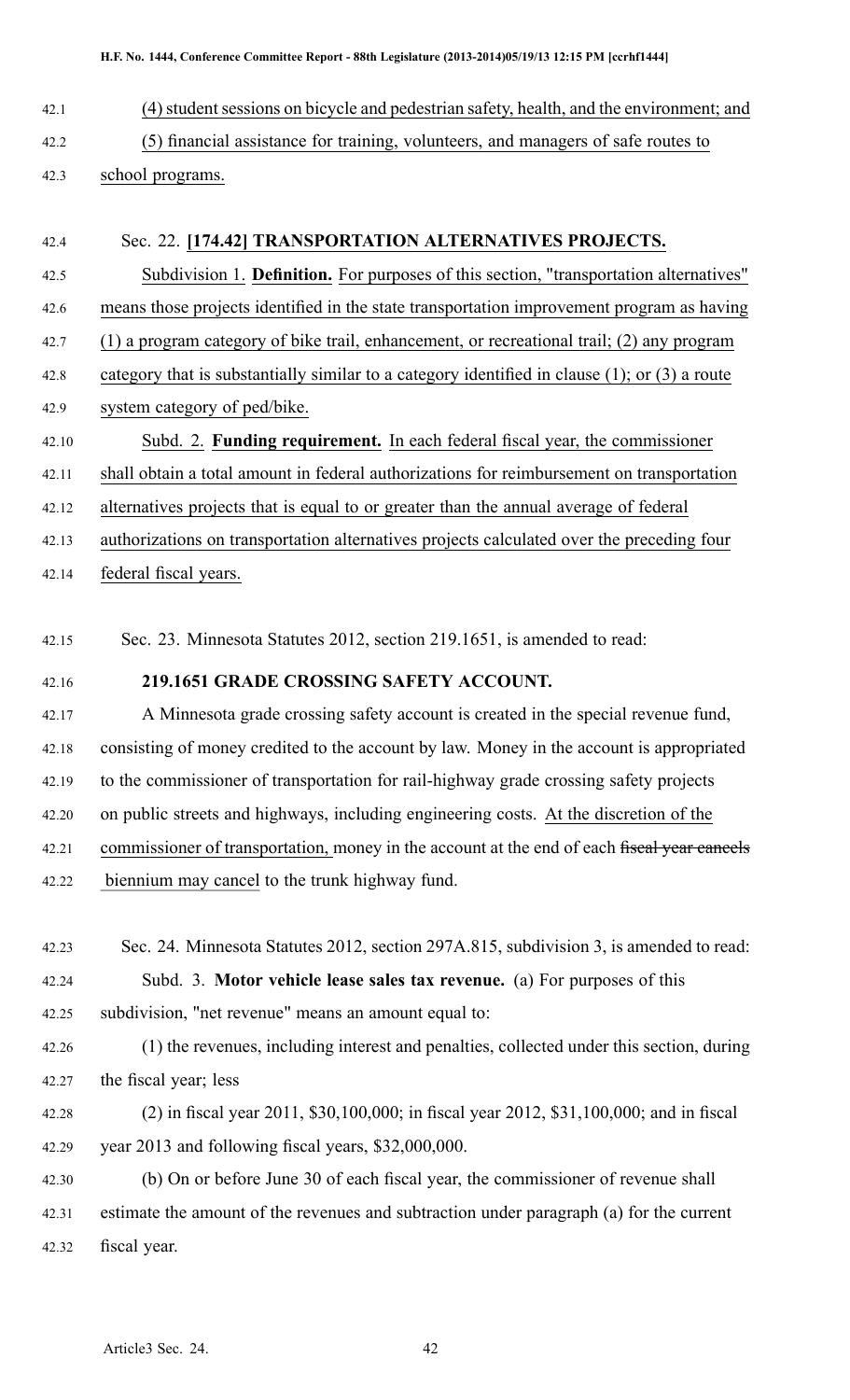(4) student sessions on bicycle and pedestrian safety, health, and the environment; and

(5) financial assistance for training, volunteers, and managers of safe routes to school programs.

Sec. 22. **[174.42] TRANSPORTATION ALTERNATIVES PROJECTS.**

Subdivision 1. **Definition.** For purposes of this section, "transportation alternatives" means those projects identified in the state transportation improvement program as having (1) a program category of bike trail, enhancement, or recreational trail; (2) any program category that is substantially similar to a category identified in clause (1); or (3) a route system category of ped/bike.

Subd. 2. **Funding requirement.** In each federal fiscal year, the commissioner shall obtain a total amount in federal authorizations for reimbursement on transportation alternatives projects that is equal to or greater than the annual average of federal authorizations on transportation alternatives projects calculated over the preceding four federal fiscal years.

Sec. 23. Minnesota Statutes 2012, section 219.1651, is amended to read:

**219.1651 GRADE CROSSING SAFETY ACCOUNT.**

A Minnesota grade crossing safety account is created in the special revenue fund, consisting of money credited to the account by law. Money in the account is appropriated to the commissioner of transportation for rail-highway grade crossing safety projects on public streets and highways, including engineering costs. At the discretion of the commissioner of transportation, money in the account at the end of each ~~fiscal year cancels~~ biennium may cancel to the trunk highway fund.

Sec. 24. Minnesota Statutes 2012, section 297A.815, subdivision 3, is amended to read:

Subd. 3. **Motor vehicle lease sales tax revenue.** (a) For purposes of this subdivision, "net revenue" means an amount equal to:

(1) the revenues, including interest and penalties, collected under this section, during the fiscal year; less

(2) in fiscal year 2011, $30,100,000; in fiscal year 2012, $31,100,000; and in fiscal year 2013 and following fiscal years, $32,000,000.

(b) On or before June 30 of each fiscal year, the commissioner of revenue shall estimate the amount of the revenues and subtraction under paragraph (a) for the current fiscal year.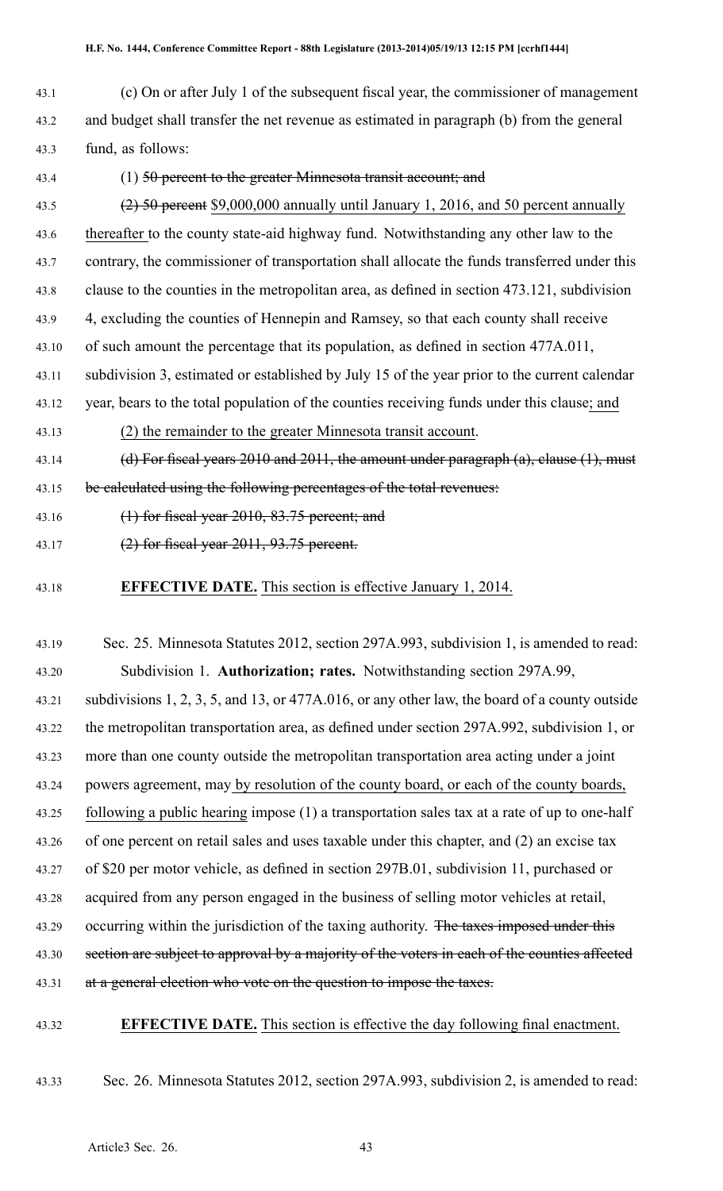(c) On or after July 1 of the subsequent fiscal year, the commissioner of management and budget shall transfer the net revenue as estimated in paragraph (b) from the general fund, as follows:

(1) ~~50 percent to the greater Minnesota transit account; and~~

~~(2) 50 percent~~ $9,000,000 annually until January 1, 2016, and 50 percent annually thereafter to the county state-aid highway fund. Notwithstanding any other law to the contrary, the commissioner of transportation shall allocate the funds transferred under this clause to the counties in the metropolitan area, as defined in section 473.121, subdivision 4, excluding the counties of Hennepin and Ramsey, so that each county shall receive of such amount the percentage that its population, as defined in section 477A.011, subdivision 3, estimated or established by July 15 of the year prior to the current calendar year, bears to the total population of the counties receiving funds under this clause; and

(2) the remainder to the greater Minnesota transit account.

~~(d) For fiscal years 2010 and 2011, the amount under paragraph (a), clause (1), must be calculated using the following percentages of the total revenues:~~

~~(1) for fiscal year 2010, 83.75 percent; and~~

~~(2) for fiscal year 2011, 93.75 percent.~~

**EFFECTIVE DATE.** This section is effective January 1, 2014.

Sec. 25. Minnesota Statutes 2012, section 297A.993, subdivision 1, is amended to read:

Subdivision 1. **Authorization; rates.** Notwithstanding section 297A.99, subdivisions 1, 2, 3, 5, and 13, or 477A.016, or any other law, the board of a county outside the metropolitan transportation area, as defined under section 297A.992, subdivision 1, or more than one county outside the metropolitan transportation area acting under a joint powers agreement, may by resolution of the county board, or each of the county boards, following a public hearing impose (1) a transportation sales tax at a rate of up to one-half of one percent on retail sales and uses taxable under this chapter, and (2) an excise tax of $20 per motor vehicle, as defined in section 297B.01, subdivision 11, purchased or acquired from any person engaged in the business of selling motor vehicles at retail, occurring within the jurisdiction of the taxing authority. ~~The taxes imposed under this section are subject to approval by a majority of the voters in each of the counties affected at a general election who vote on the question to impose the taxes.~~

**EFFECTIVE DATE.** This section is effective the day following final enactment.

Sec. 26. Minnesota Statutes 2012, section 297A.993, subdivision 2, is amended to read: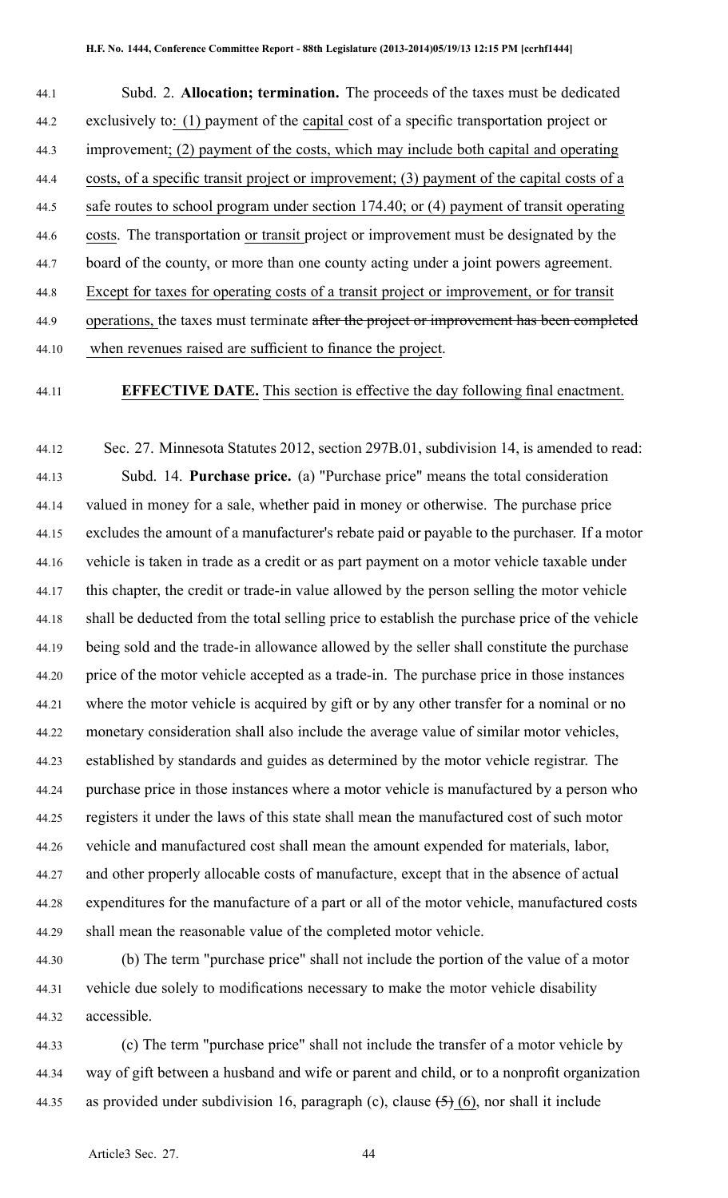Subd. 2. **Allocation; termination.** The proceeds of the taxes must be dedicated exclusively to: (1) payment of the capital cost of a specific transportation project or improvement; (2) payment of the costs, which may include both capital and operating costs, of a specific transit project or improvement; (3) payment of the capital costs of a safe routes to school program under section 174.40; or (4) payment of transit operating costs. The transportation or transit project or improvement must be designated by the board of the county, or more than one county acting under a joint powers agreement. Except for taxes for operating costs of a transit project or improvement, or for transit operations, the taxes must terminate ~~after the project or improvement has been completed~~ when revenues raised are sufficient to finance the project.

**EFFECTIVE DATE.** This section is effective the day following final enactment.

Sec. 27. Minnesota Statutes 2012, section 297B.01, subdivision 14, is amended to read:

Subd. 14. **Purchase price.** (a) "Purchase price" means the total consideration valued in money for a sale, whether paid in money or otherwise. The purchase price excludes the amount of a manufacturer's rebate paid or payable to the purchaser. If a motor vehicle is taken in trade as a credit or as part payment on a motor vehicle taxable under this chapter, the credit or trade-in value allowed by the person selling the motor vehicle shall be deducted from the total selling price to establish the purchase price of the vehicle being sold and the trade-in allowance allowed by the seller shall constitute the purchase price of the motor vehicle accepted as a trade-in. The purchase price in those instances where the motor vehicle is acquired by gift or by any other transfer for a nominal or no monetary consideration shall also include the average value of similar motor vehicles, established by standards and guides as determined by the motor vehicle registrar. The purchase price in those instances where a motor vehicle is manufactured by a person who registers it under the laws of this state shall mean the manufactured cost of such motor vehicle and manufactured cost shall mean the amount expended for materials, labor, and other properly allocable costs of manufacture, except that in the absence of actual expenditures for the manufacture of a part or all of the motor vehicle, manufactured costs shall mean the reasonable value of the completed motor vehicle.

(b) The term "purchase price" shall not include the portion of the value of a motor vehicle due solely to modifications necessary to make the motor vehicle disability accessible.

(c) The term "purchase price" shall not include the transfer of a motor vehicle by way of gift between a husband and wife or parent and child, or to a nonprofit organization as provided under subdivision 16, paragraph (c), clause ~~(5)~~ (6), nor shall it include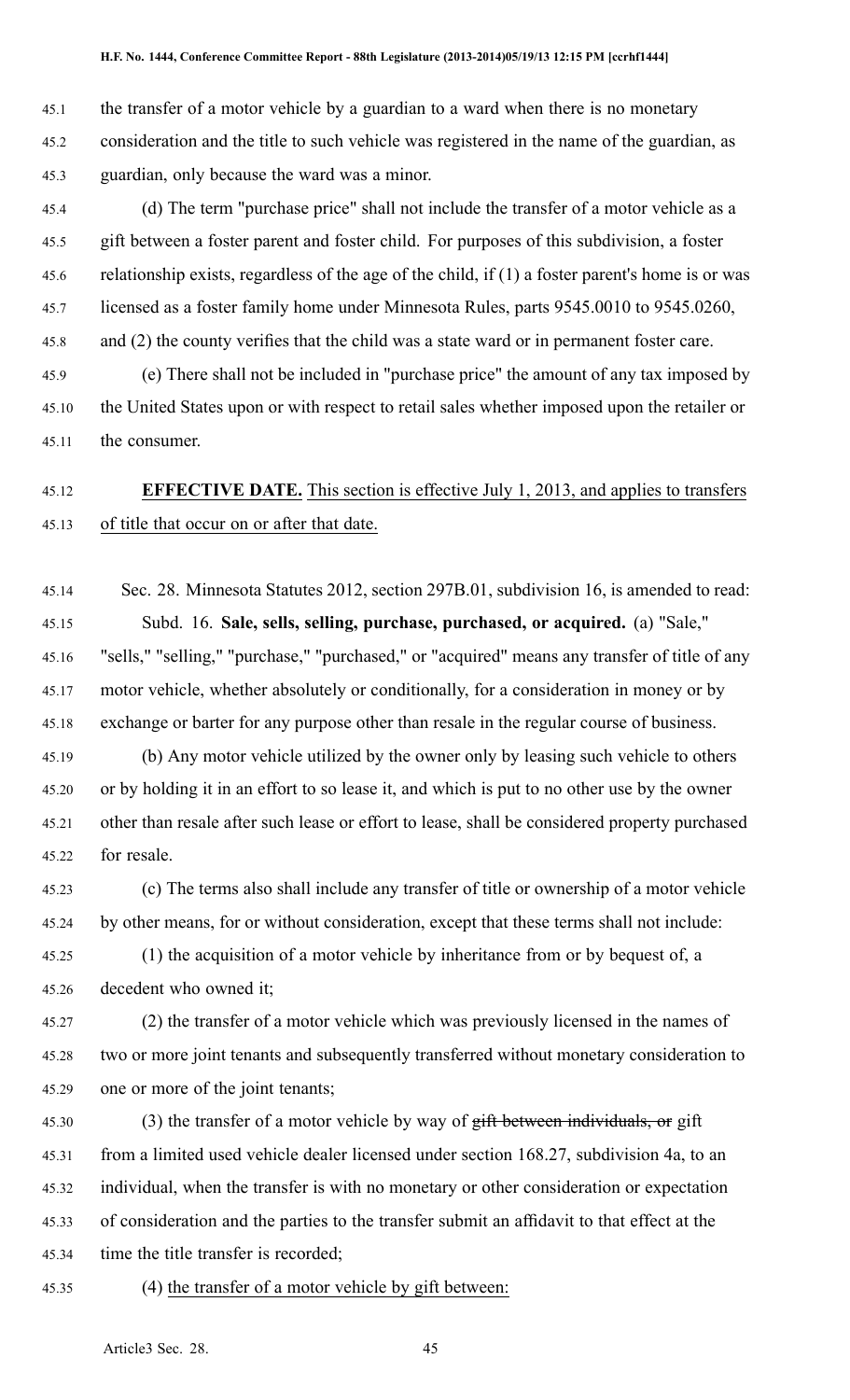the transfer of a motor vehicle by a guardian to a ward when there is no monetary consideration and the title to such vehicle was registered in the name of the guardian, as guardian, only because the ward was a minor.

(d) The term "purchase price" shall not include the transfer of a motor vehicle as a gift between a foster parent and foster child. For purposes of this subdivision, a foster relationship exists, regardless of the age of the child, if (1) a foster parent's home is or was licensed as a foster family home under Minnesota Rules, parts 9545.0010 to 9545.0260, and (2) the county verifies that the child was a state ward or in permanent foster care.

(e) There shall not be included in "purchase price" the amount of any tax imposed by the United States upon or with respect to retail sales whether imposed upon the retailer or the consumer.

**EFFECTIVE DATE.** This section is effective July 1, 2013, and applies to transfers of title that occur on or after that date.

Sec. 28. Minnesota Statutes 2012, section 297B.01, subdivision 16, is amended to read:

Subd. 16. **Sale, sells, selling, purchase, purchased, or acquired.** (a) "Sale," "sells," "selling," "purchase," "purchased," or "acquired" means any transfer of title of any motor vehicle, whether absolutely or conditionally, for a consideration in money or by exchange or barter for any purpose other than resale in the regular course of business.

(b) Any motor vehicle utilized by the owner only by leasing such vehicle to others or by holding it in an effort to so lease it, and which is put to no other use by the owner other than resale after such lease or effort to lease, shall be considered property purchased for resale.

(c) The terms also shall include any transfer of title or ownership of a motor vehicle by other means, for or without consideration, except that these terms shall not include:

(1) the acquisition of a motor vehicle by inheritance from or by bequest of, a decedent who owned it;

(2) the transfer of a motor vehicle which was previously licensed in the names of two or more joint tenants and subsequently transferred without monetary consideration to one or more of the joint tenants;

(3) the transfer of a motor vehicle by way of ~~gift between individuals, or~~ gift from a limited used vehicle dealer licensed under section 168.27, subdivision 4a, to an individual, when the transfer is with no monetary or other consideration or expectation of consideration and the parties to the transfer submit an affidavit to that effect at the time the title transfer is recorded;

(4) the transfer of a motor vehicle by gift between: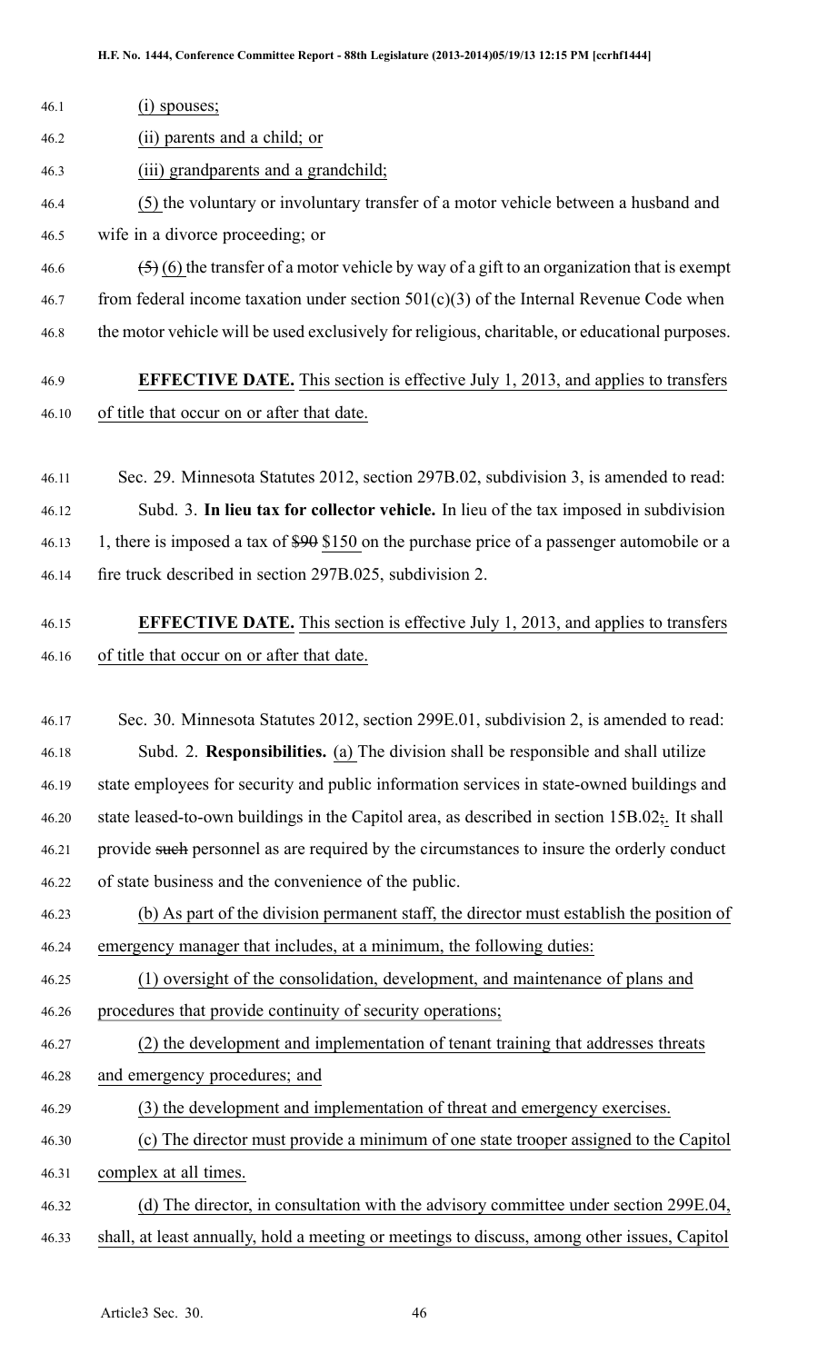(i) spouses;

(ii) parents and a child; or

(iii) grandparents and a grandchild;

(5) the voluntary or involuntary transfer of a motor vehicle between a husband and wife in a divorce proceeding; or

~~(5)~~ (6) the transfer of a motor vehicle by way of a gift to an organization that is exempt from federal income taxation under section 501(c)(3) of the Internal Revenue Code when the motor vehicle will be used exclusively for religious, charitable, or educational purposes.

**EFFECTIVE DATE.** This section is effective July 1, 2013, and applies to transfers of title that occur on or after that date.

Sec. 29. Minnesota Statutes 2012, section 297B.02, subdivision 3, is amended to read:

Subd. 3. **In lieu tax for collector vehicle.** In lieu of the tax imposed in subdivision 1, there is imposed a tax of ~~$90~~ $150 on the purchase price of a passenger automobile or a fire truck described in section 297B.025, subdivision 2.

**EFFECTIVE DATE.** This section is effective July 1, 2013, and applies to transfers of title that occur on or after that date.

Sec. 30. Minnesota Statutes 2012, section 299E.01, subdivision 2, is amended to read:

Subd. 2. **Responsibilities.** (a) The division shall be responsible and shall utilize state employees for security and public information services in state-owned buildings and state leased-to-own buildings in the Capitol area, as described in section 15B.02~~;~~. It shall provide ~~such~~ personnel as are required by the circumstances to insure the orderly conduct of state business and the convenience of the public.

(b) As part of the division permanent staff, the director must establish the position of emergency manager that includes, at a minimum, the following duties:

(1) oversight of the consolidation, development, and maintenance of plans and procedures that provide continuity of security operations;

(2) the development and implementation of tenant training that addresses threats and emergency procedures; and

(3) the development and implementation of threat and emergency exercises.

(c) The director must provide a minimum of one state trooper assigned to the Capitol complex at all times.

(d) The director, in consultation with the advisory committee under section 299E.04, shall, at least annually, hold a meeting or meetings to discuss, among other issues, Capitol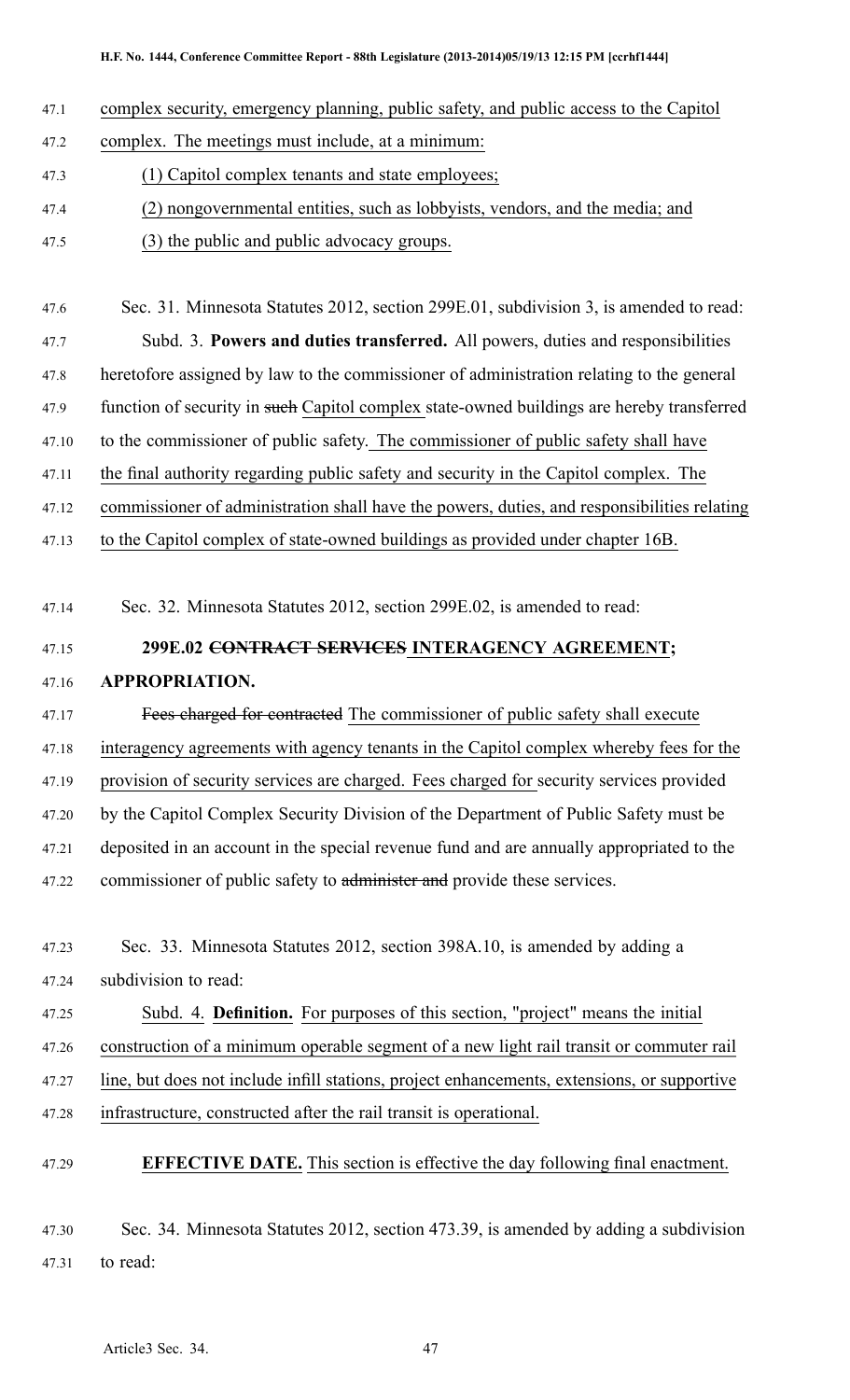complex security, emergency planning, public safety, and public access to the Capitol complex. The meetings must include, at a minimum:

(1) Capitol complex tenants and state employees;

(2) nongovernmental entities, such as lobbyists, vendors, and the media; and

(3) the public and public advocacy groups.

Sec. 31. Minnesota Statutes 2012, section 299E.01, subdivision 3, is amended to read:

Subd. 3. **Powers and duties transferred.** All powers, duties and responsibilities heretofore assigned by law to the commissioner of administration relating to the general function of security in ~~such~~ Capitol complex state-owned buildings are hereby transferred to the commissioner of public safety. The commissioner of public safety shall have the final authority regarding public safety and security in the Capitol complex. The commissioner of administration shall have the powers, duties, and responsibilities relating to the Capitol complex of state-owned buildings as provided under chapter 16B.

Sec. 32. Minnesota Statutes 2012, section 299E.02, is amended to read:

**299E.02 ~~CONTRACT SERVICES~~ INTERAGENCY AGREEMENT; APPROPRIATION.**

~~Fees charged for contracted~~ The commissioner of public safety shall execute interagency agreements with agency tenants in the Capitol complex whereby fees for the provision of security services are charged. Fees charged for security services provided by the Capitol Complex Security Division of the Department of Public Safety must be deposited in an account in the special revenue fund and are annually appropriated to the commissioner of public safety to ~~administer and~~ provide these services.

Sec. 33. Minnesota Statutes 2012, section 398A.10, is amended by adding a subdivision to read:

Subd. 4. **Definition.** For purposes of this section, "project" means the initial construction of a minimum operable segment of a new light rail transit or commuter rail line, but does not include infill stations, project enhancements, extensions, or supportive infrastructure, constructed after the rail transit is operational.

**EFFECTIVE DATE.** This section is effective the day following final enactment.

Sec. 34. Minnesota Statutes 2012, section 473.39, is amended by adding a subdivision to read: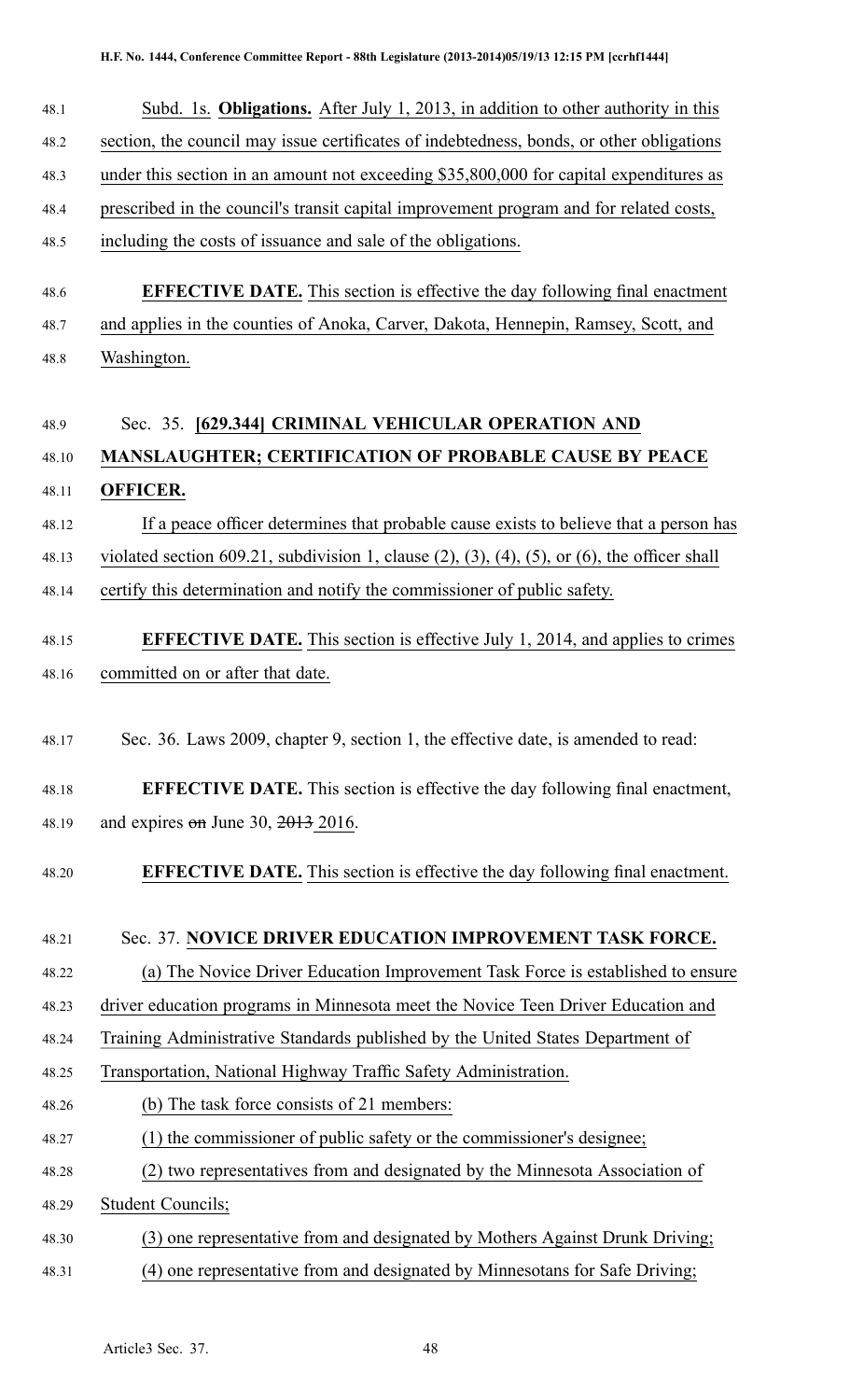Subd. 1s. **Obligations.** After July 1, 2013, in addition to other authority in this section, the council may issue certificates of indebtedness, bonds, or other obligations under this section in an amount not exceeding $35,800,000 for capital expenditures as prescribed in the council's transit capital improvement program and for related costs, including the costs of issuance and sale of the obligations.

**EFFECTIVE DATE.** This section is effective the day following final enactment and applies in the counties of Anoka, Carver, Dakota, Hennepin, Ramsey, Scott, and Washington.

Sec. 35. **[629.344] CRIMINAL VEHICULAR OPERATION AND MANSLAUGHTER; CERTIFICATION OF PROBABLE CAUSE BY PEACE OFFICER.**

If a peace officer determines that probable cause exists to believe that a person has violated section 609.21, subdivision 1, clause (2), (3), (4), (5), or (6), the officer shall certify this determination and notify the commissioner of public safety.

**EFFECTIVE DATE.** This section is effective July 1, 2014, and applies to crimes committed on or after that date.

Sec. 36. Laws 2009, chapter 9, section 1, the effective date, is amended to read:

**EFFECTIVE DATE.** This section is effective the day following final enactment, and expires ~~on~~ June 30, ~~2013~~ 2016.

**EFFECTIVE DATE.** This section is effective the day following final enactment.

Sec. 37. **NOVICE DRIVER EDUCATION IMPROVEMENT TASK FORCE.**

(a) The Novice Driver Education Improvement Task Force is established to ensure driver education programs in Minnesota meet the Novice Teen Driver Education and Training Administrative Standards published by the United States Department of Transportation, National Highway Traffic Safety Administration.

(b) The task force consists of 21 members:

(1) the commissioner of public safety or the commissioner's designee;

(2) two representatives from and designated by the Minnesota Association of Student Councils;

(3) one representative from and designated by Mothers Against Drunk Driving;

(4) one representative from and designated by Minnesotans for Safe Driving;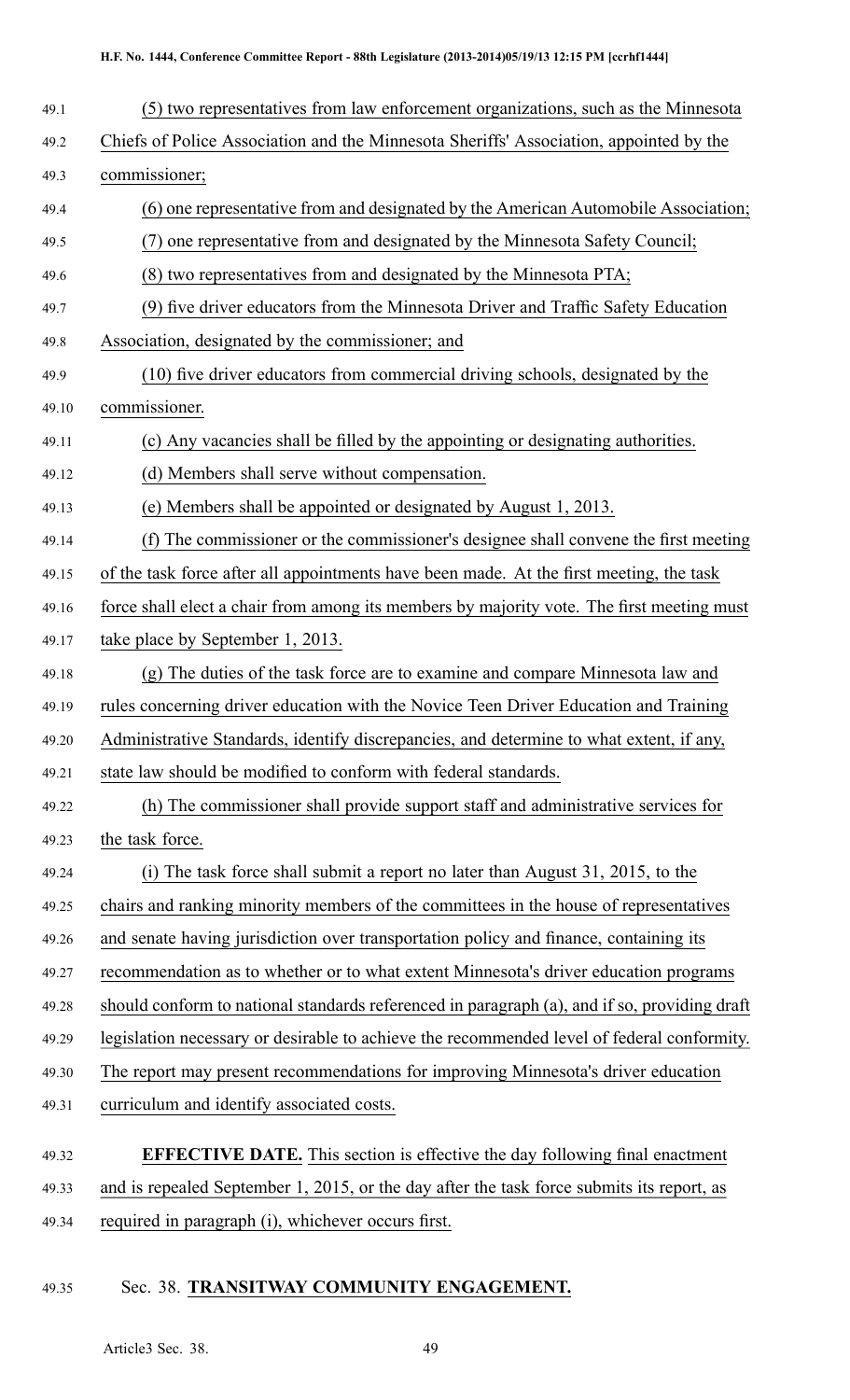(5) two representatives from law enforcement organizations, such as the Minnesota Chiefs of Police Association and the Minnesota Sheriffs' Association, appointed by the commissioner;

(6) one representative from and designated by the American Automobile Association;

(7) one representative from and designated by the Minnesota Safety Council;

(8) two representatives from and designated by the Minnesota PTA;

(9) five driver educators from the Minnesota Driver and Traffic Safety Education Association, designated by the commissioner; and

(10) five driver educators from commercial driving schools, designated by the commissioner.

(c) Any vacancies shall be filled by the appointing or designating authorities.

(d) Members shall serve without compensation.

(e) Members shall be appointed or designated by August 1, 2013.

(f) The commissioner or the commissioner's designee shall convene the first meeting of the task force after all appointments have been made. At the first meeting, the task force shall elect a chair from among its members by majority vote. The first meeting must take place by September 1, 2013.

(g) The duties of the task force are to examine and compare Minnesota law and rules concerning driver education with the Novice Teen Driver Education and Training Administrative Standards, identify discrepancies, and determine to what extent, if any, state law should be modified to conform with federal standards.

(h) The commissioner shall provide support staff and administrative services for the task force.

(i) The task force shall submit a report no later than August 31, 2015, to the chairs and ranking minority members of the committees in the house of representatives and senate having jurisdiction over transportation policy and finance, containing its recommendation as to whether or to what extent Minnesota's driver education programs should conform to national standards referenced in paragraph (a), and if so, providing draft legislation necessary or desirable to achieve the recommended level of federal conformity. The report may present recommendations for improving Minnesota's driver education curriculum and identify associated costs.

**EFFECTIVE DATE.** This section is effective the day following final enactment and is repealed September 1, 2015, or the day after the task force submits its report, as required in paragraph (i), whichever occurs first.

Sec. 38. **TRANSITWAY COMMUNITY ENGAGEMENT.**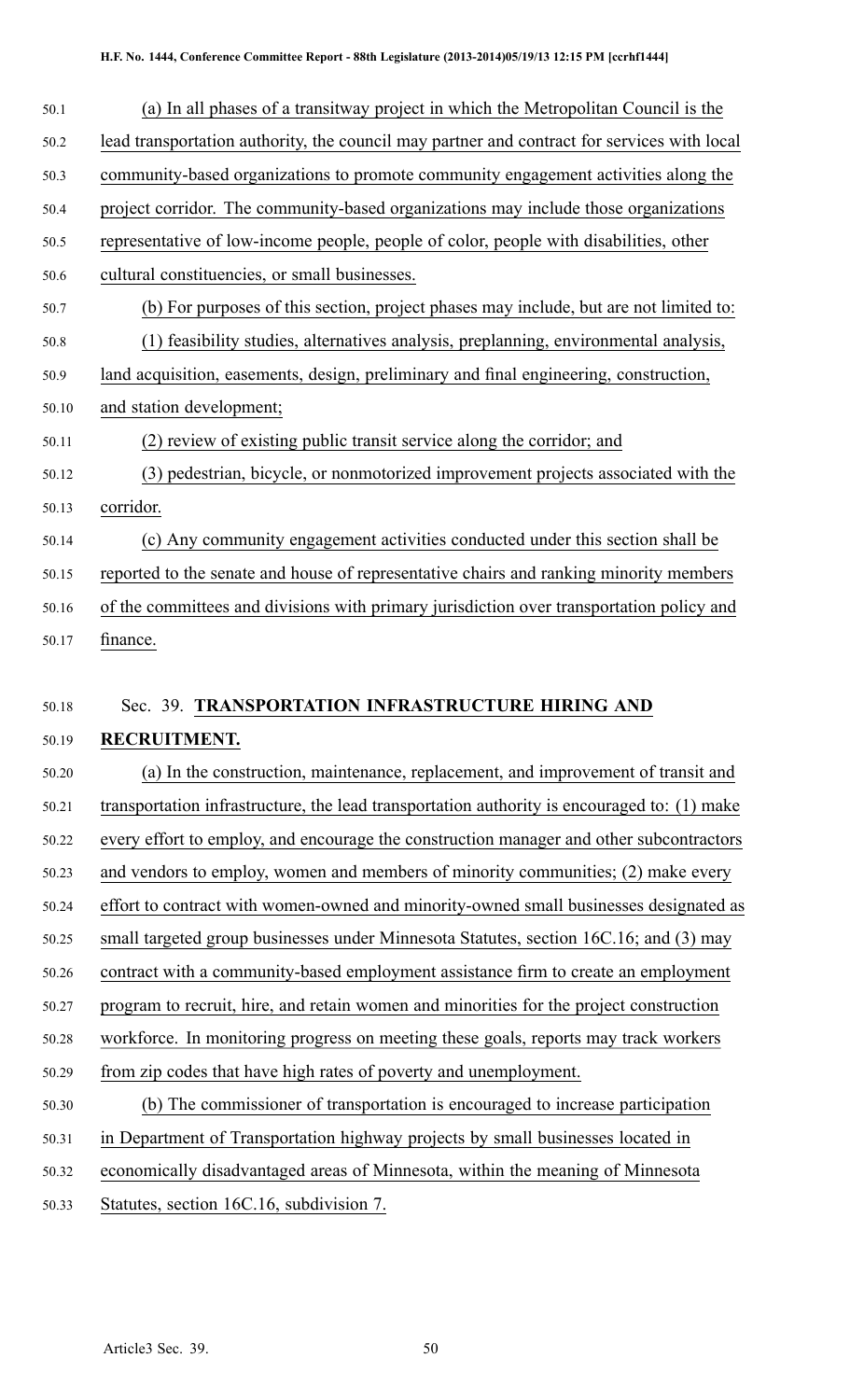(a) In all phases of a transitway project in which the Metropolitan Council is the lead transportation authority, the council may partner and contract for services with local community-based organizations to promote community engagement activities along the project corridor. The community-based organizations may include those organizations representative of low-income people, people of color, people with disabilities, other cultural constituencies, or small businesses.

(b) For purposes of this section, project phases may include, but are not limited to:

(1) feasibility studies, alternatives analysis, preplanning, environmental analysis, land acquisition, easements, design, preliminary and final engineering, construction, and station development;

(2) review of existing public transit service along the corridor; and

(3) pedestrian, bicycle, or nonmotorized improvement projects associated with the corridor.

(c) Any community engagement activities conducted under this section shall be reported to the senate and house of representative chairs and ranking minority members of the committees and divisions with primary jurisdiction over transportation policy and finance.

Sec. 39. **TRANSPORTATION INFRASTRUCTURE HIRING AND RECRUITMENT.**

(a) In the construction, maintenance, replacement, and improvement of transit and transportation infrastructure, the lead transportation authority is encouraged to: (1) make every effort to employ, and encourage the construction manager and other subcontractors and vendors to employ, women and members of minority communities; (2) make every effort to contract with women-owned and minority-owned small businesses designated as small targeted group businesses under Minnesota Statutes, section 16C.16; and (3) may contract with a community-based employment assistance firm to create an employment program to recruit, hire, and retain women and minorities for the project construction workforce. In monitoring progress on meeting these goals, reports may track workers from zip codes that have high rates of poverty and unemployment.

(b) The commissioner of transportation is encouraged to increase participation in Department of Transportation highway projects by small businesses located in economically disadvantaged areas of Minnesota, within the meaning of Minnesota Statutes, section 16C.16, subdivision 7.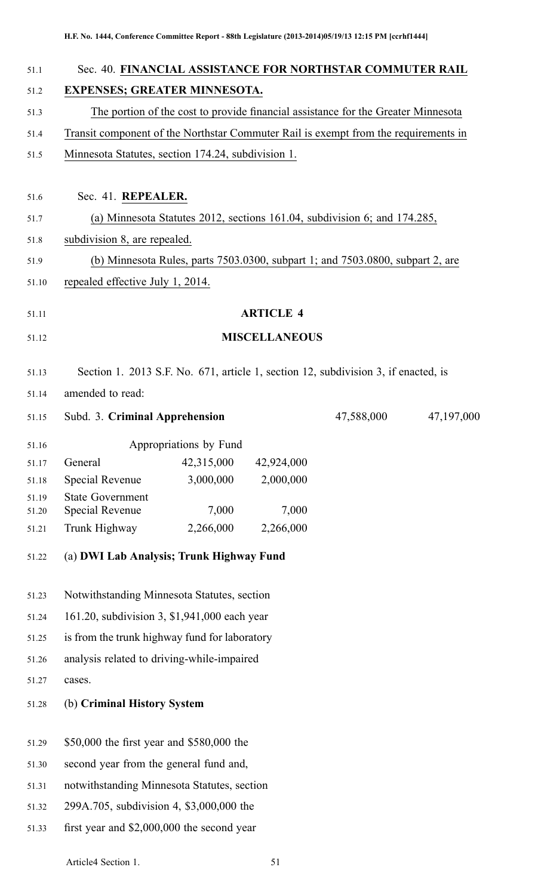Sec. 40. **FINANCIAL ASSISTANCE FOR NORTHSTAR COMMUTER RAIL EXPENSES; GREATER MINNESOTA.**

The portion of the cost to provide financial assistance for the Greater Minnesota Transit component of the Northstar Commuter Rail is exempt from the requirements in Minnesota Statutes, section 174.24, subdivision 1.

Sec. 41. **REPEALER.**

(a) Minnesota Statutes 2012, sections 161.04, subdivision 6; and 174.285, subdivision 8, are repealed.

(b) Minnesota Rules, parts 7503.0300, subpart 1; and 7503.0800, subpart 2, are repealed effective July 1, 2014.

## ARTICLE 4

## MISCELLANEOUS

Section 1. 2013 S.F. No. 671, article 1, section 12, subdivision 3, if enacted, is amended to read:

| Subd. 3. **Criminal Apprehension** | | | 47,588,000 | 47,197,000 |
|---|---|---|---|---|
| Appropriations by Fund | | | | |
| General | 42,315,000 | 42,924,000 | | |
| Special Revenue | 3,000,000 | 2,000,000 | | |
| State Government Special Revenue | 7,000 | 7,000 | | |
| Trunk Highway | 2,266,000 | 2,266,000 | | |

(a) **DWI Lab Analysis; Trunk Highway Fund**

Notwithstanding Minnesota Statutes, section 161.20, subdivision 3, $1,941,000 each year is from the trunk highway fund for laboratory analysis related to driving-while-impaired cases.

(b) **Criminal History System**

$50,000 the first year and $580,000 the second year from the general fund and, notwithstanding Minnesota Statutes, section 299A.705, subdivision 4, $3,000,000 the first year and $2,000,000 the second year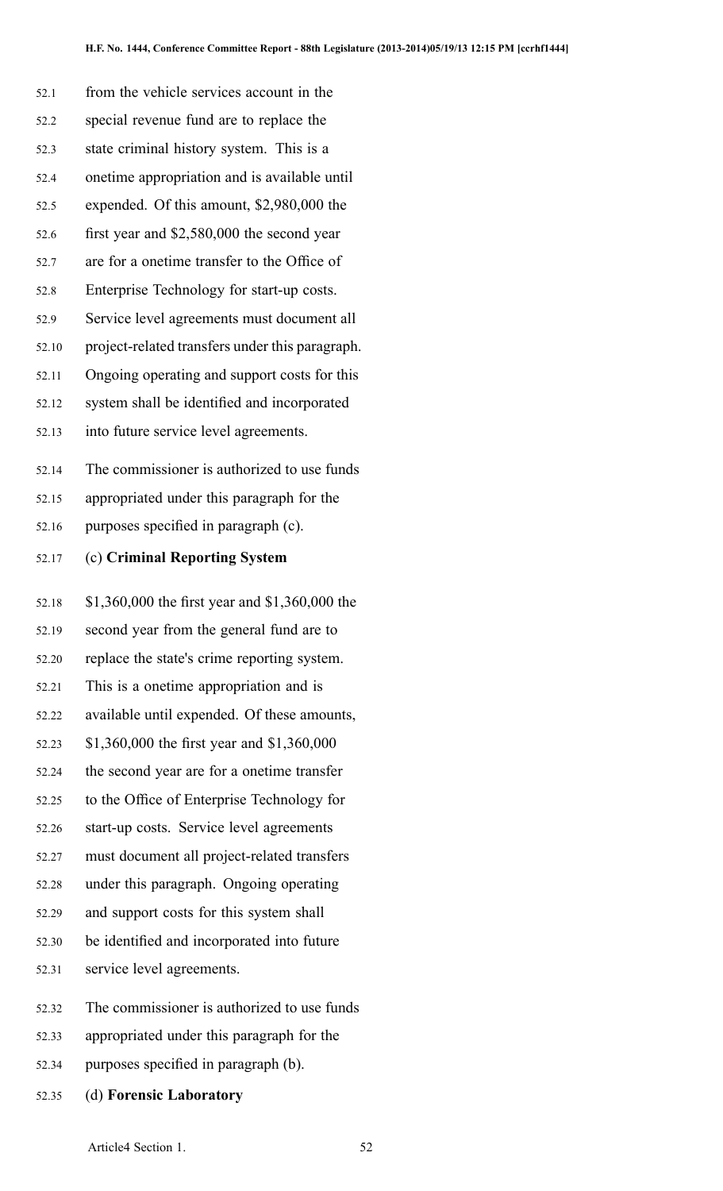from the vehicle services account in the special revenue fund are to replace the state criminal history system. This is a onetime appropriation and is available until expended. Of this amount, $2,980,000 the first year and $2,580,000 the second year are for a onetime transfer to the Office of Enterprise Technology for start-up costs. Service level agreements must document all project-related transfers under this paragraph. Ongoing operating and support costs for this system shall be identified and incorporated into future service level agreements.

The commissioner is authorized to use funds appropriated under this paragraph for the purposes specified in paragraph (c).

(c) **Criminal Reporting System**

$1,360,000 the first year and $1,360,000 the second year from the general fund are to replace the state's crime reporting system. This is a onetime appropriation and is available until expended. Of these amounts, $1,360,000 the first year and $1,360,000 the second year are for a onetime transfer to the Office of Enterprise Technology for start-up costs. Service level agreements must document all project-related transfers under this paragraph. Ongoing operating and support costs for this system shall be identified and incorporated into future service level agreements.

The commissioner is authorized to use funds appropriated under this paragraph for the purposes specified in paragraph (b).

(d) **Forensic Laboratory**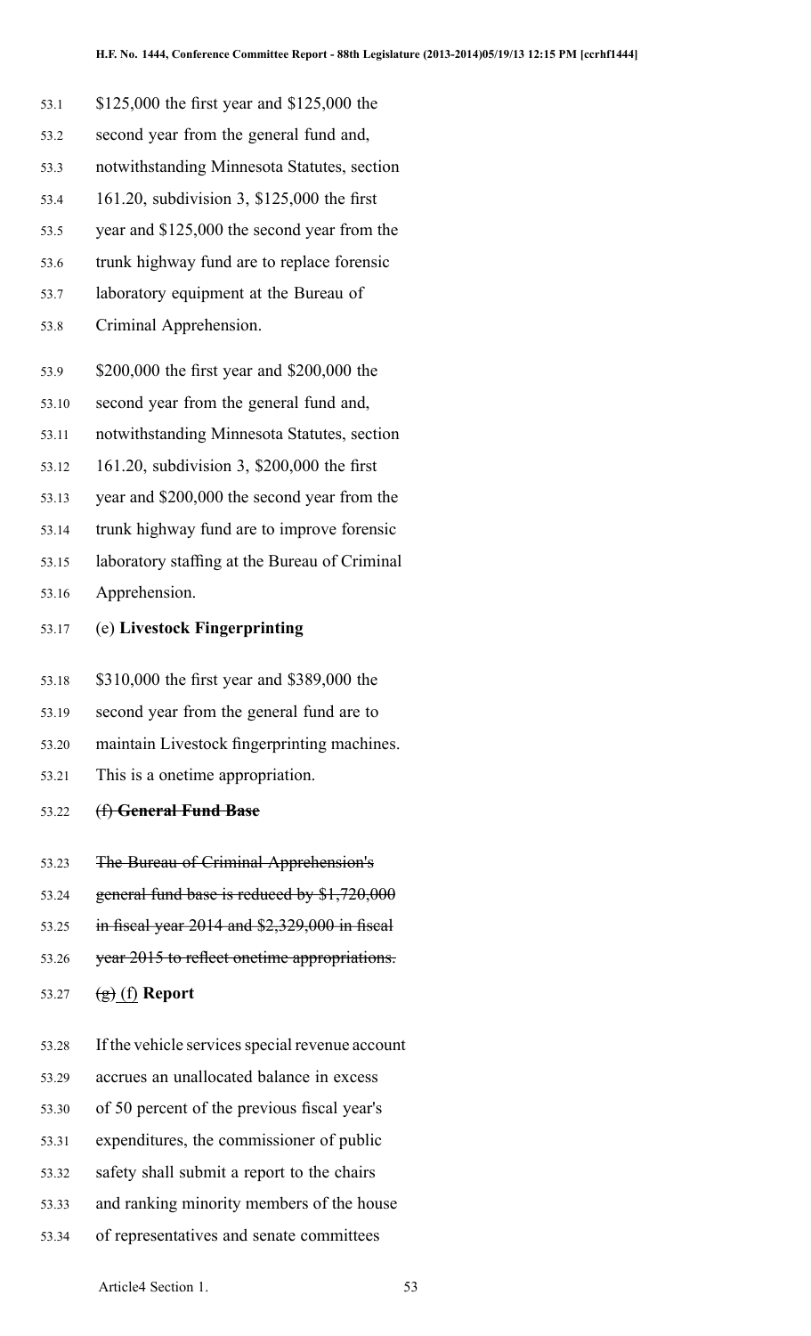$125,000 the first year and $125,000 the second year from the general fund and, notwithstanding Minnesota Statutes, section 161.20, subdivision 3, $125,000 the first year and $125,000 the second year from the trunk highway fund are to replace forensic laboratory equipment at the Bureau of Criminal Apprehension.

$200,000 the first year and $200,000 the second year from the general fund and, notwithstanding Minnesota Statutes, section 161.20, subdivision 3, $200,000 the first year and $200,000 the second year from the trunk highway fund are to improve forensic laboratory staffing at the Bureau of Criminal Apprehension.

(e) **Livestock Fingerprinting**

$310,000 the first year and $389,000 the second year from the general fund are to maintain Livestock fingerprinting machines. This is a onetime appropriation.

~~(f) **General Fund Base**~~

~~The Bureau of Criminal Apprehension's general fund base is reduced by $1,720,000 in fiscal year 2014 and $2,329,000 in fiscal year 2015 to reflect onetime appropriations.~~

~~(g)~~ (f) **Report**

If the vehicle services special revenue account accrues an unallocated balance in excess of 50 percent of the previous fiscal year's expenditures, the commissioner of public safety shall submit a report to the chairs and ranking minority members of the house of representatives and senate committees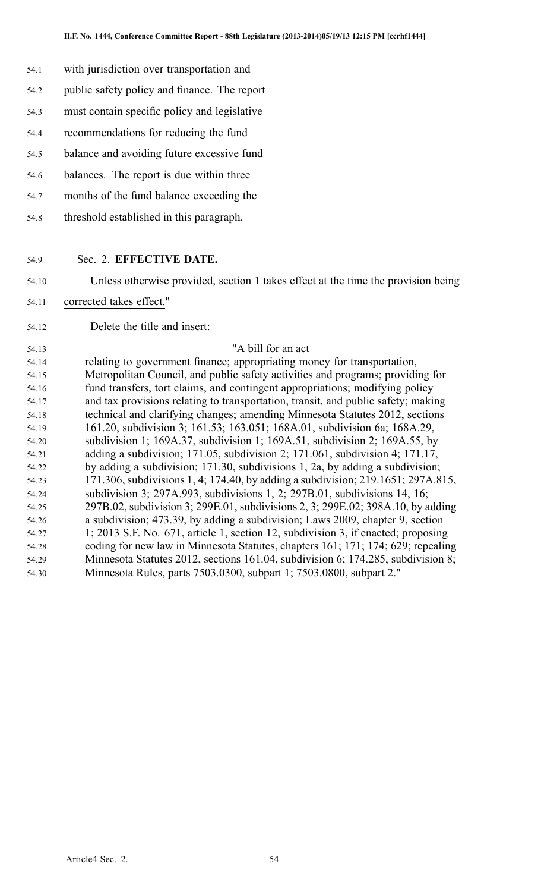with jurisdiction over transportation and public safety policy and finance. The report must contain specific policy and legislative recommendations for reducing the fund balance and avoiding future excessive fund balances. The report is due within three months of the fund balance exceeding the threshold established in this paragraph.

Sec. 2. **EFFECTIVE DATE.**

Unless otherwise provided, section 1 takes effect at the time the provision being corrected takes effect."

Delete the title and insert:

"A bill for an act

relating to government finance; appropriating money for transportation, Metropolitan Council, and public safety activities and programs; providing for fund transfers, tort claims, and contingent appropriations; modifying policy and tax provisions relating to transportation, transit, and public safety; making technical and clarifying changes; amending Minnesota Statutes 2012, sections 161.20, subdivision 3; 161.53; 163.051; 168A.01, subdivision 6a; 168A.29, subdivision 1; 169A.37, subdivision 1; 169A.51, subdivision 2; 169A.55, by adding a subdivision; 171.05, subdivision 2; 171.061, subdivision 4; 171.17, by adding a subdivision; 171.30, subdivisions 1, 2a, by adding a subdivision; 171.306, subdivisions 1, 4; 174.40, by adding a subdivision; 219.1651; 297A.815, subdivision 3; 297A.993, subdivisions 1, 2; 297B.01, subdivisions 14, 16; 297B.02, subdivision 3; 299E.01, subdivisions 2, 3; 299E.02; 398A.10, by adding a subdivision; 473.39, by adding a subdivision; Laws 2009, chapter 9, section 1; 2013 S.F. No. 671, article 1, section 12, subdivision 3, if enacted; proposing coding for new law in Minnesota Statutes, chapters 161; 171; 174; 629; repealing Minnesota Statutes 2012, sections 161.04, subdivision 6; 174.285, subdivision 8; Minnesota Rules, parts 7503.0300, subpart 1; 7503.0800, subpart 2."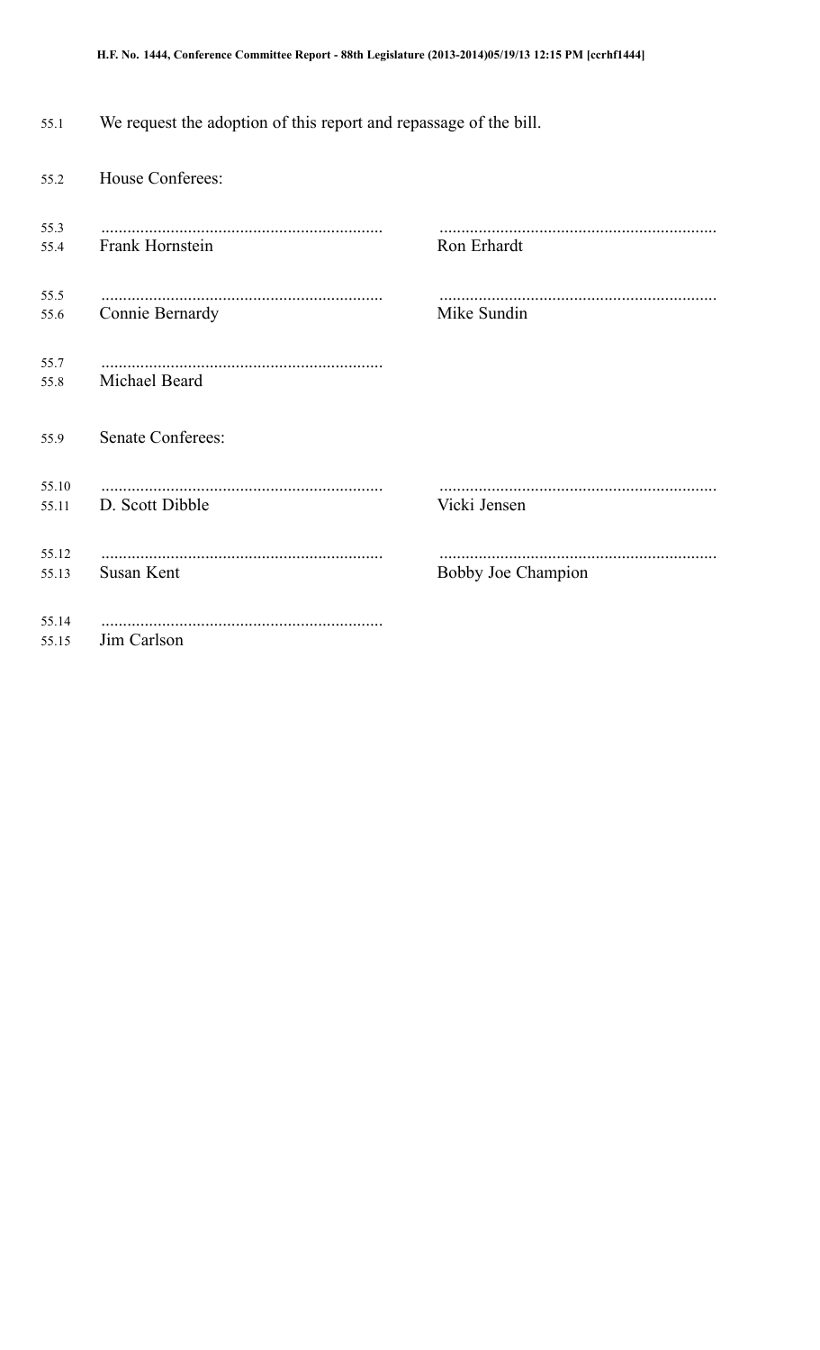We request the adoption of this report and repassage of the bill.

House Conferees:

| | |
|---|---|
| ................................................................ | ................................................................ |
| Frank Hornstein | Ron Erhardt |
| ................................................................ | ................................................................ |
| Connie Bernardy | Mike Sundin |
| ................................................................ | |
| Michael Beard | |

Senate Conferees:

| | |
|---|---|
| ................................................................ | ................................................................ |
| D. Scott Dibble | Vicki Jensen |
| ................................................................ | ................................................................ |
| Susan Kent | Bobby Joe Champion |
| ................................................................ | |
| Jim Carlson | |